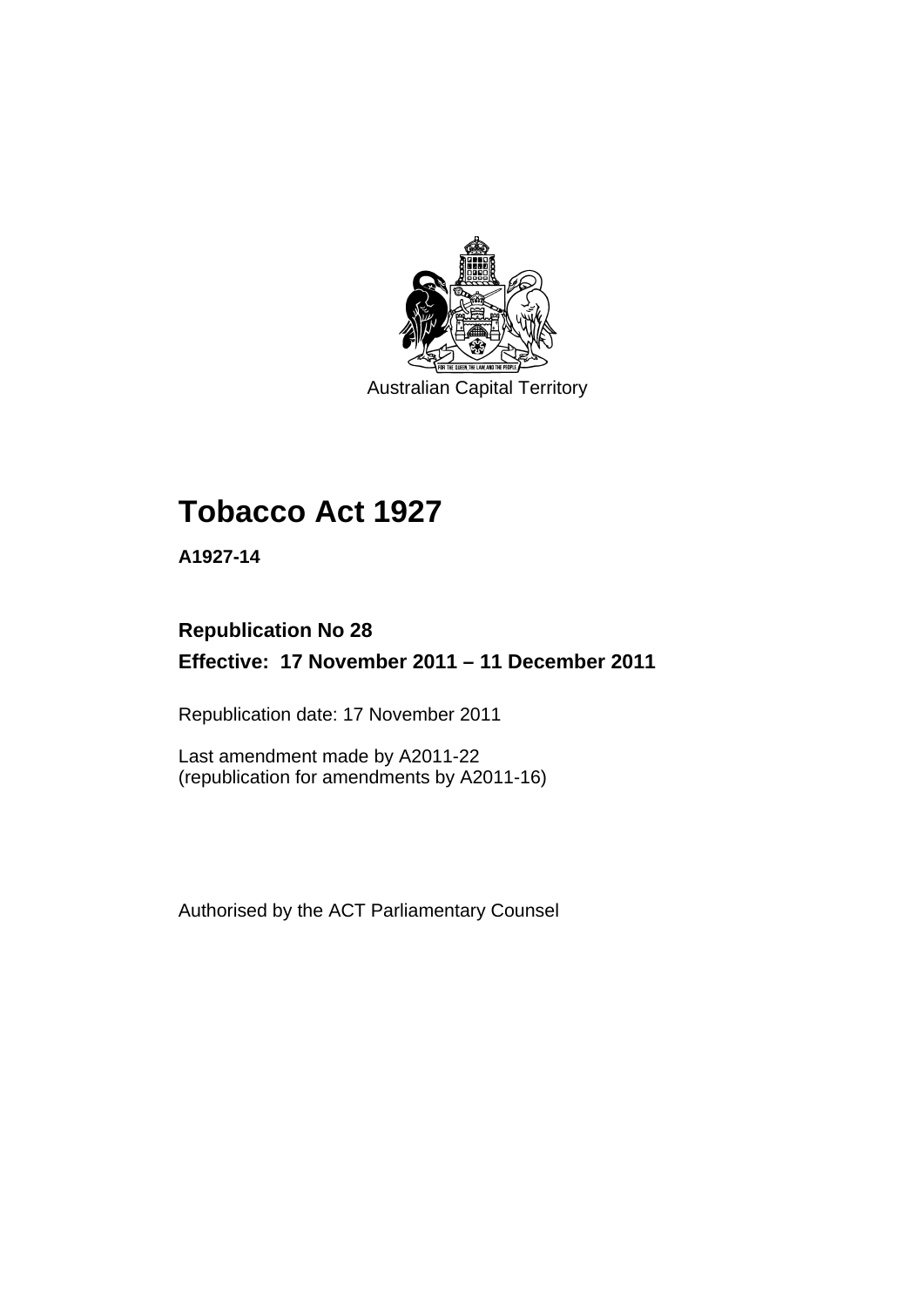Australian Capital Territory

# Tobacco Act 1927

**A1927-14**

**Republication No 28**

**Effective: 17 November 2011 – 11 December 2011**

Republication date: 17 November 2011

Last amendment made by A2011-22
(republication for amendments by A2011-16)

Authorised by the ACT Parliamentary Counsel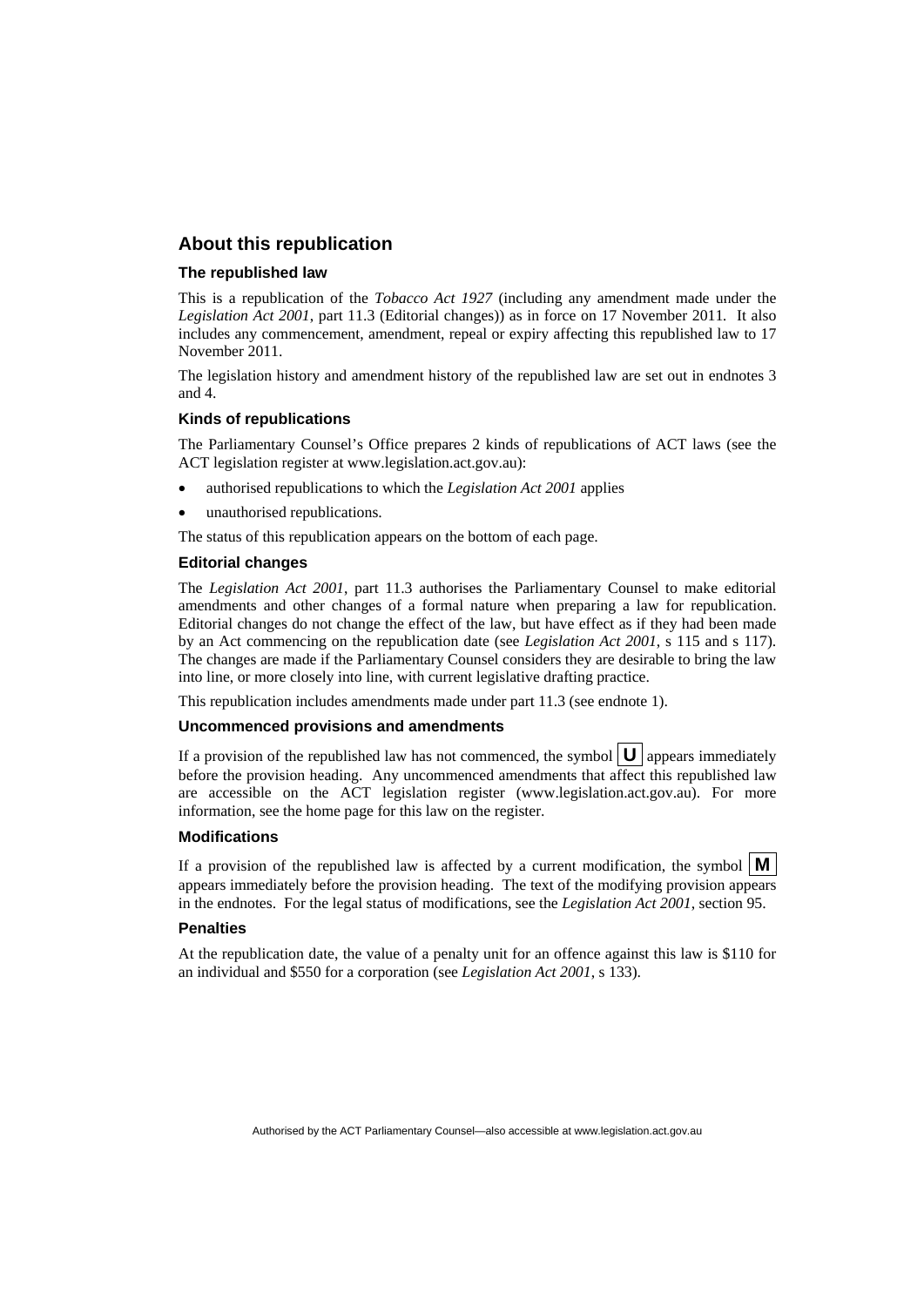## About this republication

### The republished law

This is a republication of the *Tobacco Act 1927* (including any amendment made under the *Legislation Act 2001*, part 11.3 (Editorial changes)) as in force on 17 November 2011. It also includes any commencement, amendment, repeal or expiry affecting this republished law to 17 November 2011.

The legislation history and amendment history of the republished law are set out in endnotes 3 and 4.

### Kinds of republications

The Parliamentary Counsel's Office prepares 2 kinds of republications of ACT laws (see the ACT legislation register at www.legislation.act.gov.au):

- authorised republications to which the *Legislation Act 2001* applies
- unauthorised republications.

The status of this republication appears on the bottom of each page.

### Editorial changes

The *Legislation Act 2001*, part 11.3 authorises the Parliamentary Counsel to make editorial amendments and other changes of a formal nature when preparing a law for republication. Editorial changes do not change the effect of the law, but have effect as if they had been made by an Act commencing on the republication date (see *Legislation Act 2001*, s 115 and s 117). The changes are made if the Parliamentary Counsel considers they are desirable to bring the law into line, or more closely into line, with current legislative drafting practice.

This republication includes amendments made under part 11.3 (see endnote 1).

### Uncommenced provisions and amendments

If a provision of the republished law has not commenced, the symbol **U** appears immediately before the provision heading. Any uncommenced amendments that affect this republished law are accessible on the ACT legislation register (www.legislation.act.gov.au). For more information, see the home page for this law on the register.

### Modifications

If a provision of the republished law is affected by a current modification, the symbol **M** appears immediately before the provision heading. The text of the modifying provision appears in the endnotes. For the legal status of modifications, see the *Legislation Act 2001*, section 95.

### Penalties

At the republication date, the value of a penalty unit for an offence against this law is $110 for an individual and $550 for a corporation (see *Legislation Act 2001*, s 133).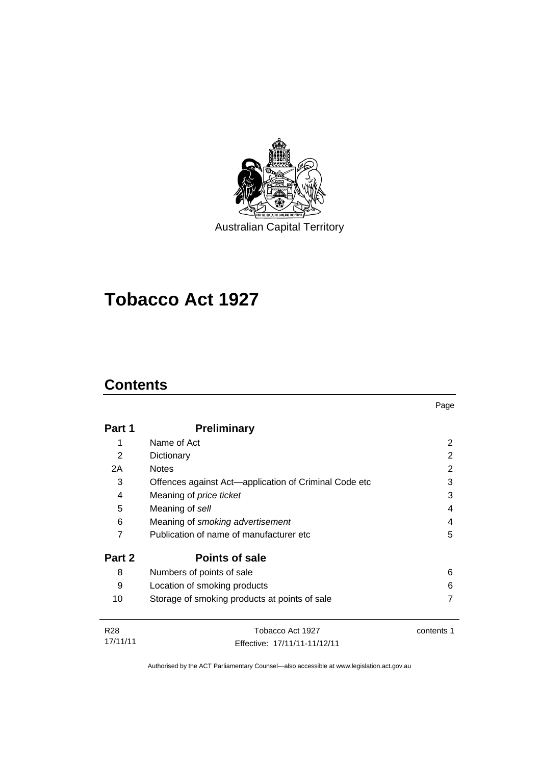Australian Capital Territory

# Tobacco Act 1927

## Contents

| | | Page |
|---|---|---|
| **Part 1** | **Preliminary** | |
| 1 | Name of Act | 2 |
| 2 | Dictionary | 2 |
| 2A | Notes | 2 |
| 3 | Offences against Act—application of Criminal Code etc | 3 |
| 4 | Meaning of *price ticket* | 3 |
| 5 | Meaning of *sell* | 4 |
| 6 | Meaning of *smoking advertisement* | 4 |
| 7 | Publication of name of manufacturer etc | 5 |
| **Part 2** | **Points of sale** | |
| 8 | Numbers of points of sale | 6 |
| 9 | Location of smoking products | 6 |
| 10 | Storage of smoking products at points of sale | 7 |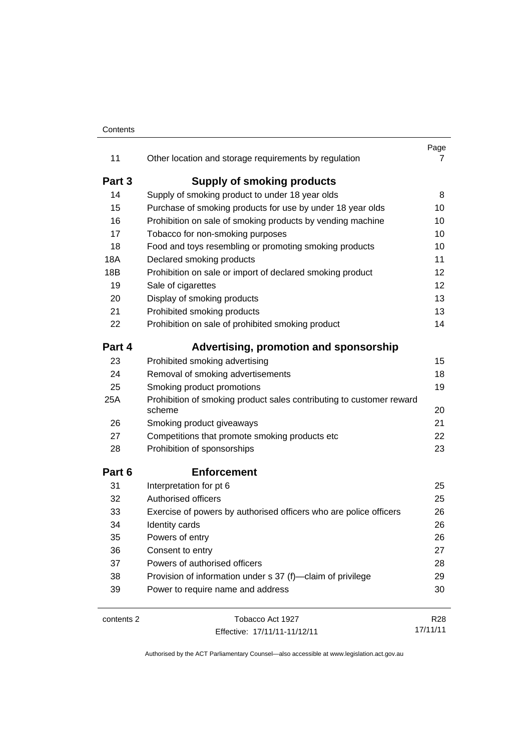| | | Page |
|---|---|---|
| 11 | Other location and storage requirements by regulation | 7 |
| **Part 3** | **Supply of smoking products** | |
| 14 | Supply of smoking product to under 18 year olds | 8 |
| 15 | Purchase of smoking products for use by under 18 year olds | 10 |
| 16 | Prohibition on sale of smoking products by vending machine | 10 |
| 17 | Tobacco for non-smoking purposes | 10 |
| 18 | Food and toys resembling or promoting smoking products | 10 |
| 18A | Declared smoking products | 11 |
| 18B | Prohibition on sale or import of declared smoking product | 12 |
| 19 | Sale of cigarettes | 12 |
| 20 | Display of smoking products | 13 |
| 21 | Prohibited smoking products | 13 |
| 22 | Prohibition on sale of prohibited smoking product | 14 |
| **Part 4** | **Advertising, promotion and sponsorship** | |
| 23 | Prohibited smoking advertising | 15 |
| 24 | Removal of smoking advertisements | 18 |
| 25 | Smoking product promotions | 19 |
| 25A | Prohibition of smoking product sales contributing to customer reward scheme | 20 |
| 26 | Smoking product giveaways | 21 |
| 27 | Competitions that promote smoking products etc | 22 |
| 28 | Prohibition of sponsorships | 23 |
| **Part 6** | **Enforcement** | |
| 31 | Interpretation for pt 6 | 25 |
| 32 | Authorised officers | 25 |
| 33 | Exercise of powers by authorised officers who are police officers | 26 |
| 34 | Identity cards | 26 |
| 35 | Powers of entry | 26 |
| 36 | Consent to entry | 27 |
| 37 | Powers of authorised officers | 28 |
| 38 | Provision of information under s 37 (f)—claim of privilege | 29 |
| 39 | Power to require name and address | 30 |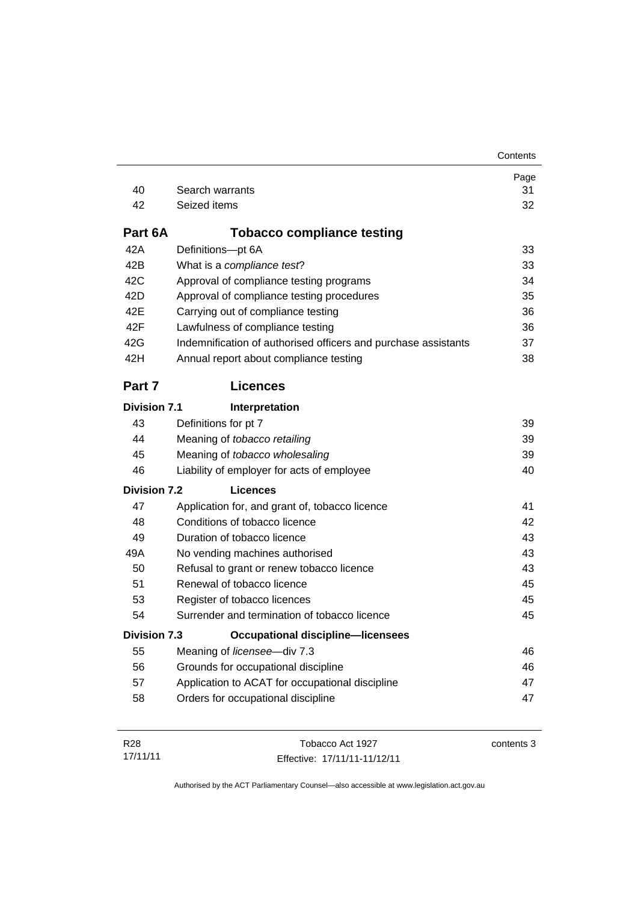| | | Page |
|---|---|---|
| 40 | Search warrants | 31 |
| 42 | Seized items | 32 |

## Part 6A Tobacco compliance testing

| | | |
|---|---|---|
| 42A | Definitions—pt 6A | 33 |
| 42B | What is a *compliance test*? | 33 |
| 42C | Approval of compliance testing programs | 34 |
| 42D | Approval of compliance testing procedures | 35 |
| 42E | Carrying out of compliance testing | 36 |
| 42F | Lawfulness of compliance testing | 36 |
| 42G | Indemnification of authorised officers and purchase assistants | 37 |
| 42H | Annual report about compliance testing | 38 |

## Part 7 Licences

### Division 7.1 Interpretation

| | | |
|---|---|---|
| 43 | Definitions for pt 7 | 39 |
| 44 | Meaning of *tobacco retailing* | 39 |
| 45 | Meaning of *tobacco wholesaling* | 39 |
| 46 | Liability of employer for acts of employee | 40 |

### Division 7.2 Licences

| | | |
|---|---|---|
| 47 | Application for, and grant of, tobacco licence | 41 |
| 48 | Conditions of tobacco licence | 42 |
| 49 | Duration of tobacco licence | 43 |
| 49A | No vending machines authorised | 43 |
| 50 | Refusal to grant or renew tobacco licence | 43 |
| 51 | Renewal of tobacco licence | 45 |
| 53 | Register of tobacco licences | 45 |
| 54 | Surrender and termination of tobacco licence | 45 |

### Division 7.3 Occupational discipline—licensees

| | | |
|---|---|---|
| 55 | Meaning of *licensee*—div 7.3 | 46 |
| 56 | Grounds for occupational discipline | 46 |
| 57 | Application to ACAT for occupational discipline | 47 |
| 58 | Orders for occupational discipline | 47 |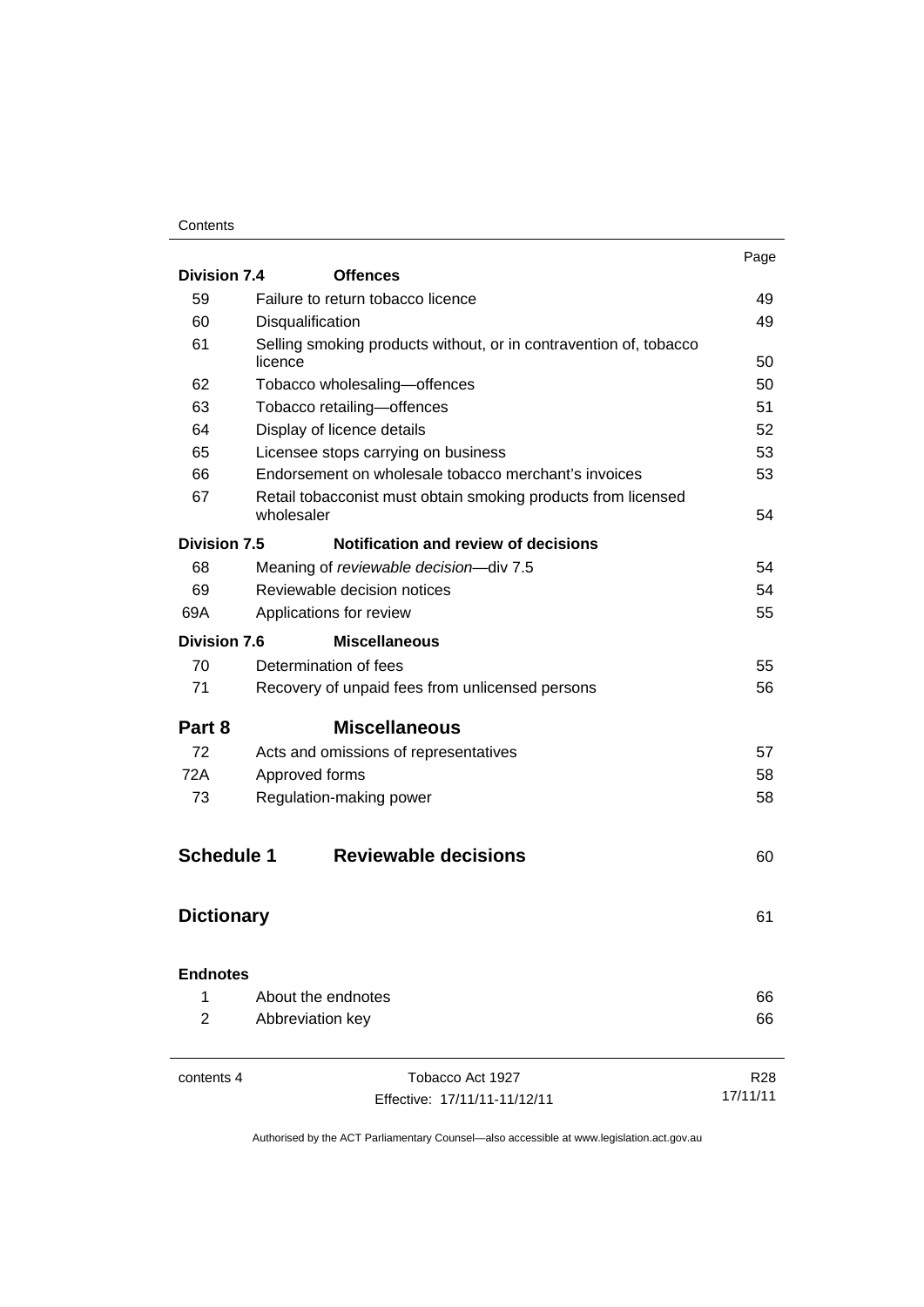| | | Page |
|---|---|---|
| **Division 7.4** | **Offences** | |
| 59 | Failure to return tobacco licence | 49 |
| 60 | Disqualification | 49 |
| 61 | Selling smoking products without, or in contravention of, tobacco licence | 50 |
| 62 | Tobacco wholesaling—offences | 50 |
| 63 | Tobacco retailing—offences | 51 |
| 64 | Display of licence details | 52 |
| 65 | Licensee stops carrying on business | 53 |
| 66 | Endorsement on wholesale tobacco merchant's invoices | 53 |
| 67 | Retail tobacconist must obtain smoking products from licensed wholesaler | 54 |
| **Division 7.5** | **Notification and review of decisions** | |
| 68 | Meaning of *reviewable decision*—div 7.5 | 54 |
| 69 | Reviewable decision notices | 54 |
| 69A | Applications for review | 55 |
| **Division 7.6** | **Miscellaneous** | |
| 70 | Determination of fees | 55 |
| 71 | Recovery of unpaid fees from unlicensed persons | 56 |
| **Part 8** | **Miscellaneous** | |
| 72 | Acts and omissions of representatives | 57 |
| 72A | Approved forms | 58 |
| 73 | Regulation-making power | 58 |
| **Schedule 1** | **Reviewable decisions** | 60 |
| **Dictionary** | | 61 |
| **Endnotes** | | |
| 1 | About the endnotes | 66 |
| 2 | Abbreviation key | 66 |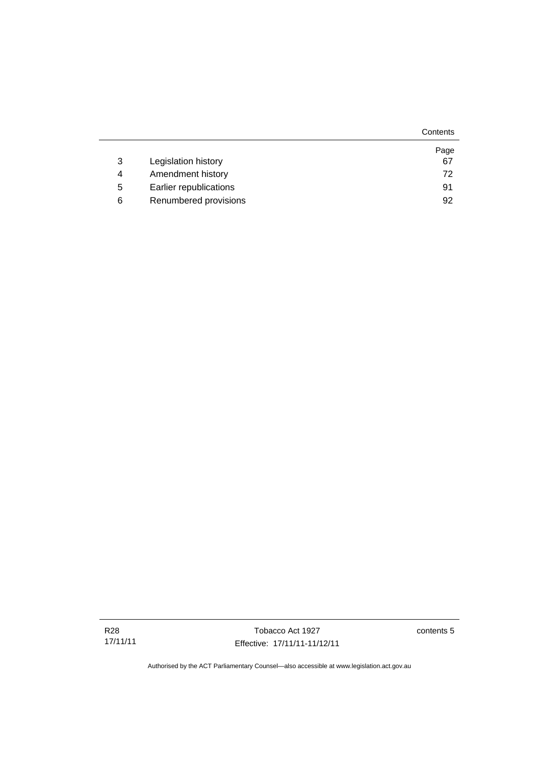| | | Page |
|---|---|---|
| 3 | Legislation history | 67 |
| 4 | Amendment history | 72 |
| 5 | Earlier republications | 91 |
| 6 | Renumbered provisions | 92 |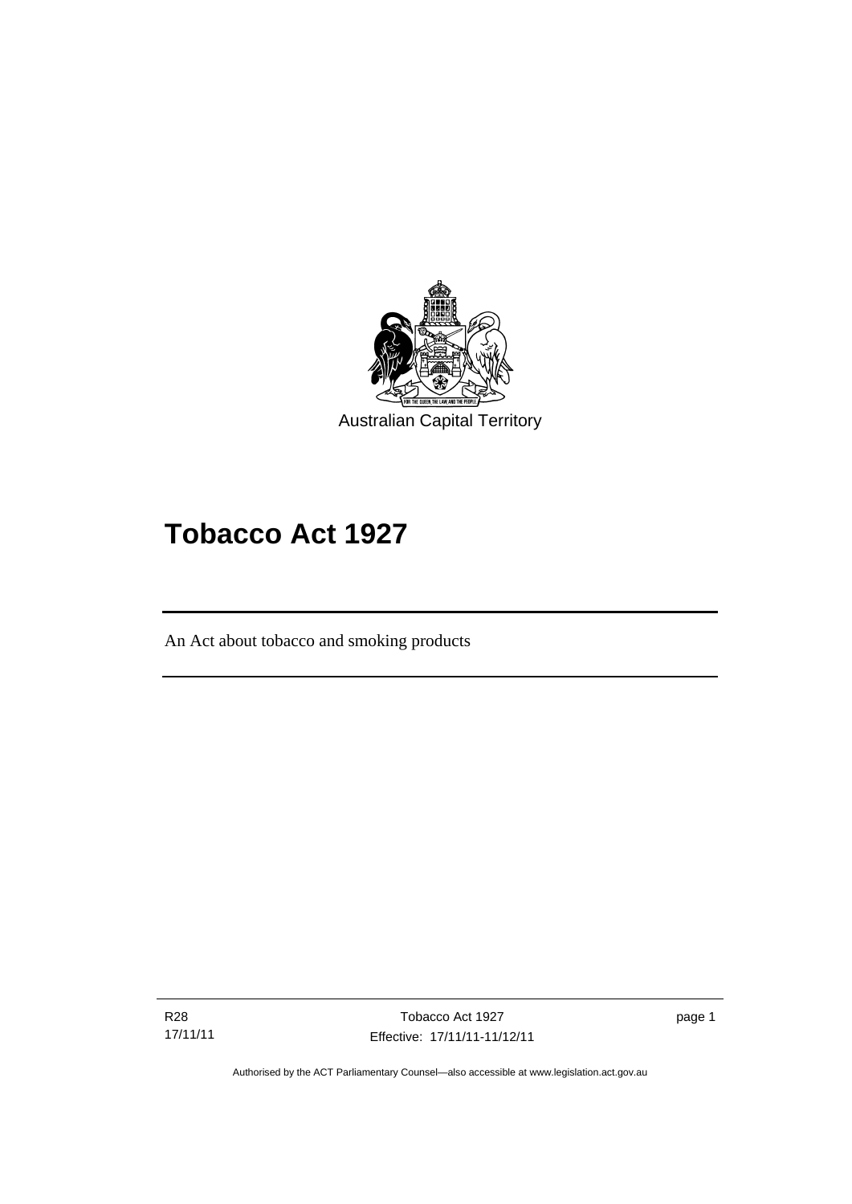Australian Capital Territory

# Tobacco Act 1927

An Act about tobacco and smoking products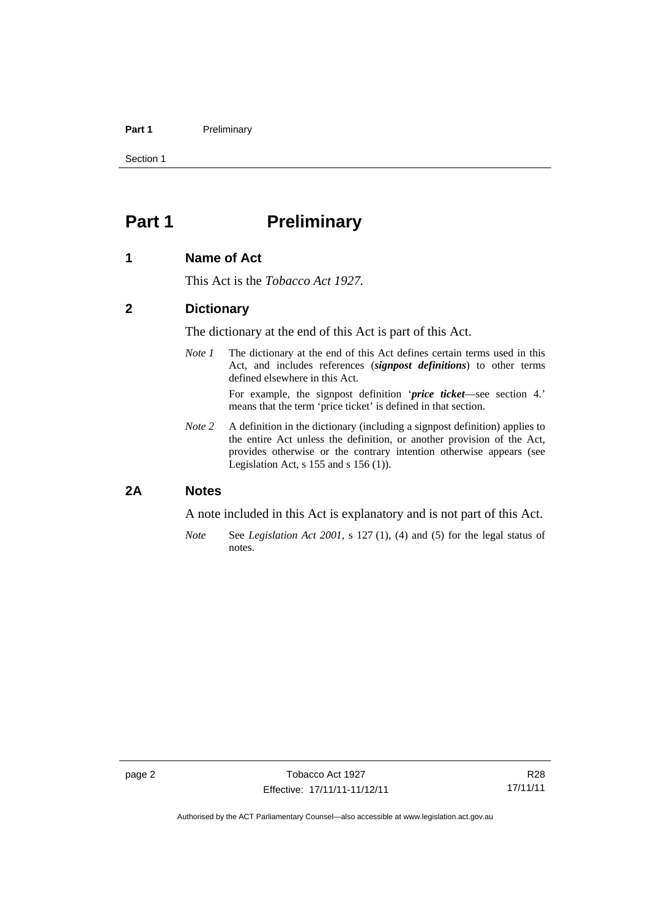# Part 1 Preliminary

## 1 Name of Act

This Act is the *Tobacco Act 1927*.

## 2 Dictionary

The dictionary at the end of this Act is part of this Act.

*Note 1* The dictionary at the end of this Act defines certain terms used in this Act, and includes references (***signpost definitions***) to other terms defined elsewhere in this Act.

For example, the signpost definition '***price ticket***—see section 4.' means that the term 'price ticket' is defined in that section.

*Note 2* A definition in the dictionary (including a signpost definition) applies to the entire Act unless the definition, or another provision of the Act, provides otherwise or the contrary intention otherwise appears (see Legislation Act, s 155 and s 156 (1)).

## 2A Notes

A note included in this Act is explanatory and is not part of this Act.

*Note* See *Legislation Act 2001*, s 127 (1), (4) and (5) for the legal status of notes.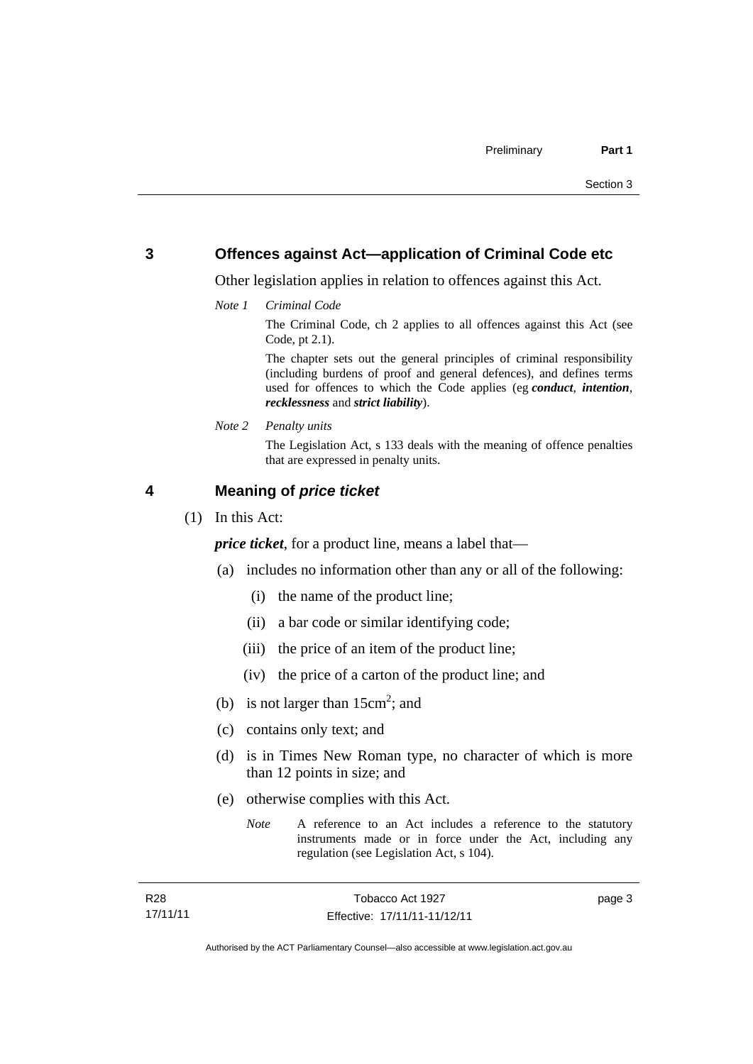## 3 Offences against Act—application of Criminal Code etc

Other legislation applies in relation to offences against this Act.

*Note 1* *Criminal Code*

The Criminal Code, ch 2 applies to all offences against this Act (see Code, pt 2.1).

The chapter sets out the general principles of criminal responsibility (including burdens of proof and general defences), and defines terms used for offences to which the Code applies (eg ***conduct***, ***intention***, ***recklessness*** and ***strict liability***).

*Note 2* *Penalty units*

The Legislation Act, s 133 deals with the meaning of offence penalties that are expressed in penalty units.

## 4 Meaning of *price ticket*

(1) In this Act:

***price ticket***, for a product line, means a label that—

(a) includes no information other than any or all of the following:

(i) the name of the product line;

(ii) a bar code or similar identifying code;

(iii) the price of an item of the product line;

(iv) the price of a carton of the product line; and

(b) is not larger than $15cm^2$; and

(c) contains only text; and

(d) is in Times New Roman type, no character of which is more than 12 points in size; and

(e) otherwise complies with this Act.

*Note* A reference to an Act includes a reference to the statutory instruments made or in force under the Act, including any regulation (see Legislation Act, s 104).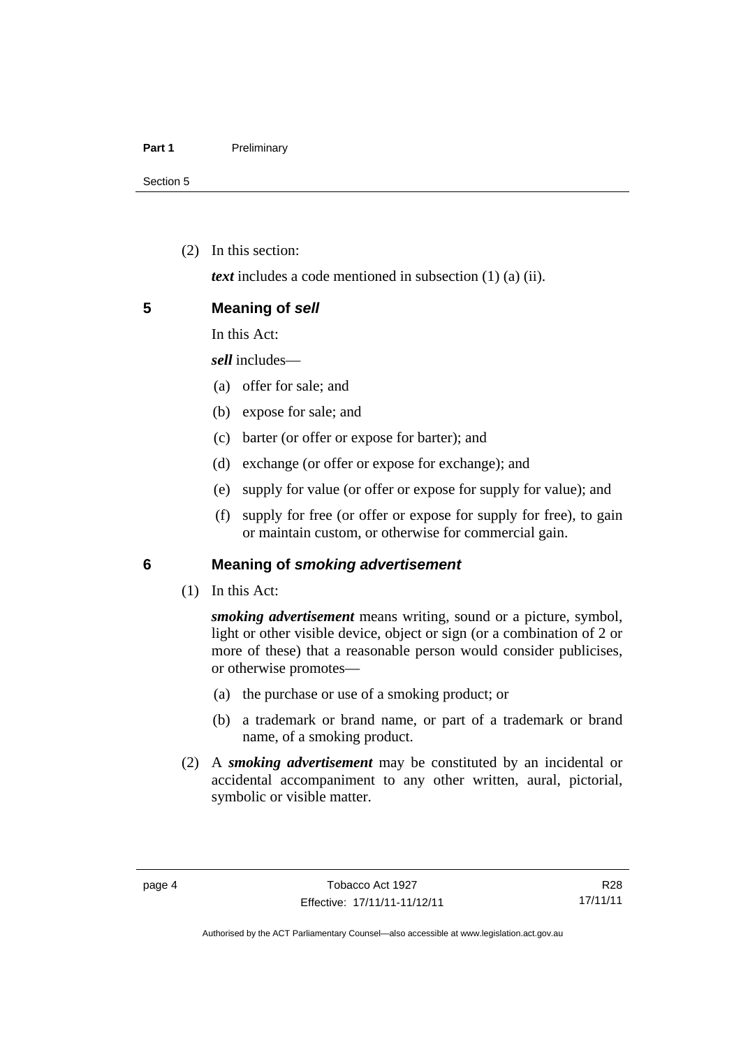(2) In this section:

***text*** includes a code mentioned in subsection (1) (a) (ii).

## 5 Meaning of *sell*

In this Act:

***sell*** includes—

(a) offer for sale; and

(b) expose for sale; and

(c) barter (or offer or expose for barter); and

(d) exchange (or offer or expose for exchange); and

(e) supply for value (or offer or expose for supply for value); and

(f) supply for free (or offer or expose for supply for free), to gain or maintain custom, or otherwise for commercial gain.

## 6 Meaning of *smoking advertisement*

(1) In this Act:

***smoking advertisement*** means writing, sound or a picture, symbol, light or other visible device, object or sign (or a combination of 2 or more of these) that a reasonable person would consider publicises, or otherwise promotes—

(a) the purchase or use of a smoking product; or

(b) a trademark or brand name, or part of a trademark or brand name, of a smoking product.

(2) A ***smoking advertisement*** may be constituted by an incidental or accidental accompaniment to any other written, aural, pictorial, symbolic or visible matter.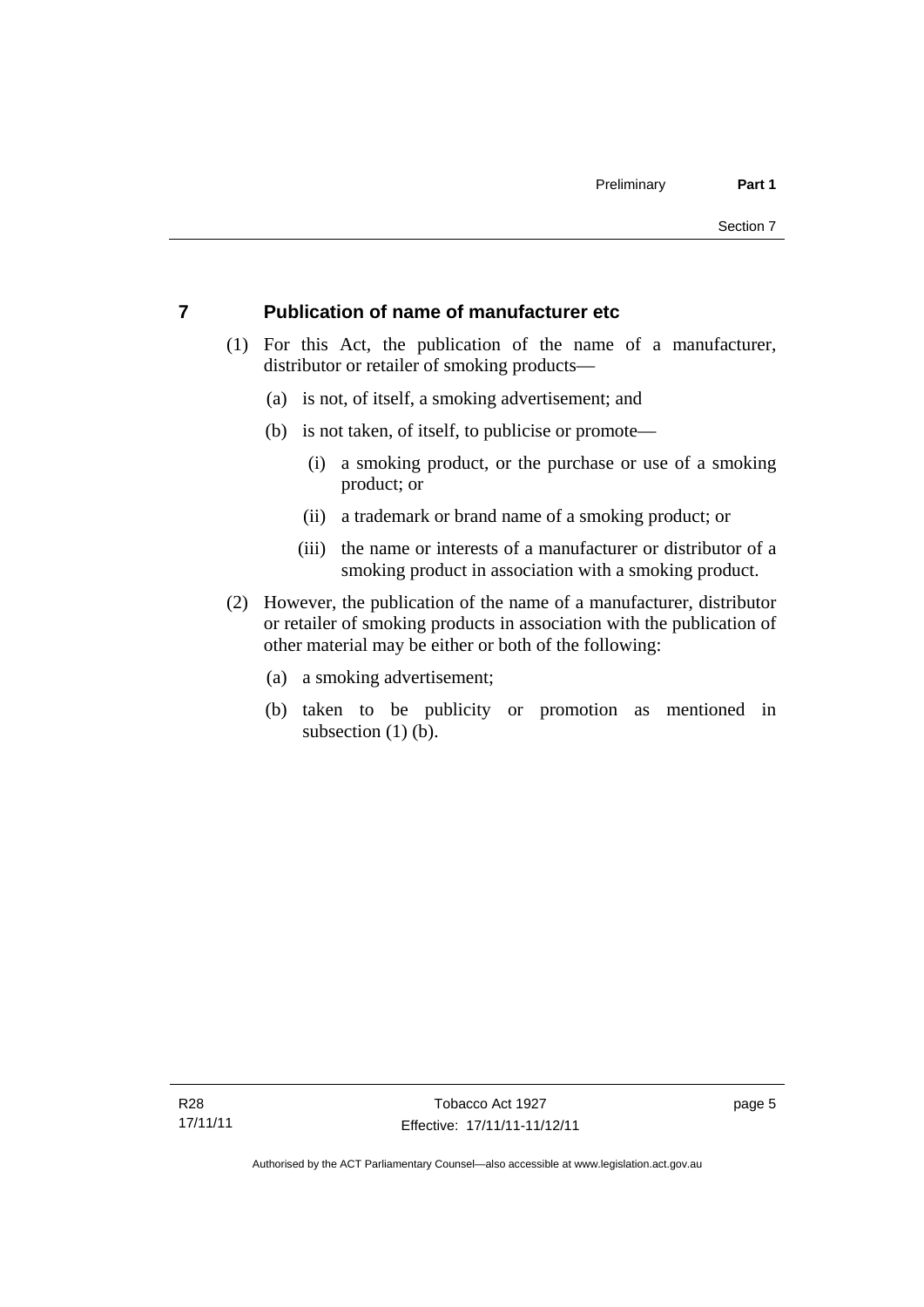## 7 Publication of name of manufacturer etc

(1) For this Act, the publication of the name of a manufacturer, distributor or retailer of smoking products—

(a) is not, of itself, a smoking advertisement; and

(b) is not taken, of itself, to publicise or promote—

(i) a smoking product, or the purchase or use of a smoking product; or

(ii) a trademark or brand name of a smoking product; or

(iii) the name or interests of a manufacturer or distributor of a smoking product in association with a smoking product.

(2) However, the publication of the name of a manufacturer, distributor or retailer of smoking products in association with the publication of other material may be either or both of the following:

(a) a smoking advertisement;

(b) taken to be publicity or promotion as mentioned in subsection (1) (b).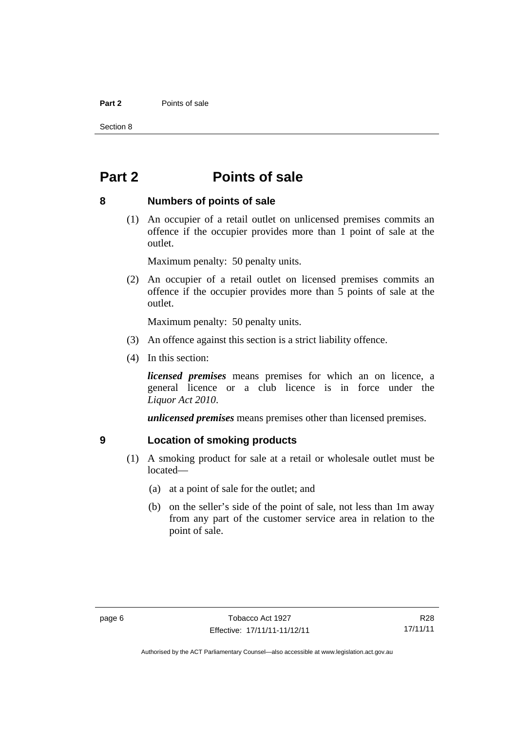# Part 2 Points of sale

## 8 Numbers of points of sale

(1) An occupier of a retail outlet on unlicensed premises commits an offence if the occupier provides more than 1 point of sale at the outlet.

Maximum penalty: 50 penalty units.

(2) An occupier of a retail outlet on licensed premises commits an offence if the occupier provides more than 5 points of sale at the outlet.

Maximum penalty: 50 penalty units.

(3) An offence against this section is a strict liability offence.

(4) In this section:

***licensed premises*** means premises for which an on licence, a general licence or a club licence is in force under the *Liquor Act 2010*.

***unlicensed premises*** means premises other than licensed premises.

## 9 Location of smoking products

(1) A smoking product for sale at a retail or wholesale outlet must be located—

(a) at a point of sale for the outlet; and

(b) on the seller's side of the point of sale, not less than 1m away from any part of the customer service area in relation to the point of sale.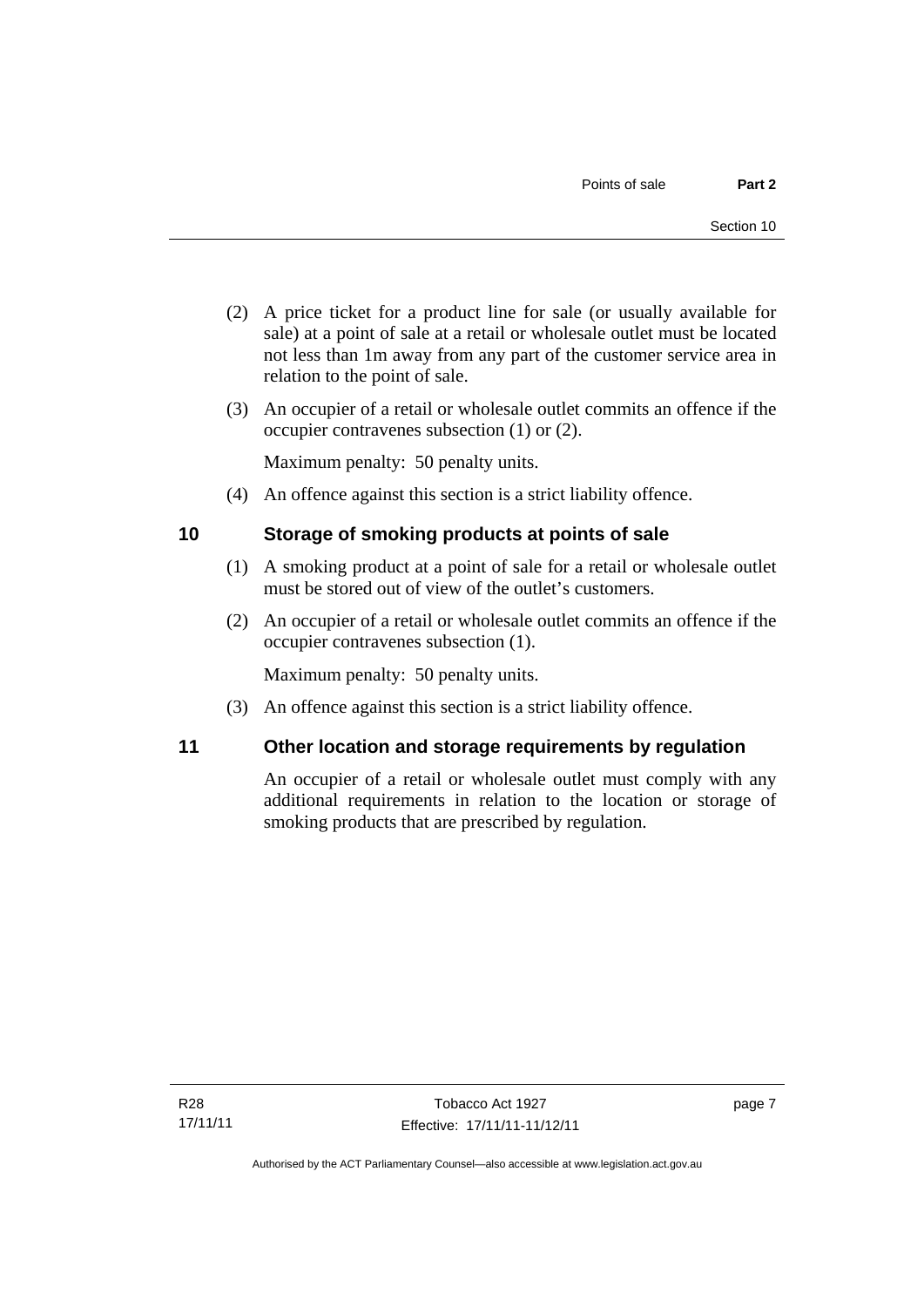(2) A price ticket for a product line for sale (or usually available for sale) at a point of sale at a retail or wholesale outlet must be located not less than 1m away from any part of the customer service area in relation to the point of sale.

(3) An occupier of a retail or wholesale outlet commits an offence if the occupier contravenes subsection (1) or (2).

Maximum penalty: 50 penalty units.

(4) An offence against this section is a strict liability offence.

## 10 Storage of smoking products at points of sale

(1) A smoking product at a point of sale for a retail or wholesale outlet must be stored out of view of the outlet's customers.

(2) An occupier of a retail or wholesale outlet commits an offence if the occupier contravenes subsection (1).

Maximum penalty: 50 penalty units.

(3) An offence against this section is a strict liability offence.

## 11 Other location and storage requirements by regulation

An occupier of a retail or wholesale outlet must comply with any additional requirements in relation to the location or storage of smoking products that are prescribed by regulation.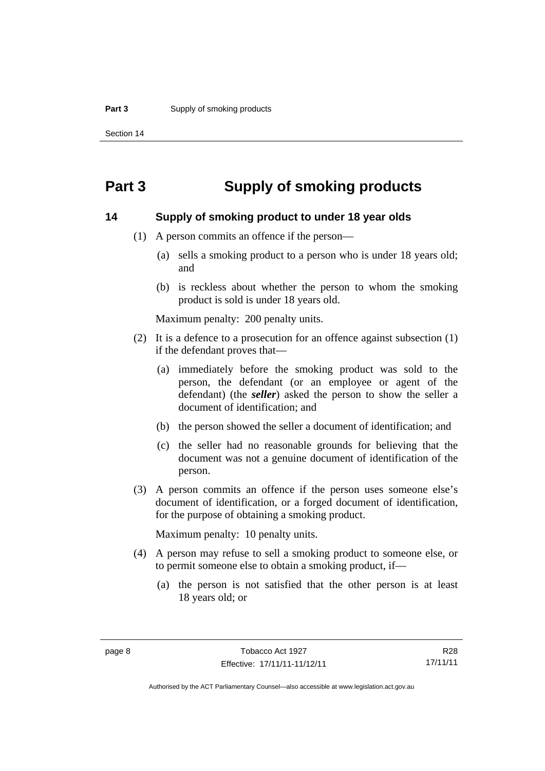# Part 3 Supply of smoking products

## 14 Supply of smoking product to under 18 year olds

(1) A person commits an offence if the person—

(a) sells a smoking product to a person who is under 18 years old; and

(b) is reckless about whether the person to whom the smoking product is sold is under 18 years old.

Maximum penalty: 200 penalty units.

(2) It is a defence to a prosecution for an offence against subsection (1) if the defendant proves that—

(a) immediately before the smoking product was sold to the person, the defendant (or an employee or agent of the defendant) (the ***seller***) asked the person to show the seller a document of identification; and

(b) the person showed the seller a document of identification; and

(c) the seller had no reasonable grounds for believing that the document was not a genuine document of identification of the person.

(3) A person commits an offence if the person uses someone else's document of identification, or a forged document of identification, for the purpose of obtaining a smoking product.

Maximum penalty: 10 penalty units.

(4) A person may refuse to sell a smoking product to someone else, or to permit someone else to obtain a smoking product, if—

(a) the person is not satisfied that the other person is at least 18 years old; or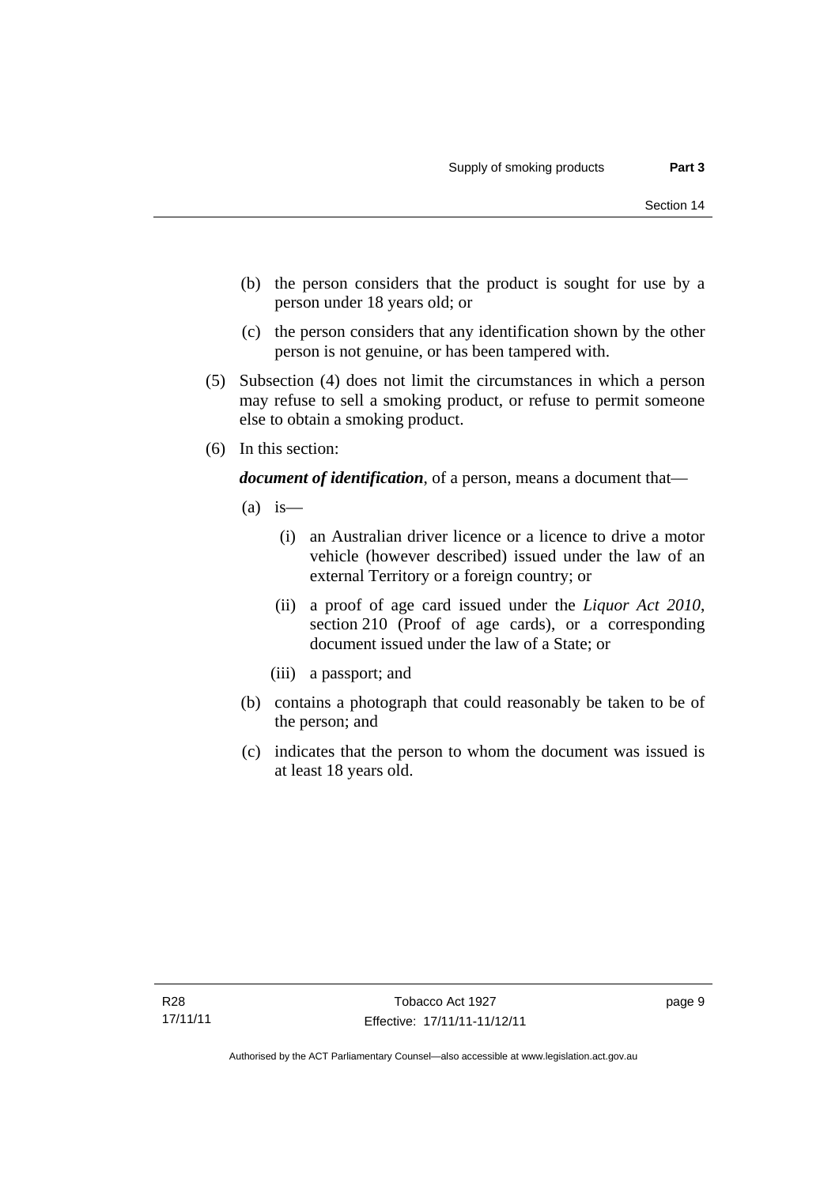(b) the person considers that the product is sought for use by a person under 18 years old; or

(c) the person considers that any identification shown by the other person is not genuine, or has been tampered with.

(5) Subsection (4) does not limit the circumstances in which a person may refuse to sell a smoking product, or refuse to permit someone else to obtain a smoking product.

(6) In this section:

***document of identification***, of a person, means a document that—

(a) is—

(i) an Australian driver licence or a licence to drive a motor vehicle (however described) issued under the law of an external Territory or a foreign country; or

(ii) a proof of age card issued under the *Liquor Act 2010*, section 210 (Proof of age cards), or a corresponding document issued under the law of a State; or

(iii) a passport; and

(b) contains a photograph that could reasonably be taken to be of the person; and

(c) indicates that the person to whom the document was issued is at least 18 years old.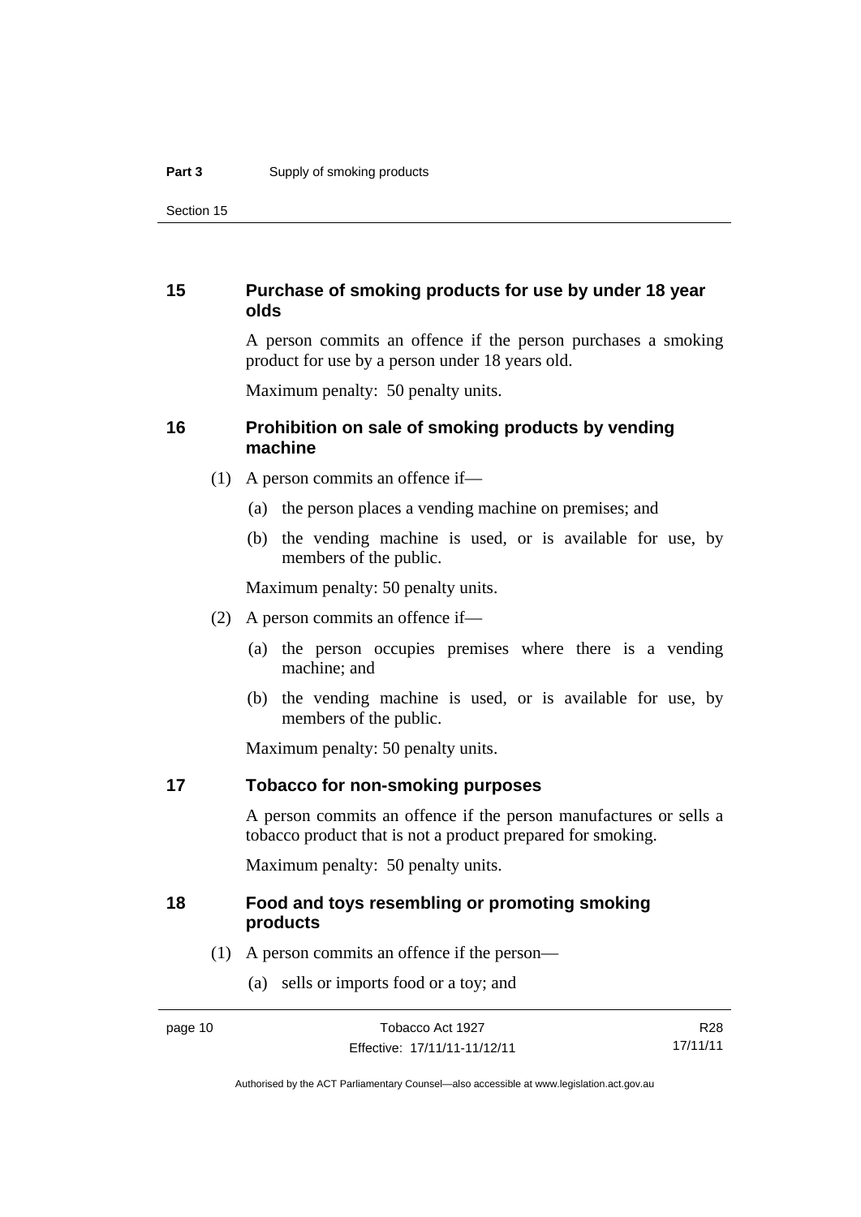### 15 Purchase of smoking products for use by under 18 year olds

A person commits an offence if the person purchases a smoking product for use by a person under 18 years old.

Maximum penalty: 50 penalty units.

### 16 Prohibition on sale of smoking products by vending machine

(1) A person commits an offence if—

(a) the person places a vending machine on premises; and

(b) the vending machine is used, or is available for use, by members of the public.

Maximum penalty: 50 penalty units.

(2) A person commits an offence if—

(a) the person occupies premises where there is a vending machine; and

(b) the vending machine is used, or is available for use, by members of the public.

Maximum penalty: 50 penalty units.

### 17 Tobacco for non-smoking purposes

A person commits an offence if the person manufactures or sells a tobacco product that is not a product prepared for smoking.

Maximum penalty: 50 penalty units.

### 18 Food and toys resembling or promoting smoking products

(1) A person commits an offence if the person—

(a) sells or imports food or a toy; and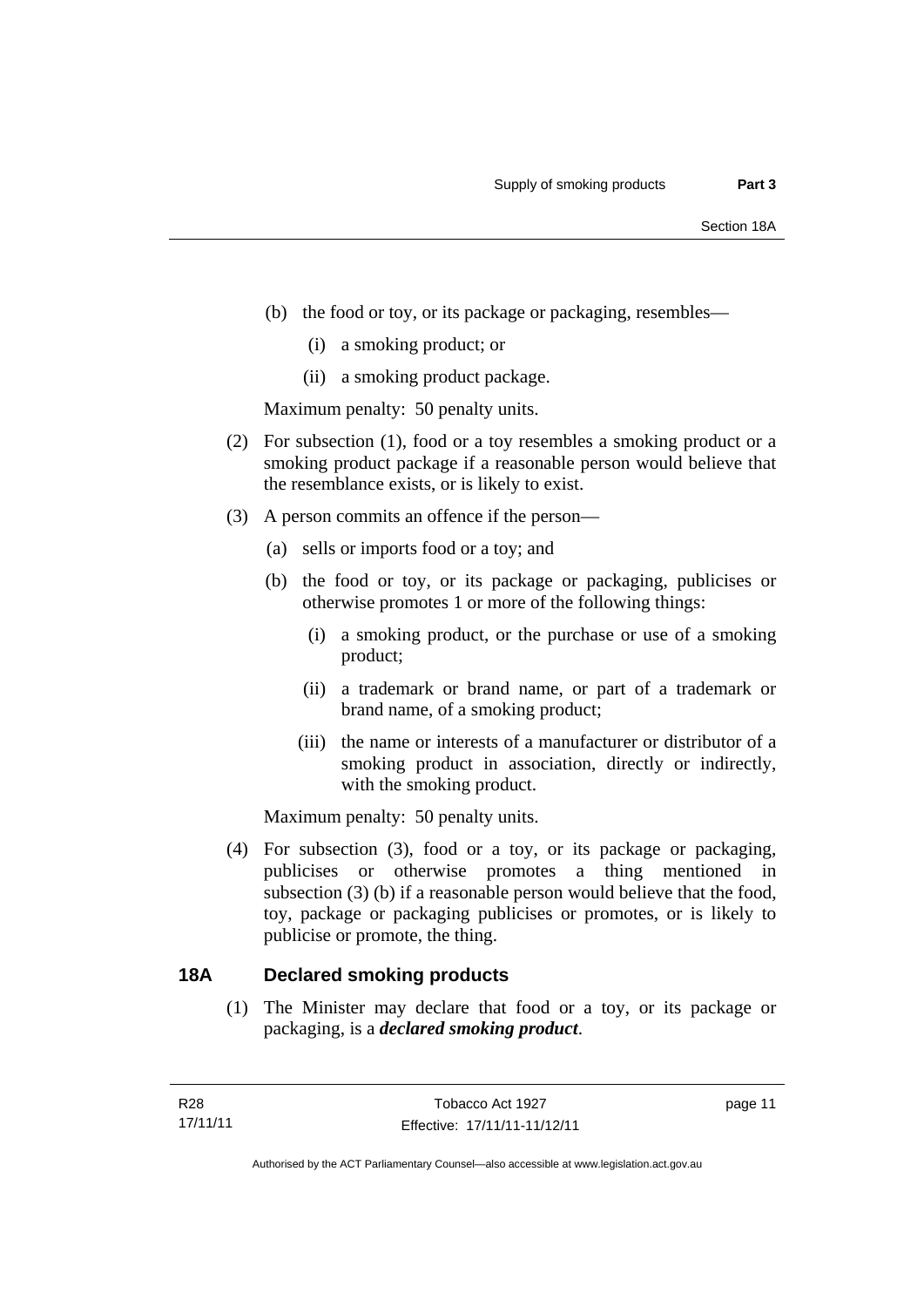(b) the food or toy, or its package or packaging, resembles—

(i) a smoking product; or

(ii) a smoking product package.

Maximum penalty: 50 penalty units.

(2) For subsection (1), food or a toy resembles a smoking product or a smoking product package if a reasonable person would believe that the resemblance exists, or is likely to exist.

(3) A person commits an offence if the person—

(a) sells or imports food or a toy; and

(b) the food or toy, or its package or packaging, publicises or otherwise promotes 1 or more of the following things:

(i) a smoking product, or the purchase or use of a smoking product;

(ii) a trademark or brand name, or part of a trademark or brand name, of a smoking product;

(iii) the name or interests of a manufacturer or distributor of a smoking product in association, directly or indirectly, with the smoking product.

Maximum penalty: 50 penalty units.

(4) For subsection (3), food or a toy, or its package or packaging, publicises or otherwise promotes a thing mentioned in subsection (3) (b) if a reasonable person would believe that the food, toy, package or packaging publicises or promotes, or is likely to publicise or promote, the thing.

## 18A Declared smoking products

(1) The Minister may declare that food or a toy, or its package or packaging, is a ***declared smoking product***.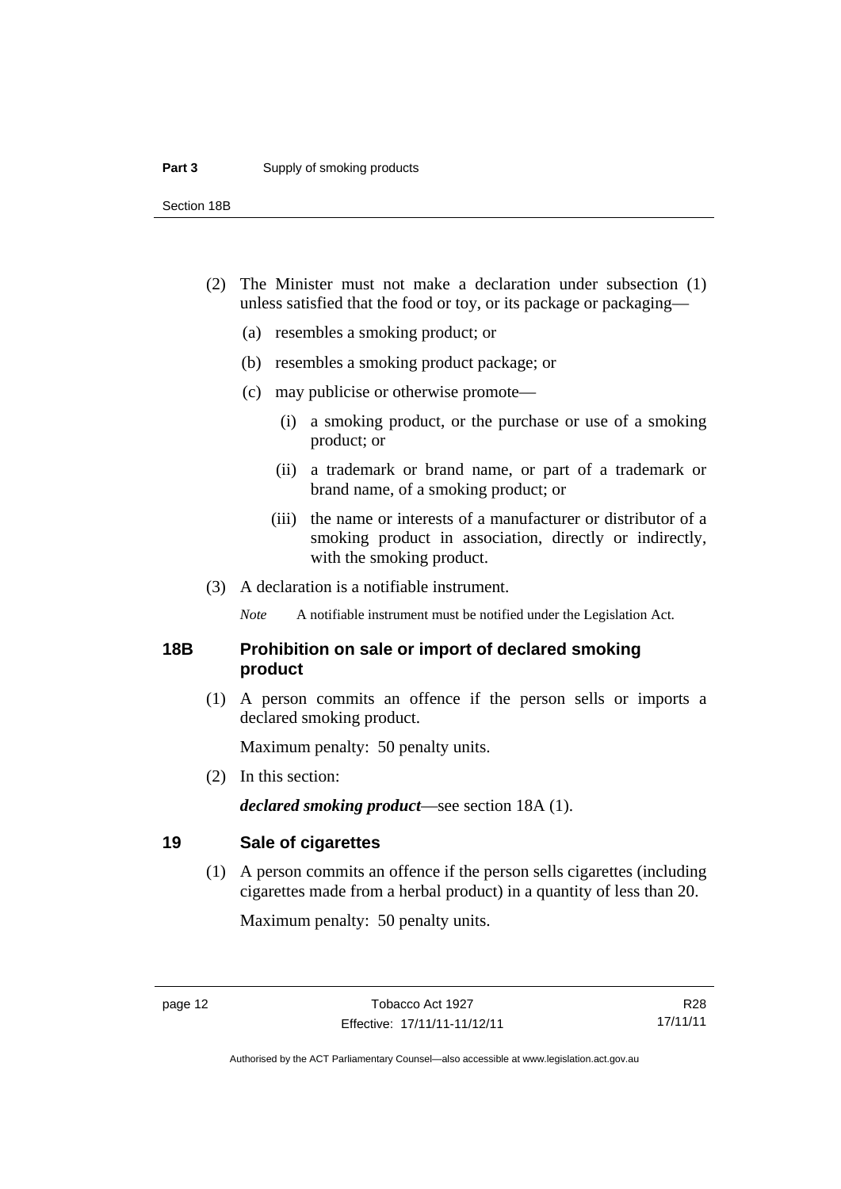(2) The Minister must not make a declaration under subsection (1) unless satisfied that the food or toy, or its package or packaging—

  (a) resembles a smoking product; or

  (b) resembles a smoking product package; or

  (c) may publicise or otherwise promote—

    (i) a smoking product, or the purchase or use of a smoking product; or

    (ii) a trademark or brand name, or part of a trademark or brand name, of a smoking product; or

    (iii) the name or interests of a manufacturer or distributor of a smoking product in association, directly or indirectly, with the smoking product.

(3) A declaration is a notifiable instrument.

*Note* A notifiable instrument must be notified under the Legislation Act.

## 18B Prohibition on sale or import of declared smoking product

(1) A person commits an offence if the person sells or imports a declared smoking product.

Maximum penalty: 50 penalty units.

(2) In this section:

***declared smoking product***—see section 18A (1).

## 19 Sale of cigarettes

(1) A person commits an offence if the person sells cigarettes (including cigarettes made from a herbal product) in a quantity of less than 20.

Maximum penalty: 50 penalty units.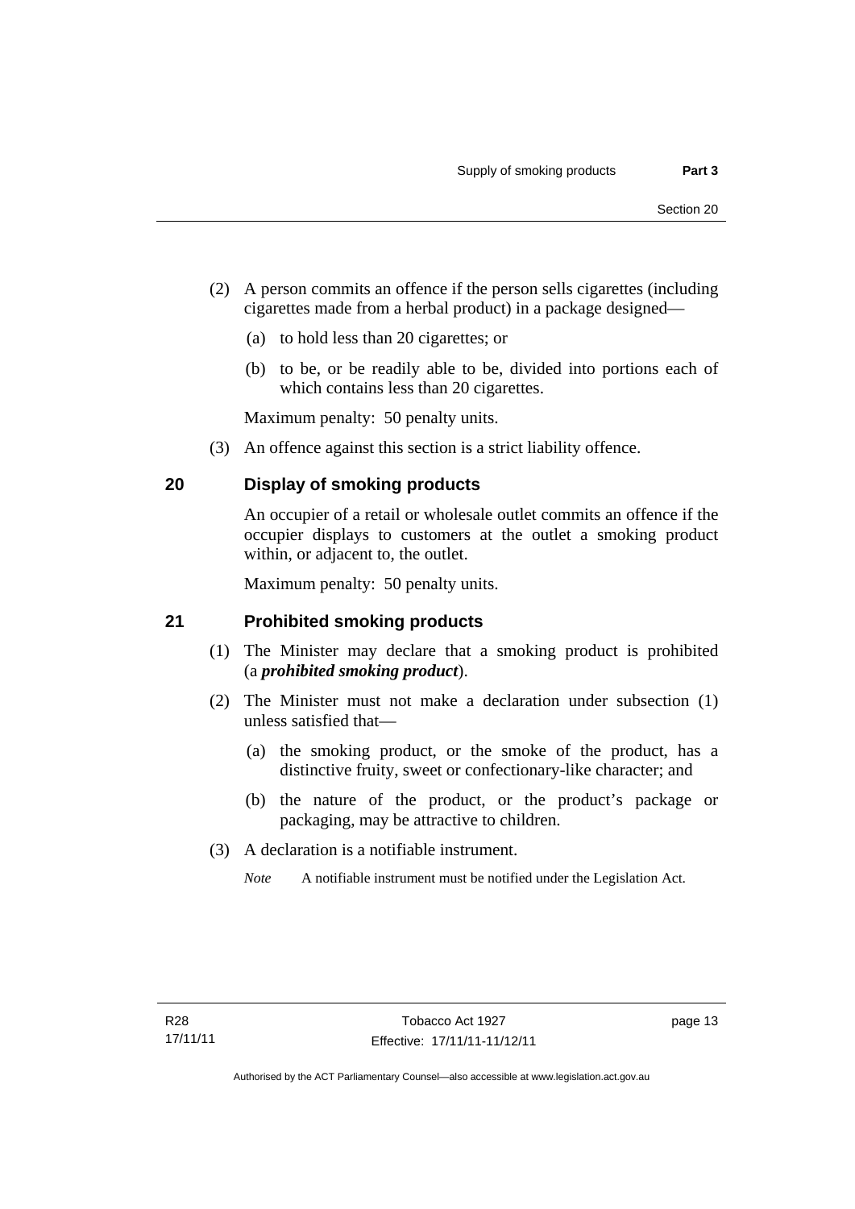(2) A person commits an offence if the person sells cigarettes (including cigarettes made from a herbal product) in a package designed—

  (a) to hold less than 20 cigarettes; or

  (b) to be, or be readily able to be, divided into portions each of which contains less than 20 cigarettes.

  Maximum penalty: 50 penalty units.

(3) An offence against this section is a strict liability offence.

## 20 Display of smoking products

An occupier of a retail or wholesale outlet commits an offence if the occupier displays to customers at the outlet a smoking product within, or adjacent to, the outlet.

Maximum penalty: 50 penalty units.

## 21 Prohibited smoking products

(1) The Minister may declare that a smoking product is prohibited (a ***prohibited smoking product***).

(2) The Minister must not make a declaration under subsection (1) unless satisfied that—

  (a) the smoking product, or the smoke of the product, has a distinctive fruity, sweet or confectionary-like character; and

  (b) the nature of the product, or the product's package or packaging, may be attractive to children.

(3) A declaration is a notifiable instrument.

  *Note* A notifiable instrument must be notified under the Legislation Act.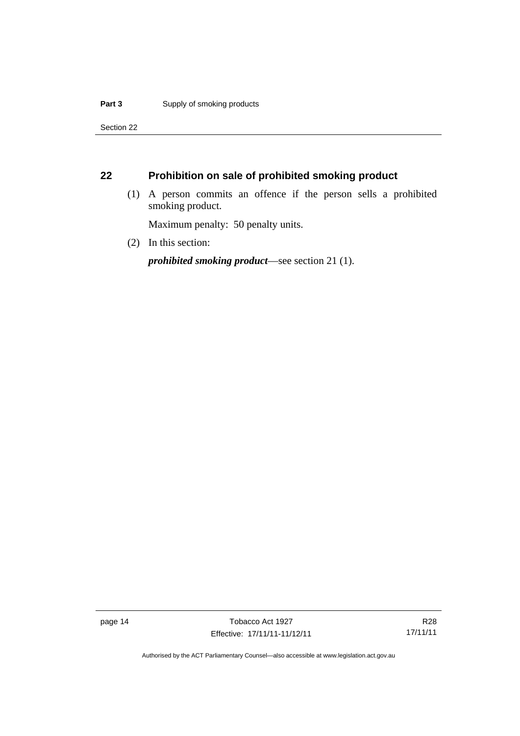## 22 Prohibition on sale of prohibited smoking product

(1) A person commits an offence if the person sells a prohibited smoking product.

Maximum penalty: 50 penalty units.

(2) In this section:

***prohibited smoking product***—see section 21 (1).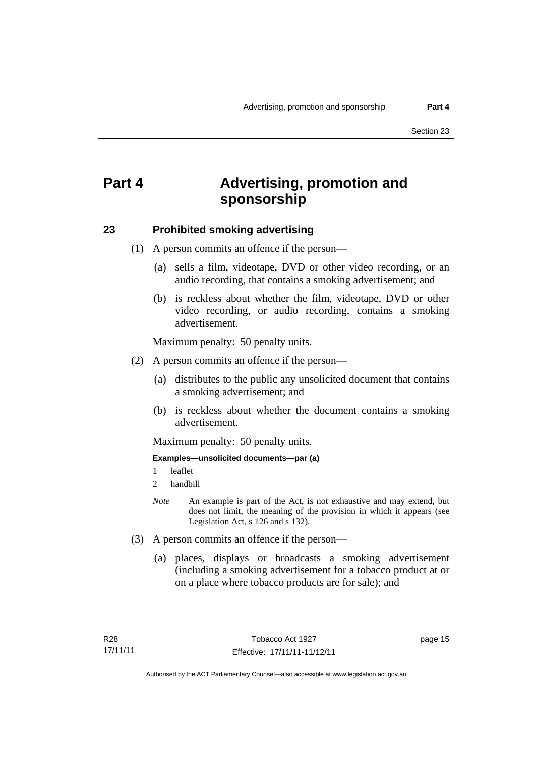# Part 4 Advertising, promotion and sponsorship

## 23 Prohibited smoking advertising

(1) A person commits an offence if the person—

(a) sells a film, videotape, DVD or other video recording, or an audio recording, that contains a smoking advertisement; and

(b) is reckless about whether the film, videotape, DVD or other video recording, or audio recording, contains a smoking advertisement.

Maximum penalty: 50 penalty units.

(2) A person commits an offence if the person—

(a) distributes to the public any unsolicited document that contains a smoking advertisement; and

(b) is reckless about whether the document contains a smoking advertisement.

Maximum penalty: 50 penalty units.

**Examples—unsolicited documents—par (a)**

1 leaflet

2 handbill

*Note* An example is part of the Act, is not exhaustive and may extend, but does not limit, the meaning of the provision in which it appears (see Legislation Act, s 126 and s 132).

(3) A person commits an offence if the person—

(a) places, displays or broadcasts a smoking advertisement (including a smoking advertisement for a tobacco product at or on a place where tobacco products are for sale); and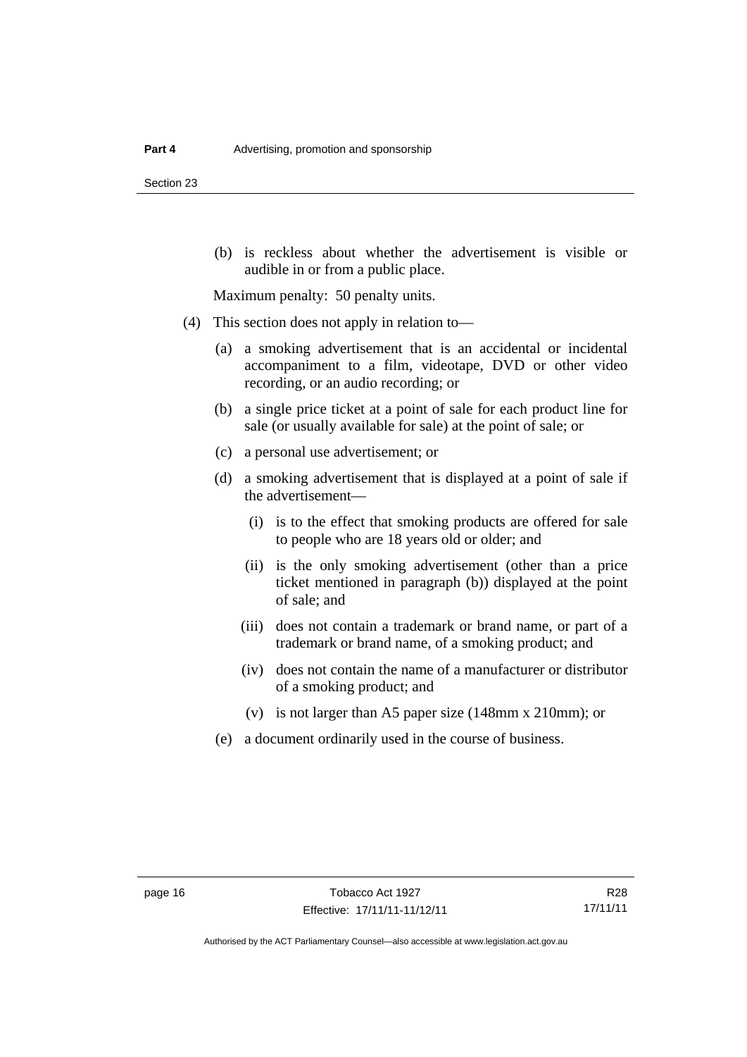(b) is reckless about whether the advertisement is visible or audible in or from a public place.

Maximum penalty: 50 penalty units.

(4) This section does not apply in relation to—

(a) a smoking advertisement that is an accidental or incidental accompaniment to a film, videotape, DVD or other video recording, or an audio recording; or

(b) a single price ticket at a point of sale for each product line for sale (or usually available for sale) at the point of sale; or

(c) a personal use advertisement; or

(d) a smoking advertisement that is displayed at a point of sale if the advertisement—

(i) is to the effect that smoking products are offered for sale to people who are 18 years old or older; and

(ii) is the only smoking advertisement (other than a price ticket mentioned in paragraph (b)) displayed at the point of sale; and

(iii) does not contain a trademark or brand name, or part of a trademark or brand name, of a smoking product; and

(iv) does not contain the name of a manufacturer or distributor of a smoking product; and

(v) is not larger than A5 paper size (148mm x 210mm); or

(e) a document ordinarily used in the course of business.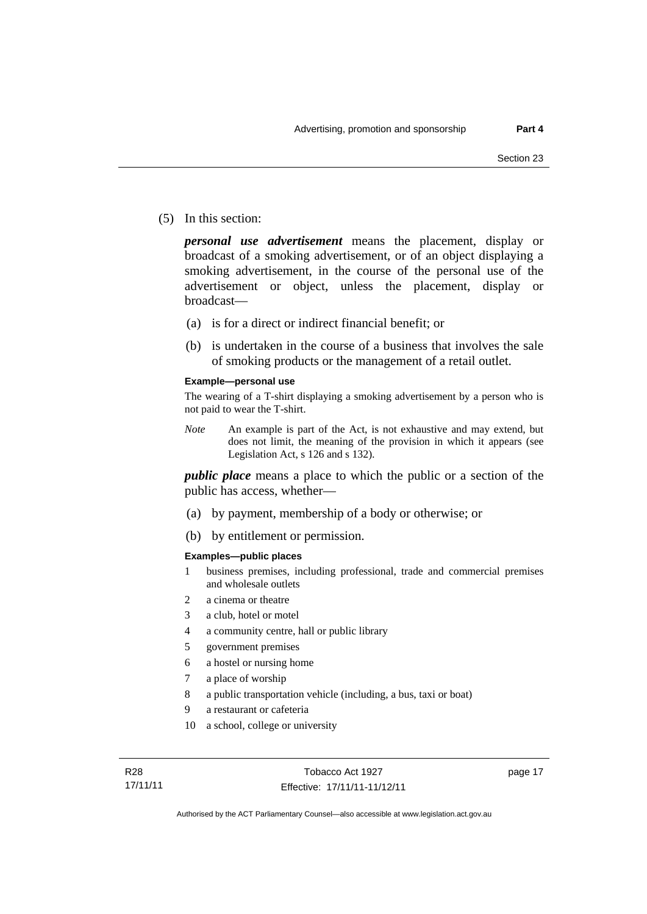(5) In this section:

***personal use advertisement*** means the placement, display or broadcast of a smoking advertisement, or of an object displaying a smoking advertisement, in the course of the personal use of the advertisement or object, unless the placement, display or broadcast—

(a) is for a direct or indirect financial benefit; or

(b) is undertaken in the course of a business that involves the sale of smoking products or the management of a retail outlet.

**Example—personal use**

The wearing of a T-shirt displaying a smoking advertisement by a person who is not paid to wear the T-shirt.

*Note* An example is part of the Act, is not exhaustive and may extend, but does not limit, the meaning of the provision in which it appears (see Legislation Act, s 126 and s 132).

***public place*** means a place to which the public or a section of the public has access, whether—

(a) by payment, membership of a body or otherwise; or

(b) by entitlement or permission.

**Examples—public places**

1 business premises, including professional, trade and commercial premises and wholesale outlets
2 a cinema or theatre
3 a club, hotel or motel
4 a community centre, hall or public library
5 government premises
6 a hostel or nursing home
7 a place of worship
8 a public transportation vehicle (including, a bus, taxi or boat)
9 a restaurant or cafeteria
10 a school, college or university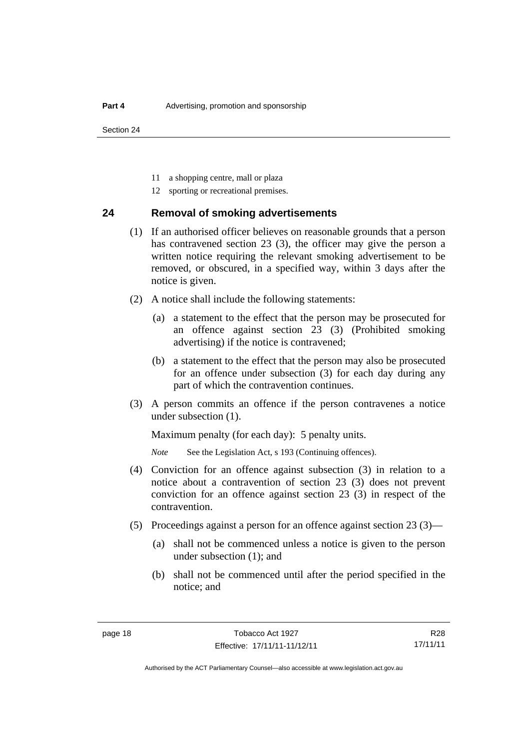11 a shopping centre, mall or plaza

12 sporting or recreational premises.

## 24 Removal of smoking advertisements

(1) If an authorised officer believes on reasonable grounds that a person has contravened section 23 (3), the officer may give the person a written notice requiring the relevant smoking advertisement to be removed, or obscured, in a specified way, within 3 days after the notice is given.

(2) A notice shall include the following statements:

(a) a statement to the effect that the person may be prosecuted for an offence against section 23 (3) (Prohibited smoking advertising) if the notice is contravened;

(b) a statement to the effect that the person may also be prosecuted for an offence under subsection (3) for each day during any part of which the contravention continues.

(3) A person commits an offence if the person contravenes a notice under subsection (1).

Maximum penalty (for each day): 5 penalty units.

*Note* See the Legislation Act, s 193 (Continuing offences).

(4) Conviction for an offence against subsection (3) in relation to a notice about a contravention of section 23 (3) does not prevent conviction for an offence against section 23 (3) in respect of the contravention.

(5) Proceedings against a person for an offence against section 23 (3)—

(a) shall not be commenced unless a notice is given to the person under subsection (1); and

(b) shall not be commenced until after the period specified in the notice; and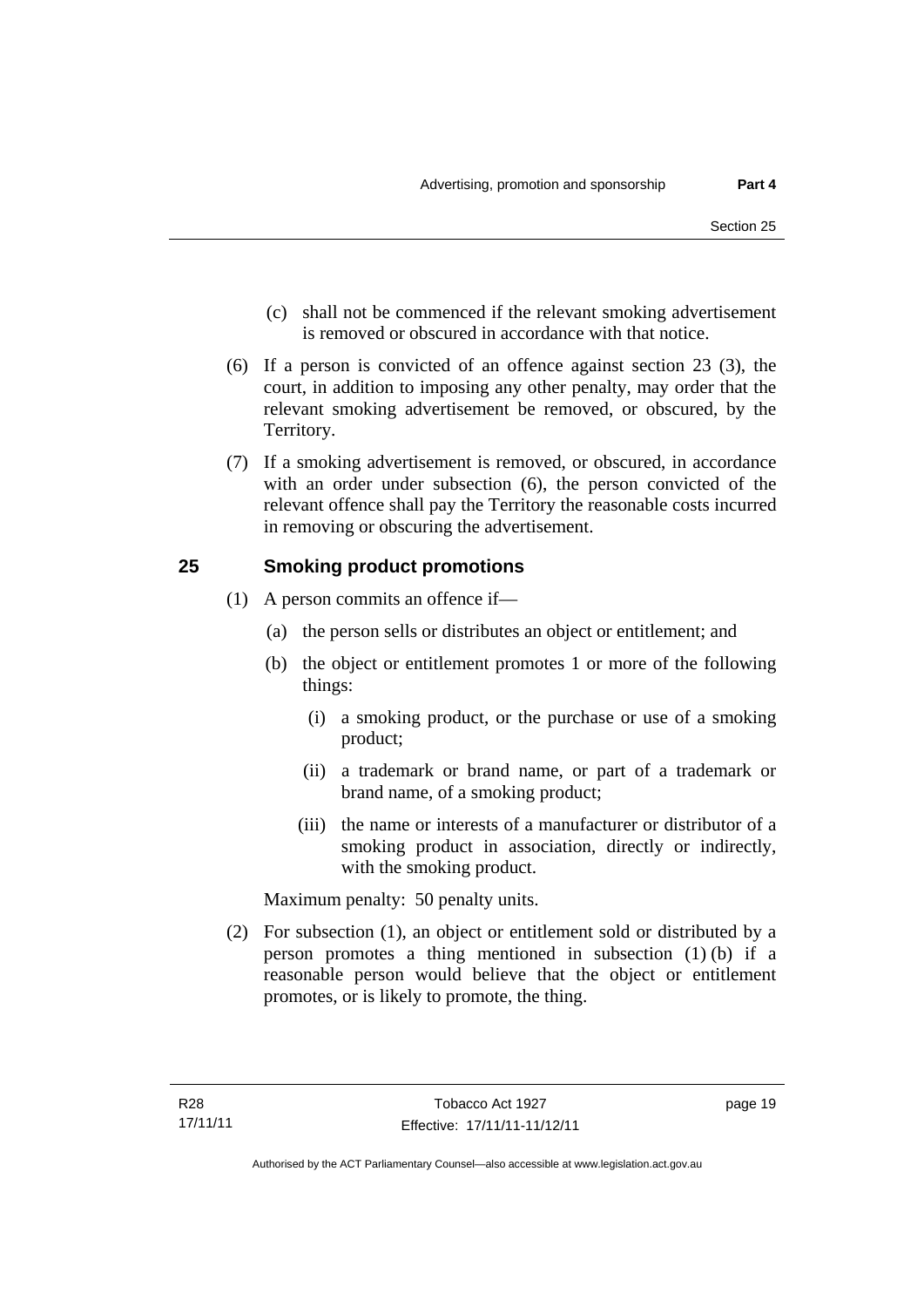(c) shall not be commenced if the relevant smoking advertisement is removed or obscured in accordance with that notice.

(6) If a person is convicted of an offence against section 23 (3), the court, in addition to imposing any other penalty, may order that the relevant smoking advertisement be removed, or obscured, by the Territory.

(7) If a smoking advertisement is removed, or obscured, in accordance with an order under subsection (6), the person convicted of the relevant offence shall pay the Territory the reasonable costs incurred in removing or obscuring the advertisement.

## 25 Smoking product promotions

(1) A person commits an offence if—

(a) the person sells or distributes an object or entitlement; and

(b) the object or entitlement promotes 1 or more of the following things:

(i) a smoking product, or the purchase or use of a smoking product;

(ii) a trademark or brand name, or part of a trademark or brand name, of a smoking product;

(iii) the name or interests of a manufacturer or distributor of a smoking product in association, directly or indirectly, with the smoking product.

Maximum penalty: 50 penalty units.

(2) For subsection (1), an object or entitlement sold or distributed by a person promotes a thing mentioned in subsection (1) (b) if a reasonable person would believe that the object or entitlement promotes, or is likely to promote, the thing.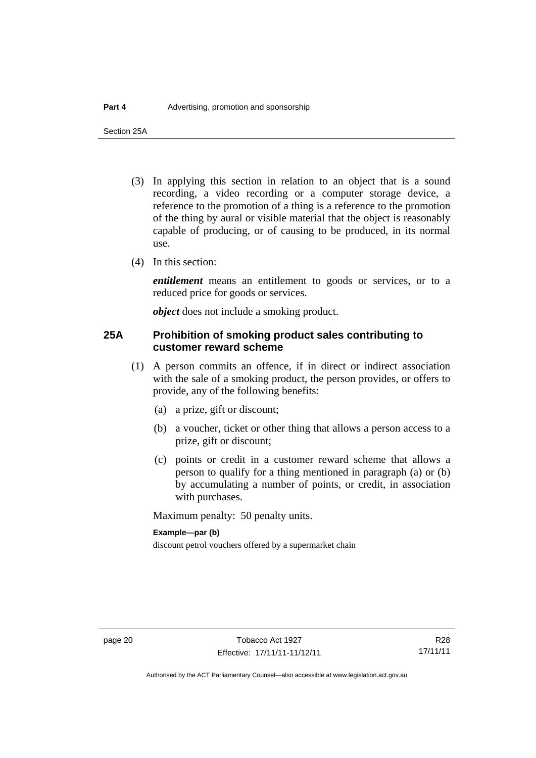(3) In applying this section in relation to an object that is a sound recording, a video recording or a computer storage device, a reference to the promotion of a thing is a reference to the promotion of the thing by aural or visible material that the object is reasonably capable of producing, or of causing to be produced, in its normal use.

(4) In this section:

***entitlement*** means an entitlement to goods or services, or to a reduced price for goods or services.

***object*** does not include a smoking product.

## 25A Prohibition of smoking product sales contributing to customer reward scheme

(1) A person commits an offence, if in direct or indirect association with the sale of a smoking product, the person provides, or offers to provide, any of the following benefits:

(a) a prize, gift or discount;

(b) a voucher, ticket or other thing that allows a person access to a prize, gift or discount;

(c) points or credit in a customer reward scheme that allows a person to qualify for a thing mentioned in paragraph (a) or (b) by accumulating a number of points, or credit, in association with purchases.

Maximum penalty: 50 penalty units.

**Example—par (b)**

discount petrol vouchers offered by a supermarket chain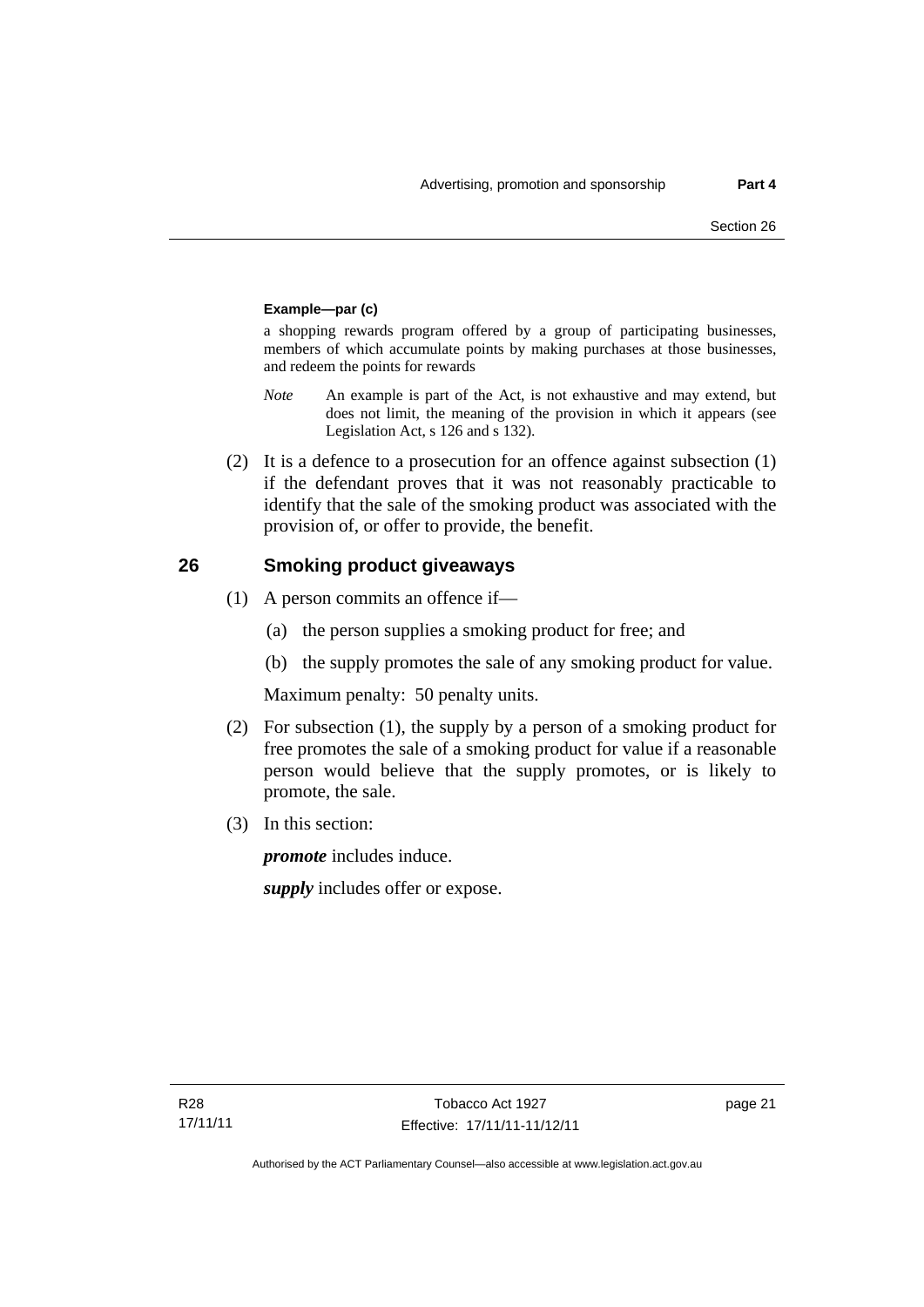**Example—par (c)**

a shopping rewards program offered by a group of participating businesses, members of which accumulate points by making purchases at those businesses, and redeem the points for rewards

*Note* An example is part of the Act, is not exhaustive and may extend, but does not limit, the meaning of the provision in which it appears (see Legislation Act, s 126 and s 132).

(2) It is a defence to a prosecution for an offence against subsection (1) if the defendant proves that it was not reasonably practicable to identify that the sale of the smoking product was associated with the provision of, or offer to provide, the benefit.

## 26 Smoking product giveaways

(1) A person commits an offence if—

(a) the person supplies a smoking product for free; and

(b) the supply promotes the sale of any smoking product for value.

Maximum penalty: 50 penalty units.

(2) For subsection (1), the supply by a person of a smoking product for free promotes the sale of a smoking product for value if a reasonable person would believe that the supply promotes, or is likely to promote, the sale.

(3) In this section:

***promote*** includes induce.

***supply*** includes offer or expose.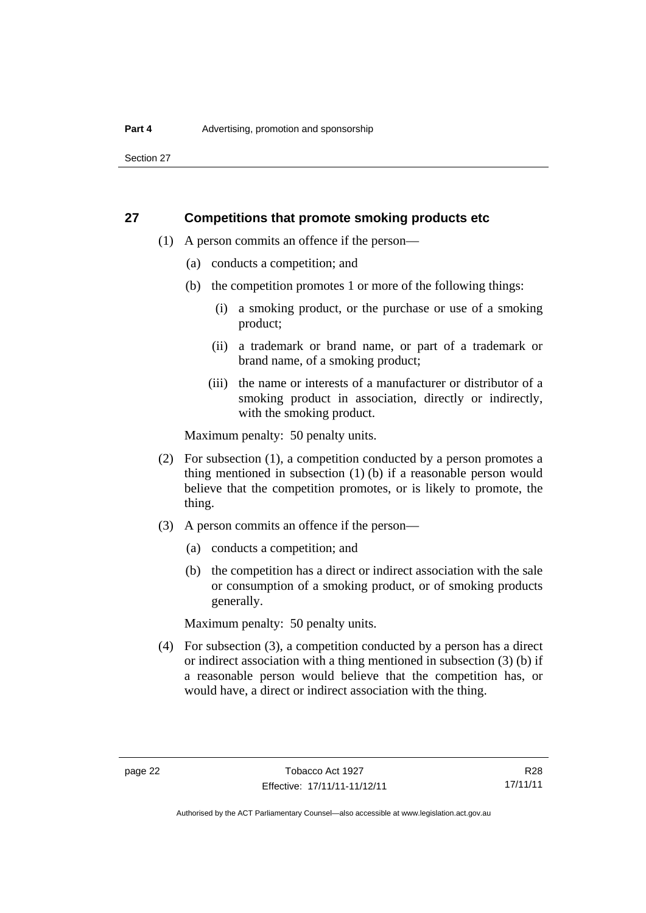## 27 Competitions that promote smoking products etc

(1) A person commits an offence if the person—

(a) conducts a competition; and

(b) the competition promotes 1 or more of the following things:

(i) a smoking product, or the purchase or use of a smoking product;

(ii) a trademark or brand name, or part of a trademark or brand name, of a smoking product;

(iii) the name or interests of a manufacturer or distributor of a smoking product in association, directly or indirectly, with the smoking product.

Maximum penalty: 50 penalty units.

(2) For subsection (1), a competition conducted by a person promotes a thing mentioned in subsection (1) (b) if a reasonable person would believe that the competition promotes, or is likely to promote, the thing.

(3) A person commits an offence if the person—

(a) conducts a competition; and

(b) the competition has a direct or indirect association with the sale or consumption of a smoking product, or of smoking products generally.

Maximum penalty: 50 penalty units.

(4) For subsection (3), a competition conducted by a person has a direct or indirect association with a thing mentioned in subsection (3) (b) if a reasonable person would believe that the competition has, or would have, a direct or indirect association with the thing.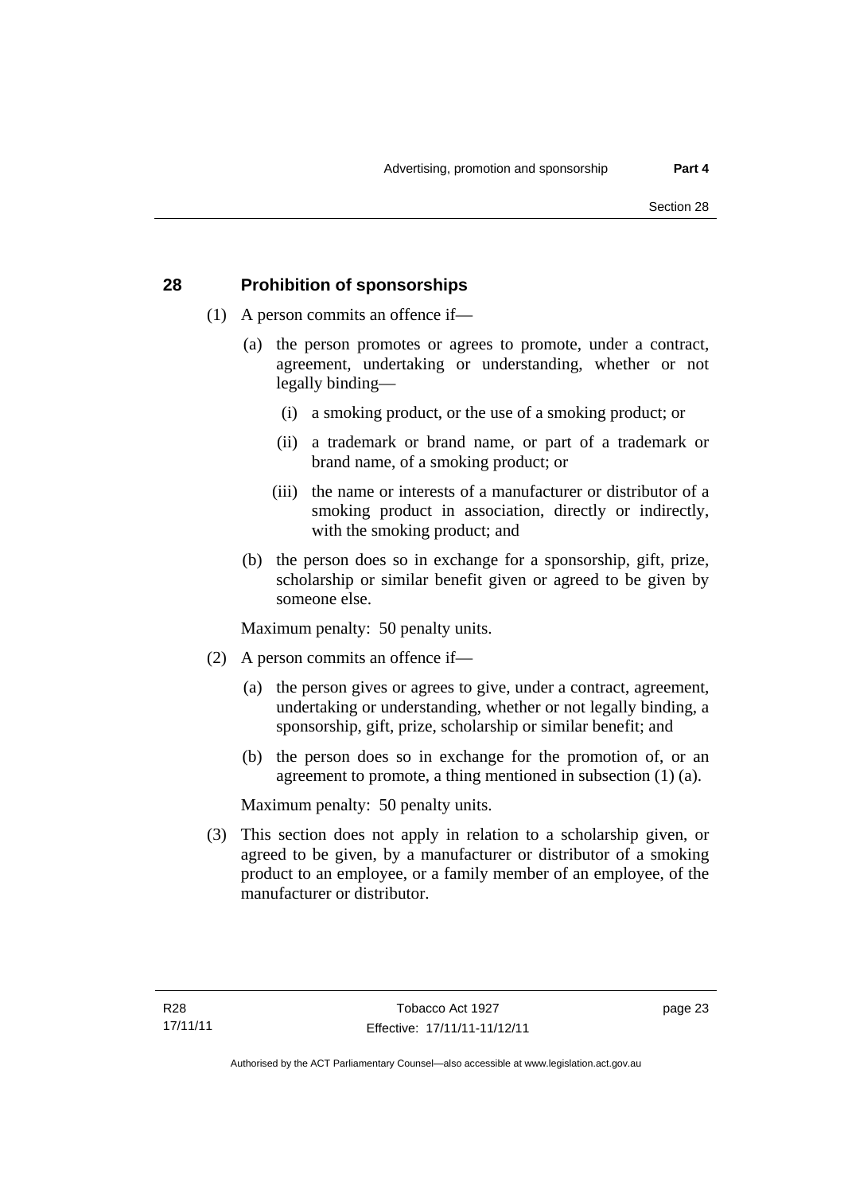## 28 Prohibition of sponsorships

(1) A person commits an offence if—

(a) the person promotes or agrees to promote, under a contract, agreement, undertaking or understanding, whether or not legally binding—

(i) a smoking product, or the use of a smoking product; or

(ii) a trademark or brand name, or part of a trademark or brand name, of a smoking product; or

(iii) the name or interests of a manufacturer or distributor of a smoking product in association, directly or indirectly, with the smoking product; and

(b) the person does so in exchange for a sponsorship, gift, prize, scholarship or similar benefit given or agreed to be given by someone else.

Maximum penalty: 50 penalty units.

(2) A person commits an offence if—

(a) the person gives or agrees to give, under a contract, agreement, undertaking or understanding, whether or not legally binding, a sponsorship, gift, prize, scholarship or similar benefit; and

(b) the person does so in exchange for the promotion of, or an agreement to promote, a thing mentioned in subsection (1) (a).

Maximum penalty: 50 penalty units.

(3) This section does not apply in relation to a scholarship given, or agreed to be given, by a manufacturer or distributor of a smoking product to an employee, or a family member of an employee, of the manufacturer or distributor.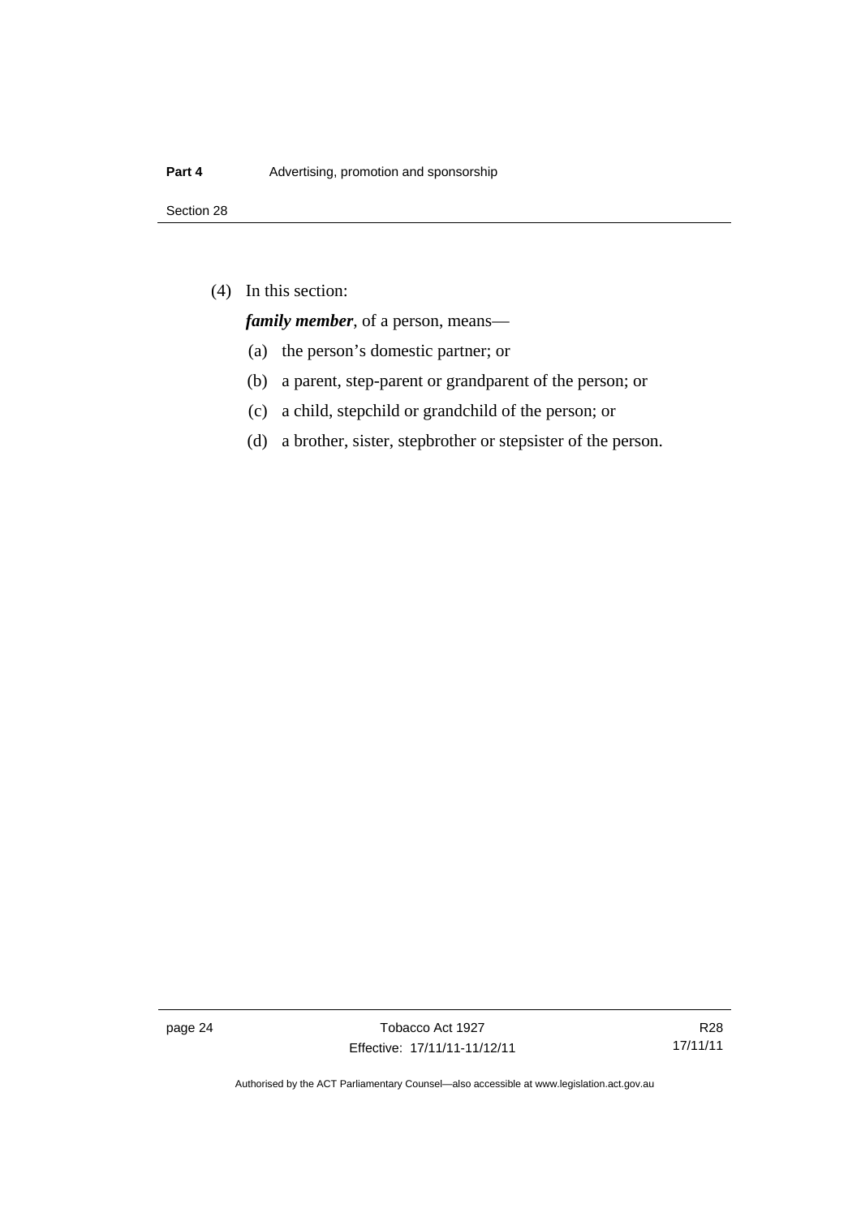(4) In this section:

***family member***, of a person, means—

(a) the person's domestic partner; or

(b) a parent, step-parent or grandparent of the person; or

(c) a child, stepchild or grandchild of the person; or

(d) a brother, sister, stepbrother or stepsister of the person.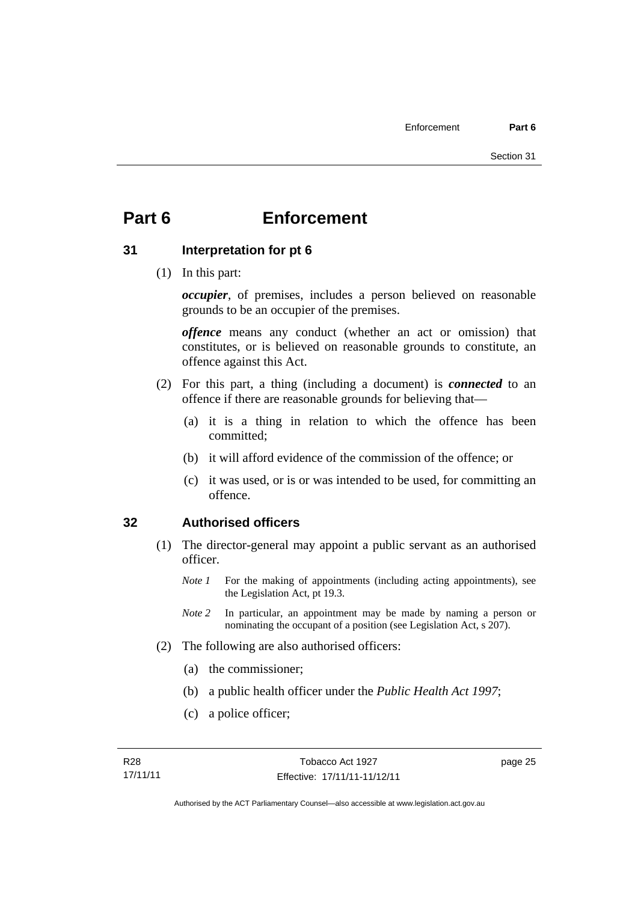# Part 6 Enforcement

## 31 Interpretation for pt 6

(1) In this part:

***occupier***, of premises, includes a person believed on reasonable grounds to be an occupier of the premises.

***offence*** means any conduct (whether an act or omission) that constitutes, or is believed on reasonable grounds to constitute, an offence against this Act.

(2) For this part, a thing (including a document) is ***connected*** to an offence if there are reasonable grounds for believing that—

(a) it is a thing in relation to which the offence has been committed;

(b) it will afford evidence of the commission of the offence; or

(c) it was used, or is or was intended to be used, for committing an offence.

## 32 Authorised officers

(1) The director-general may appoint a public servant as an authorised officer.

*Note 1* For the making of appointments (including acting appointments), see the Legislation Act, pt 19.3.

*Note 2* In particular, an appointment may be made by naming a person or nominating the occupant of a position (see Legislation Act, s 207).

(2) The following are also authorised officers:

(a) the commissioner;

(b) a public health officer under the *Public Health Act 1997*;

(c) a police officer;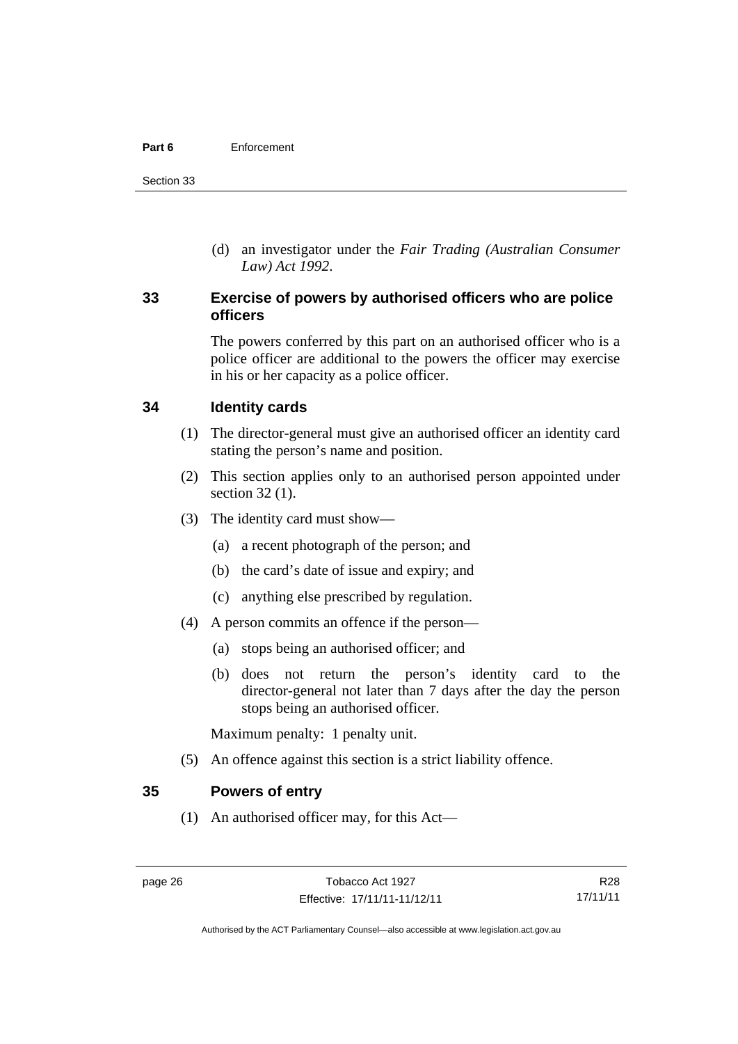(d) an investigator under the *Fair Trading (Australian Consumer Law) Act 1992*.

## 33 Exercise of powers by authorised officers who are police officers

The powers conferred by this part on an authorised officer who is a police officer are additional to the powers the officer may exercise in his or her capacity as a police officer.

## 34 Identity cards

(1) The director-general must give an authorised officer an identity card stating the person's name and position.

(2) This section applies only to an authorised person appointed under section 32 (1).

(3) The identity card must show—

(a) a recent photograph of the person; and

(b) the card's date of issue and expiry; and

(c) anything else prescribed by regulation.

(4) A person commits an offence if the person—

(a) stops being an authorised officer; and

(b) does not return the person's identity card to the director-general not later than 7 days after the day the person stops being an authorised officer.

Maximum penalty: 1 penalty unit.

(5) An offence against this section is a strict liability offence.

## 35 Powers of entry

(1) An authorised officer may, for this Act—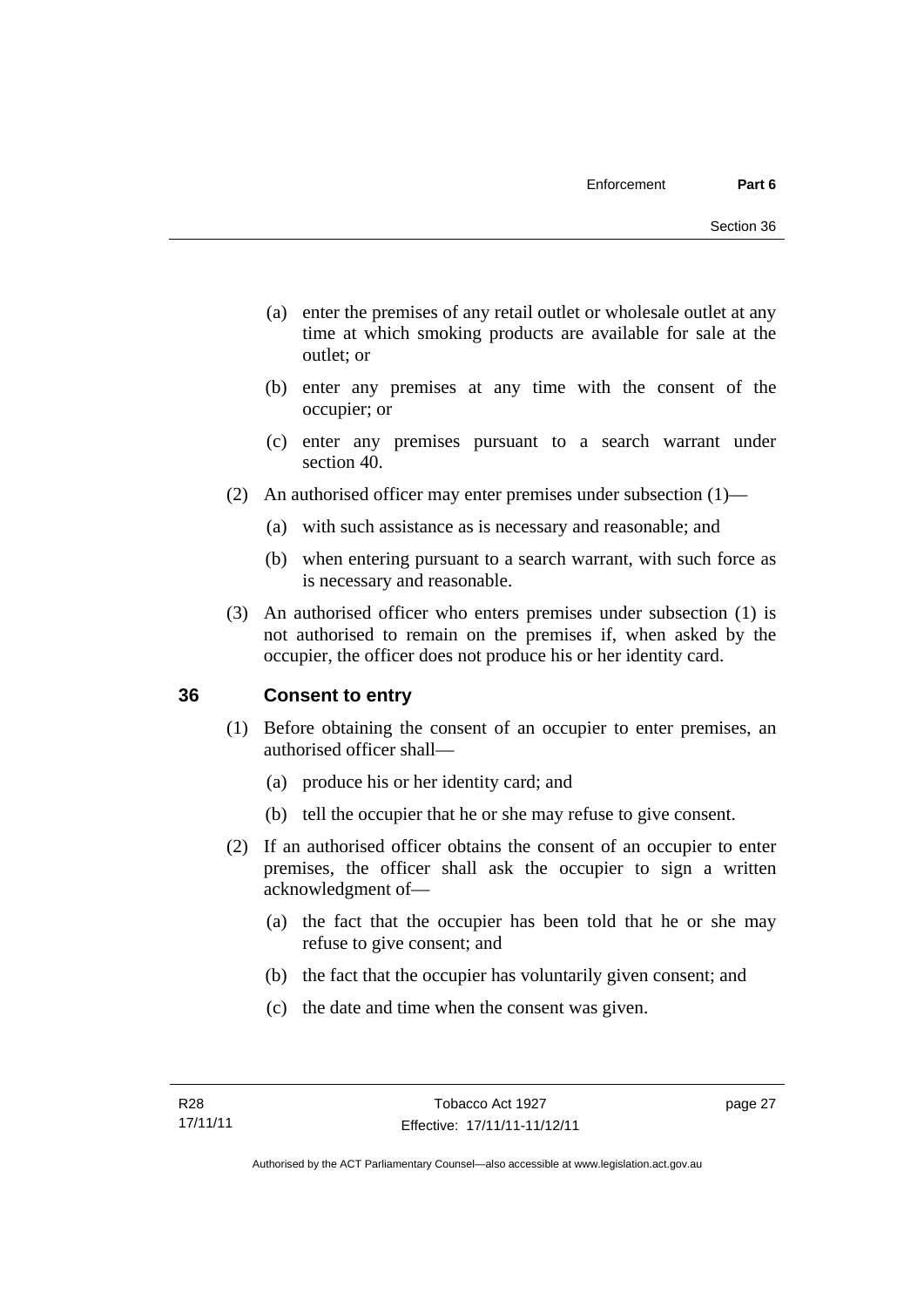(a) enter the premises of any retail outlet or wholesale outlet at any time at which smoking products are available for sale at the outlet; or

(b) enter any premises at any time with the consent of the occupier; or

(c) enter any premises pursuant to a search warrant under section 40.

(2) An authorised officer may enter premises under subsection (1)—

(a) with such assistance as is necessary and reasonable; and

(b) when entering pursuant to a search warrant, with such force as is necessary and reasonable.

(3) An authorised officer who enters premises under subsection (1) is not authorised to remain on the premises if, when asked by the occupier, the officer does not produce his or her identity card.

## 36 Consent to entry

(1) Before obtaining the consent of an occupier to enter premises, an authorised officer shall—

(a) produce his or her identity card; and

(b) tell the occupier that he or she may refuse to give consent.

(2) If an authorised officer obtains the consent of an occupier to enter premises, the officer shall ask the occupier to sign a written acknowledgment of—

(a) the fact that the occupier has been told that he or she may refuse to give consent; and

(b) the fact that the occupier has voluntarily given consent; and

(c) the date and time when the consent was given.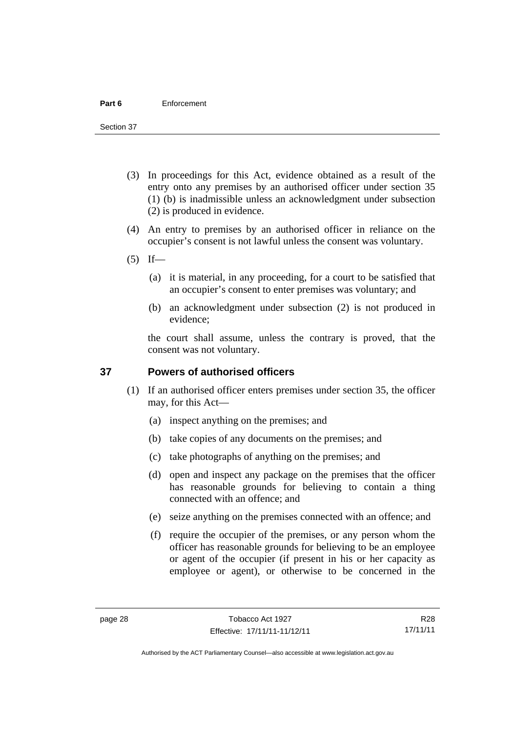(3) In proceedings for this Act, evidence obtained as a result of the entry onto any premises by an authorised officer under section 35 (1) (b) is inadmissible unless an acknowledgment under subsection (2) is produced in evidence.

(4) An entry to premises by an authorised officer in reliance on the occupier's consent is not lawful unless the consent was voluntary.

(5) If—

(a) it is material, in any proceeding, for a court to be satisfied that an occupier's consent to enter premises was voluntary; and

(b) an acknowledgment under subsection (2) is not produced in evidence;

the court shall assume, unless the contrary is proved, that the consent was not voluntary.

## 37 Powers of authorised officers

(1) If an authorised officer enters premises under section 35, the officer may, for this Act—

(a) inspect anything on the premises; and

(b) take copies of any documents on the premises; and

(c) take photographs of anything on the premises; and

(d) open and inspect any package on the premises that the officer has reasonable grounds for believing to contain a thing connected with an offence; and

(e) seize anything on the premises connected with an offence; and

(f) require the occupier of the premises, or any person whom the officer has reasonable grounds for believing to be an employee or agent of the occupier (if present in his or her capacity as employee or agent), or otherwise to be concerned in the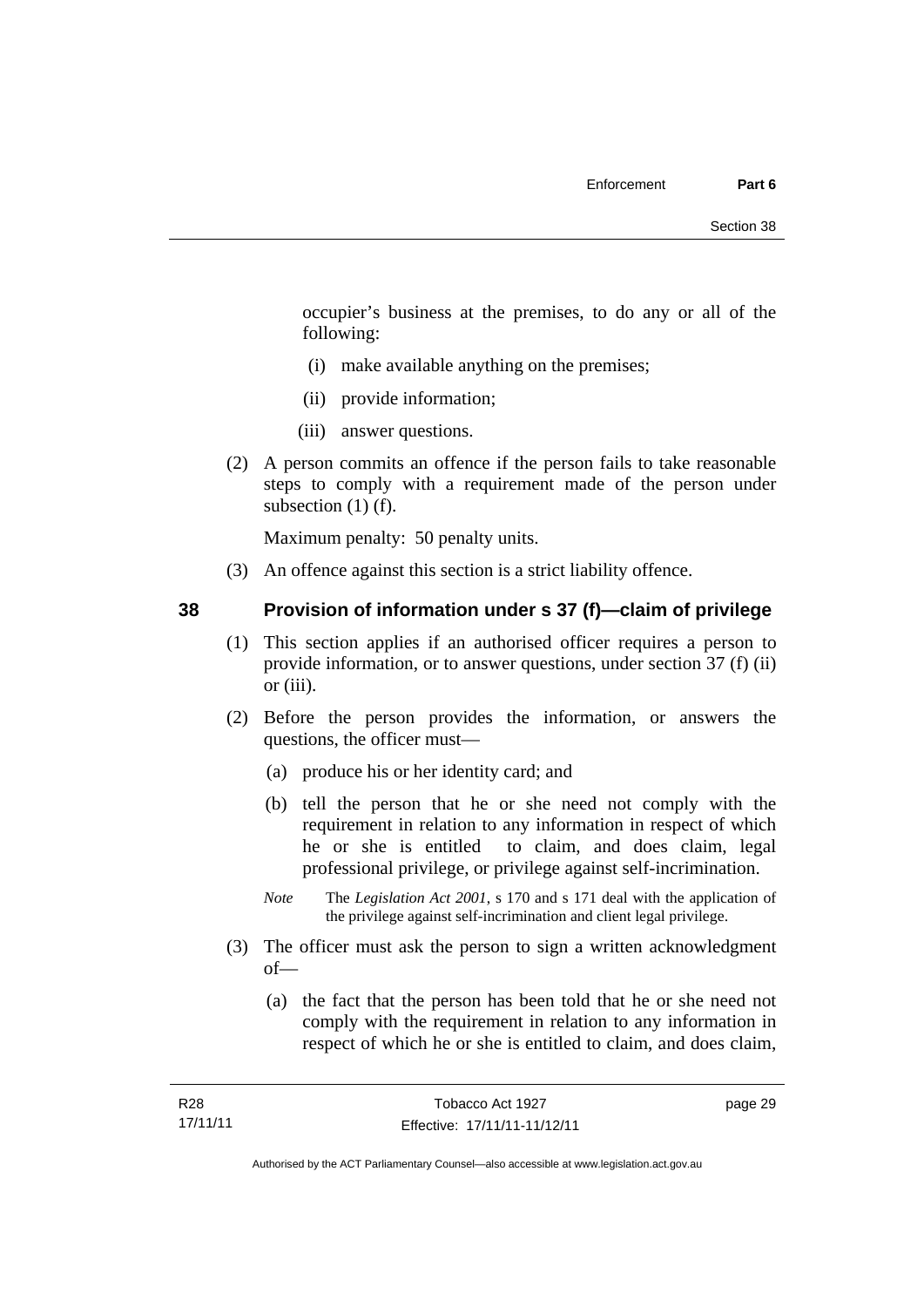occupier's business at the premises, to do any or all of the following:

(i) make available anything on the premises;

(ii) provide information;

(iii) answer questions.

(2) A person commits an offence if the person fails to take reasonable steps to comply with a requirement made of the person under subsection (1) (f).

Maximum penalty: 50 penalty units.

(3) An offence against this section is a strict liability offence.

## 38 Provision of information under s 37 (f)—claim of privilege

(1) This section applies if an authorised officer requires a person to provide information, or to answer questions, under section 37 (f) (ii) or (iii).

(2) Before the person provides the information, or answers the questions, the officer must—

(a) produce his or her identity card; and

(b) tell the person that he or she need not comply with the requirement in relation to any information in respect of which he or she is entitled to claim, and does claim, legal professional privilege, or privilege against self-incrimination.

*Note* The *Legislation Act 2001*, s 170 and s 171 deal with the application of the privilege against self-incrimination and client legal privilege.

(3) The officer must ask the person to sign a written acknowledgment of—

(a) the fact that the person has been told that he or she need not comply with the requirement in relation to any information in respect of which he or she is entitled to claim, and does claim,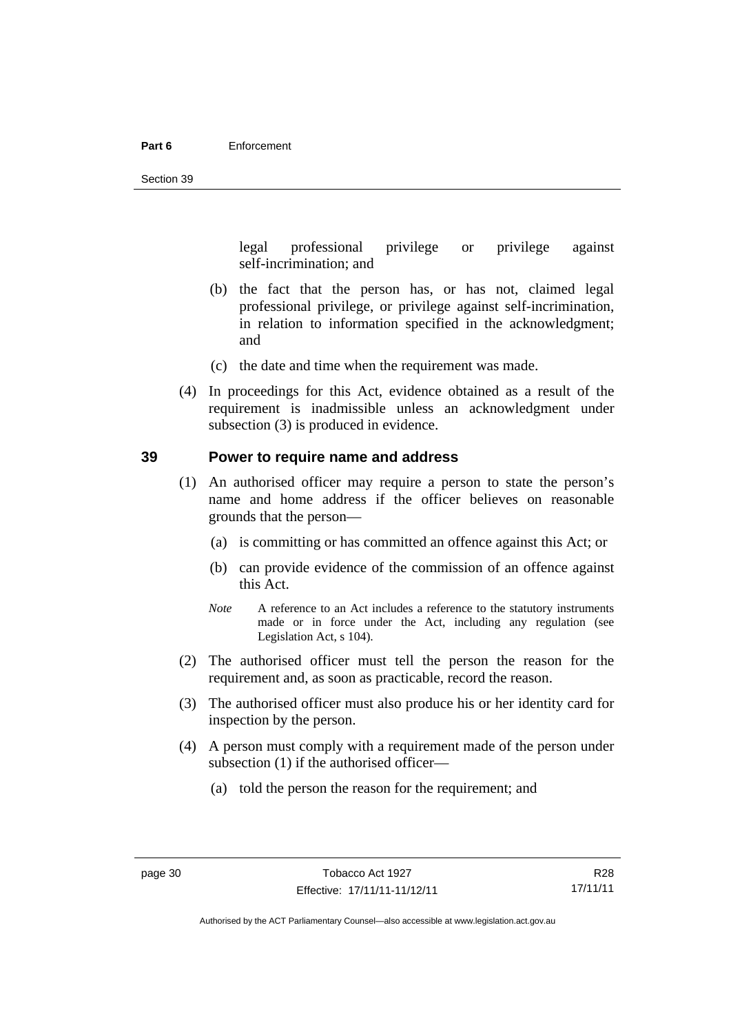legal professional privilege or privilege against self-incrimination; and

(b) the fact that the person has, or has not, claimed legal professional privilege, or privilege against self-incrimination, in relation to information specified in the acknowledgment; and

(c) the date and time when the requirement was made.

(4) In proceedings for this Act, evidence obtained as a result of the requirement is inadmissible unless an acknowledgment under subsection (3) is produced in evidence.

## 39 Power to require name and address

(1) An authorised officer may require a person to state the person's name and home address if the officer believes on reasonable grounds that the person—

(a) is committing or has committed an offence against this Act; or

(b) can provide evidence of the commission of an offence against this Act.

*Note* A reference to an Act includes a reference to the statutory instruments made or in force under the Act, including any regulation (see Legislation Act, s 104).

(2) The authorised officer must tell the person the reason for the requirement and, as soon as practicable, record the reason.

(3) The authorised officer must also produce his or her identity card for inspection by the person.

(4) A person must comply with a requirement made of the person under subsection (1) if the authorised officer—

(a) told the person the reason for the requirement; and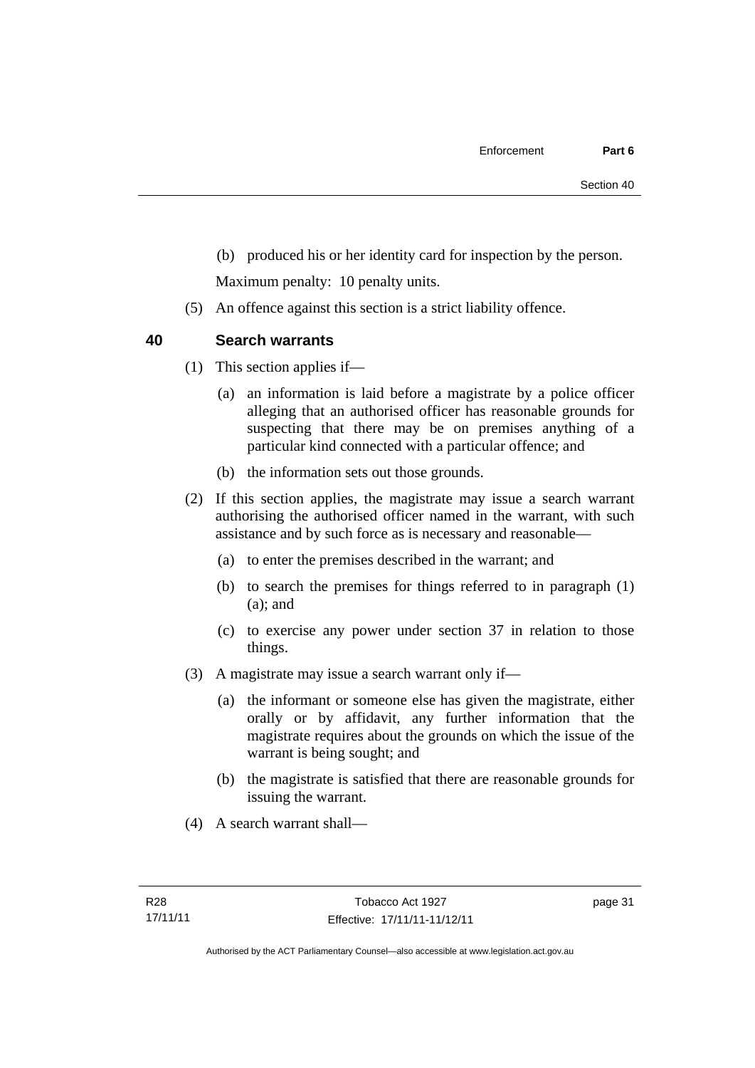(b) produced his or her identity card for inspection by the person.

Maximum penalty: 10 penalty units.

(5) An offence against this section is a strict liability offence.

### 40 Search warrants

(1) This section applies if—

(a) an information is laid before a magistrate by a police officer alleging that an authorised officer has reasonable grounds for suspecting that there may be on premises anything of a particular kind connected with a particular offence; and

(b) the information sets out those grounds.

(2) If this section applies, the magistrate may issue a search warrant authorising the authorised officer named in the warrant, with such assistance and by such force as is necessary and reasonable—

(a) to enter the premises described in the warrant; and

(b) to search the premises for things referred to in paragraph (1) (a); and

(c) to exercise any power under section 37 in relation to those things.

(3) A magistrate may issue a search warrant only if—

(a) the informant or someone else has given the magistrate, either orally or by affidavit, any further information that the magistrate requires about the grounds on which the issue of the warrant is being sought; and

(b) the magistrate is satisfied that there are reasonable grounds for issuing the warrant.

(4) A search warrant shall—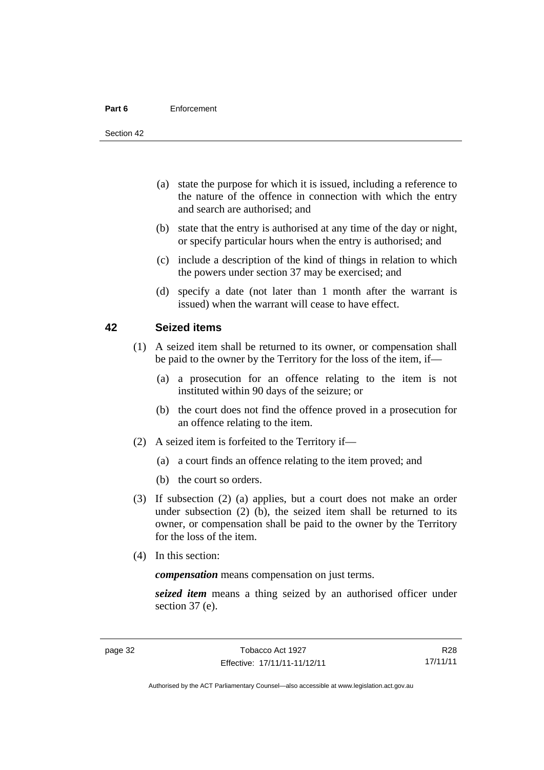(a) state the purpose for which it is issued, including a reference to the nature of the offence in connection with which the entry and search are authorised; and

(b) state that the entry is authorised at any time of the day or night, or specify particular hours when the entry is authorised; and

(c) include a description of the kind of things in relation to which the powers under section 37 may be exercised; and

(d) specify a date (not later than 1 month after the warrant is issued) when the warrant will cease to have effect.

## 42 Seized items

(1) A seized item shall be returned to its owner, or compensation shall be paid to the owner by the Territory for the loss of the item, if—

(a) a prosecution for an offence relating to the item is not instituted within 90 days of the seizure; or

(b) the court does not find the offence proved in a prosecution for an offence relating to the item.

(2) A seized item is forfeited to the Territory if—

(a) a court finds an offence relating to the item proved; and

(b) the court so orders.

(3) If subsection (2) (a) applies, but a court does not make an order under subsection (2) (b), the seized item shall be returned to its owner, or compensation shall be paid to the owner by the Territory for the loss of the item.

(4) In this section:

***compensation*** means compensation on just terms.

***seized item*** means a thing seized by an authorised officer under section 37 (e).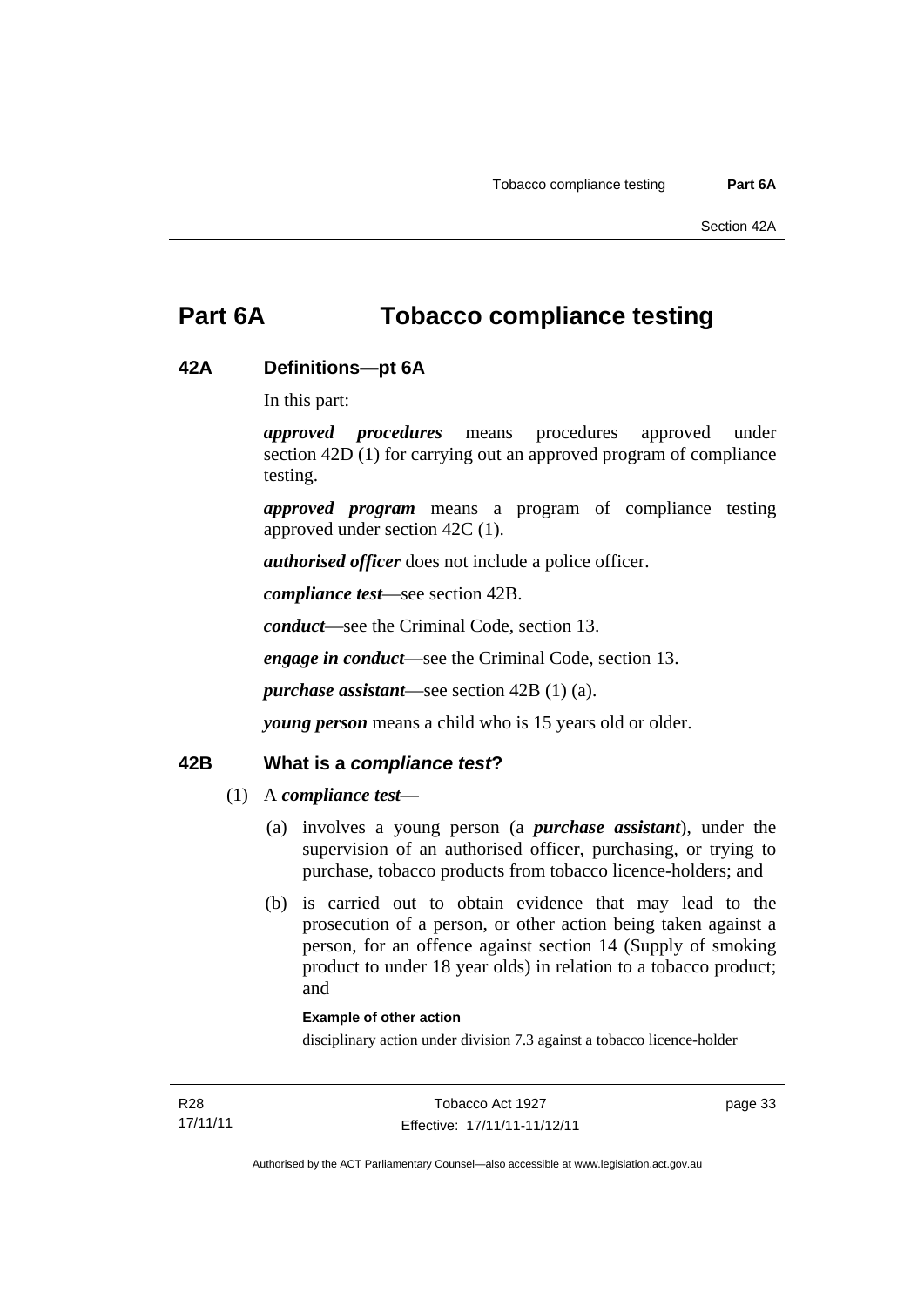# Part 6A Tobacco compliance testing

## 42A Definitions—pt 6A

In this part:

***approved procedures*** means procedures approved under section 42D (1) for carrying out an approved program of compliance testing.

***approved program*** means a program of compliance testing approved under section 42C (1).

***authorised officer*** does not include a police officer.

***compliance test***—see section 42B.

***conduct***—see the Criminal Code, section 13.

***engage in conduct***—see the Criminal Code, section 13.

***purchase assistant***—see section 42B (1) (a).

***young person*** means a child who is 15 years old or older.

## 42B What is a *compliance test*?

(1) A ***compliance test***—

(a) involves a young person (a ***purchase assistant***), under the supervision of an authorised officer, purchasing, or trying to purchase, tobacco products from tobacco licence-holders; and

(b) is carried out to obtain evidence that may lead to the prosecution of a person, or other action being taken against a person, for an offence against section 14 (Supply of smoking product to under 18 year olds) in relation to a tobacco product; and

**Example of other action**

disciplinary action under division 7.3 against a tobacco licence-holder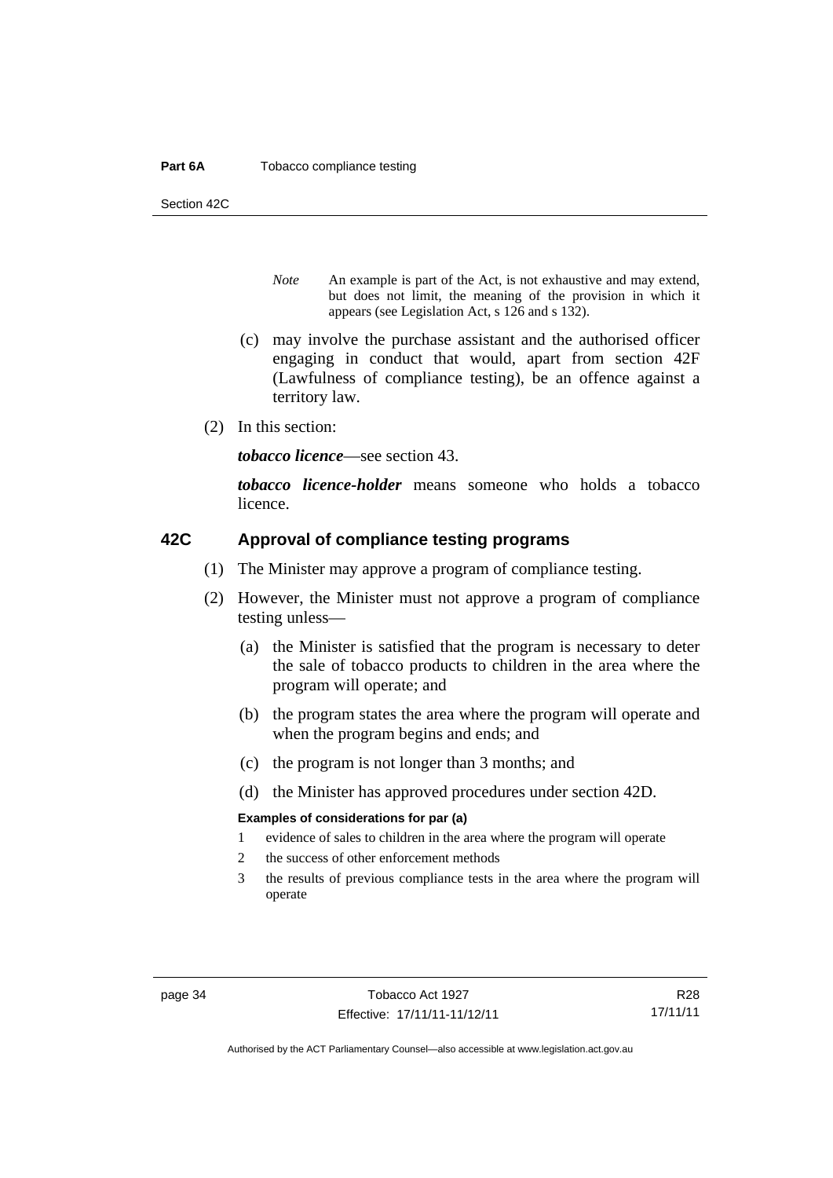*Note* An example is part of the Act, is not exhaustive and may extend, but does not limit, the meaning of the provision in which it appears (see Legislation Act, s 126 and s 132).

(c) may involve the purchase assistant and the authorised officer engaging in conduct that would, apart from section 42F (Lawfulness of compliance testing), be an offence against a territory law.

(2) In this section:

***tobacco licence***—see section 43.

***tobacco licence-holder*** means someone who holds a tobacco licence.

## 42C Approval of compliance testing programs

(1) The Minister may approve a program of compliance testing.

(2) However, the Minister must not approve a program of compliance testing unless—

(a) the Minister is satisfied that the program is necessary to deter the sale of tobacco products to children in the area where the program will operate; and

(b) the program states the area where the program will operate and when the program begins and ends; and

(c) the program is not longer than 3 months; and

(d) the Minister has approved procedures under section 42D.

**Examples of considerations for par (a)**

1. evidence of sales to children in the area where the program will operate
2. the success of other enforcement methods
3. the results of previous compliance tests in the area where the program will operate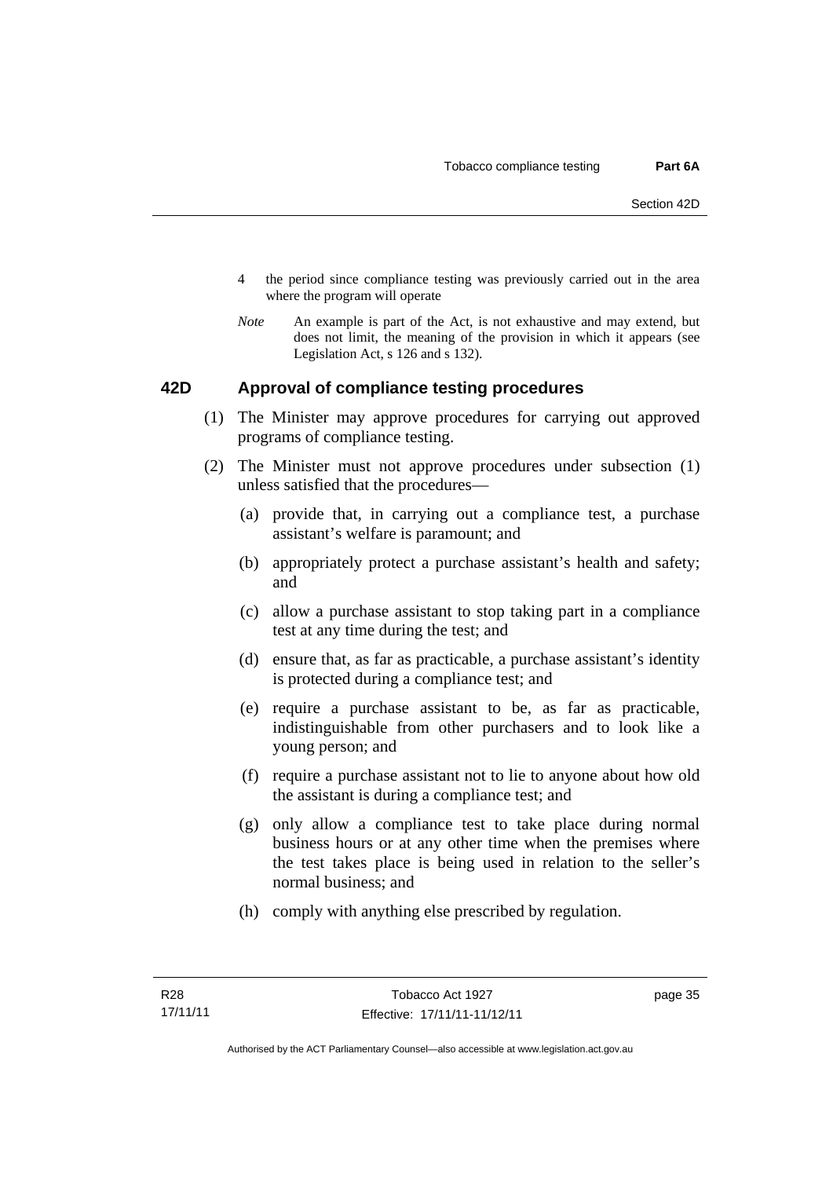4 the period since compliance testing was previously carried out in the area where the program will operate

*Note* An example is part of the Act, is not exhaustive and may extend, but does not limit, the meaning of the provision in which it appears (see Legislation Act, s 126 and s 132).

### 42D Approval of compliance testing procedures

(1) The Minister may approve procedures for carrying out approved programs of compliance testing.

(2) The Minister must not approve procedures under subsection (1) unless satisfied that the procedures—

(a) provide that, in carrying out a compliance test, a purchase assistant's welfare is paramount; and

(b) appropriately protect a purchase assistant's health and safety; and

(c) allow a purchase assistant to stop taking part in a compliance test at any time during the test; and

(d) ensure that, as far as practicable, a purchase assistant's identity is protected during a compliance test; and

(e) require a purchase assistant to be, as far as practicable, indistinguishable from other purchasers and to look like a young person; and

(f) require a purchase assistant not to lie to anyone about how old the assistant is during a compliance test; and

(g) only allow a compliance test to take place during normal business hours or at any other time when the premises where the test takes place is being used in relation to the seller's normal business; and

(h) comply with anything else prescribed by regulation.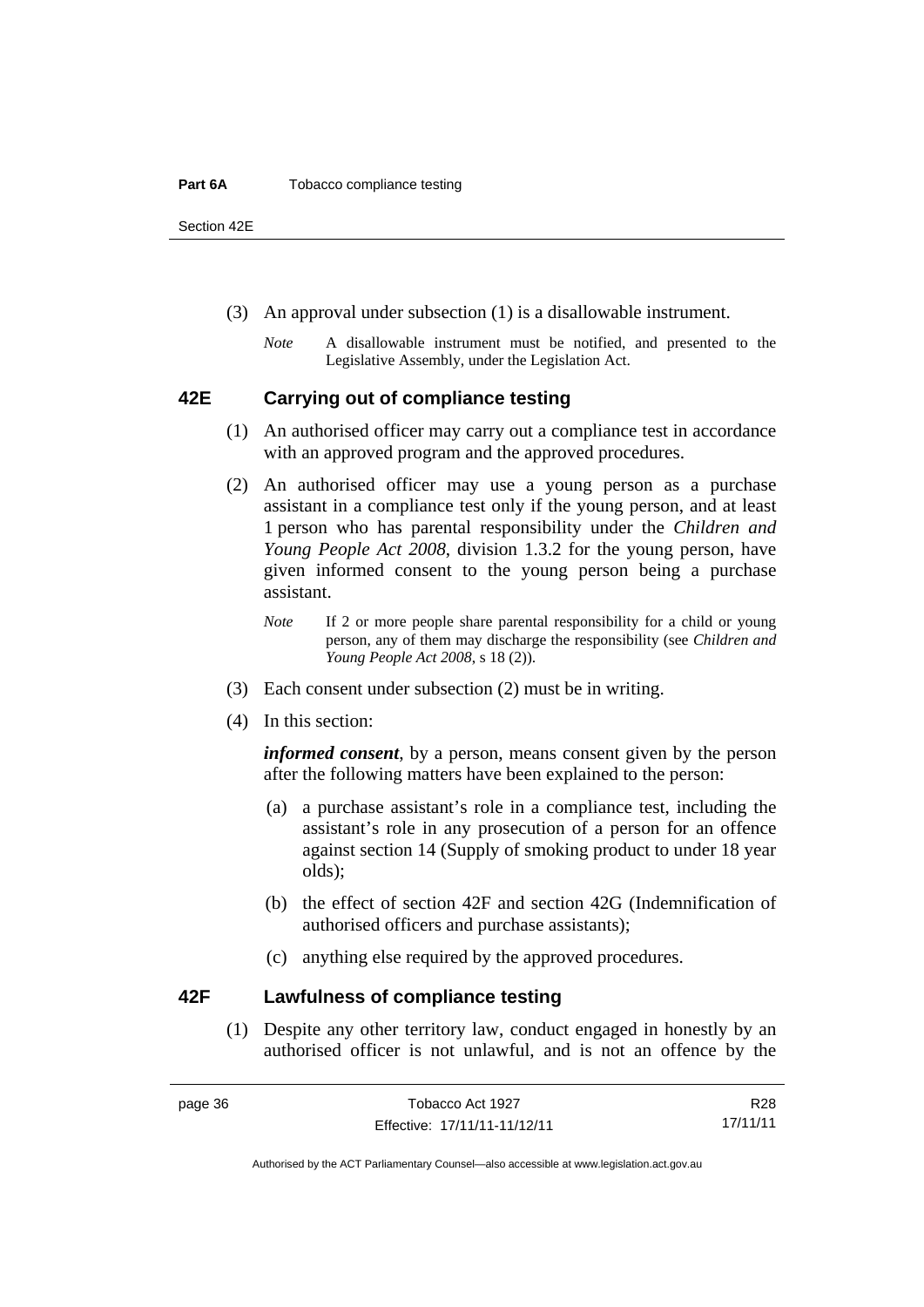(3) An approval under subsection (1) is a disallowable instrument.

*Note* A disallowable instrument must be notified, and presented to the Legislative Assembly, under the Legislation Act.

## 42E Carrying out of compliance testing

(1) An authorised officer may carry out a compliance test in accordance with an approved program and the approved procedures.

(2) An authorised officer may use a young person as a purchase assistant in a compliance test only if the young person, and at least 1 person who has parental responsibility under the *Children and Young People Act 2008*, division 1.3.2 for the young person, have given informed consent to the young person being a purchase assistant.

*Note* If 2 or more people share parental responsibility for a child or young person, any of them may discharge the responsibility (see *Children and Young People Act 2008*, s 18 (2)).

(3) Each consent under subsection (2) must be in writing.

(4) In this section:

***informed consent***, by a person, means consent given by the person after the following matters have been explained to the person:

(a) a purchase assistant's role in a compliance test, including the assistant's role in any prosecution of a person for an offence against section 14 (Supply of smoking product to under 18 year olds);

(b) the effect of section 42F and section 42G (Indemnification of authorised officers and purchase assistants);

(c) anything else required by the approved procedures.

## 42F Lawfulness of compliance testing

(1) Despite any other territory law, conduct engaged in honestly by an authorised officer is not unlawful, and is not an offence by the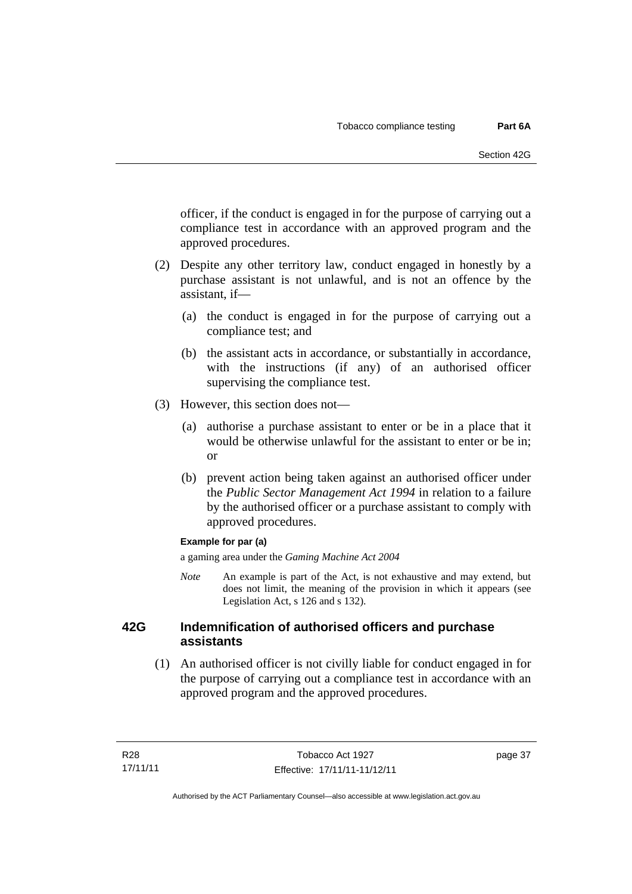officer, if the conduct is engaged in for the purpose of carrying out a compliance test in accordance with an approved program and the approved procedures.

(2) Despite any other territory law, conduct engaged in honestly by a purchase assistant is not unlawful, and is not an offence by the assistant, if—

(a) the conduct is engaged in for the purpose of carrying out a compliance test; and

(b) the assistant acts in accordance, or substantially in accordance, with the instructions (if any) of an authorised officer supervising the compliance test.

(3) However, this section does not—

(a) authorise a purchase assistant to enter or be in a place that it would be otherwise unlawful for the assistant to enter or be in; or

(b) prevent action being taken against an authorised officer under the *Public Sector Management Act 1994* in relation to a failure by the authorised officer or a purchase assistant to comply with approved procedures.

**Example for par (a)**

a gaming area under the *Gaming Machine Act 2004*

*Note* An example is part of the Act, is not exhaustive and may extend, but does not limit, the meaning of the provision in which it appears (see Legislation Act, s 126 and s 132).

## 42G Indemnification of authorised officers and purchase assistants

(1) An authorised officer is not civilly liable for conduct engaged in for the purpose of carrying out a compliance test in accordance with an approved program and the approved procedures.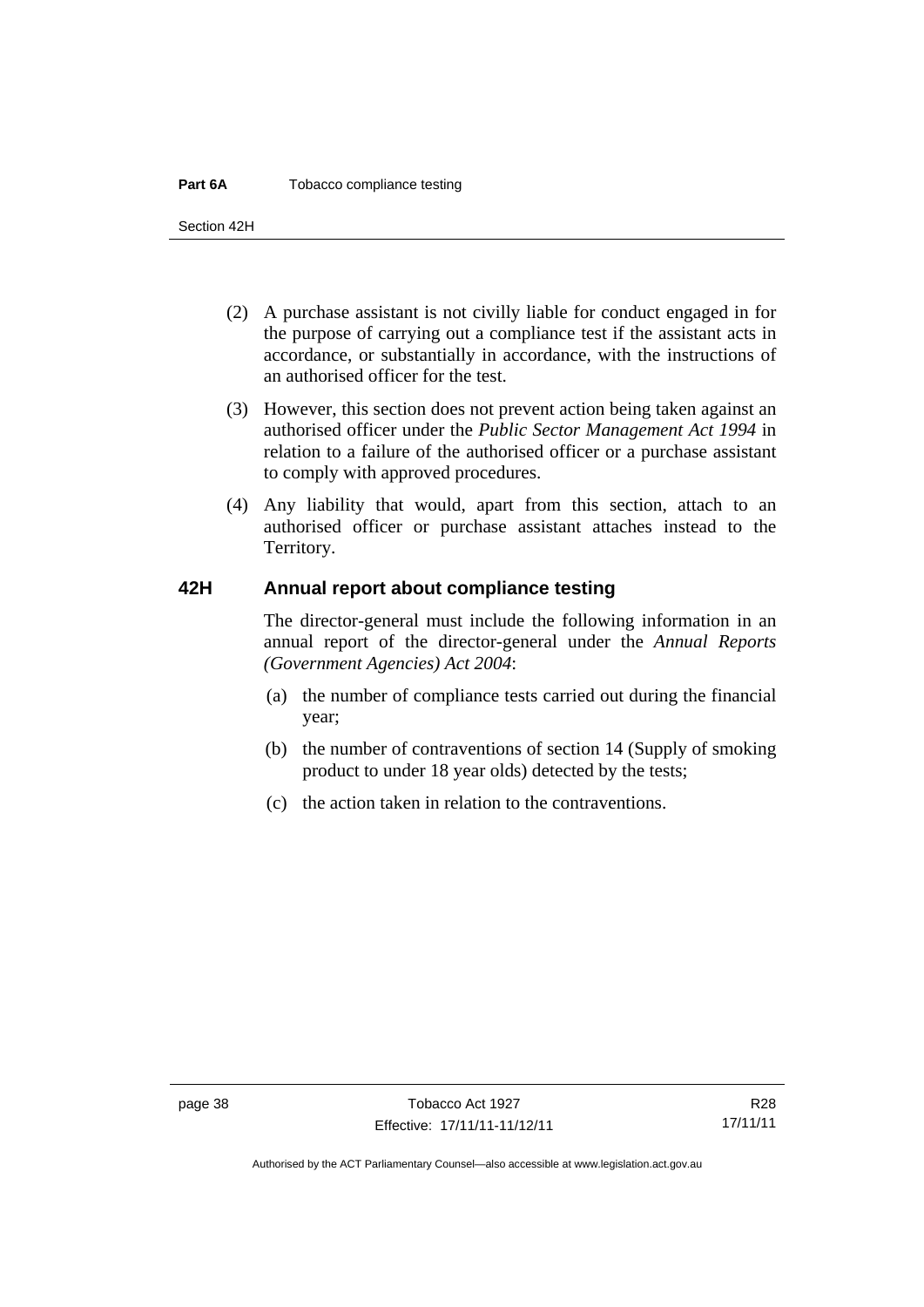(2) A purchase assistant is not civilly liable for conduct engaged in for the purpose of carrying out a compliance test if the assistant acts in accordance, or substantially in accordance, with the instructions of an authorised officer for the test.

(3) However, this section does not prevent action being taken against an authorised officer under the *Public Sector Management Act 1994* in relation to a failure of the authorised officer or a purchase assistant to comply with approved procedures.

(4) Any liability that would, apart from this section, attach to an authorised officer or purchase assistant attaches instead to the Territory.

## 42H Annual report about compliance testing

The director-general must include the following information in an annual report of the director-general under the *Annual Reports (Government Agencies) Act 2004*:

(a) the number of compliance tests carried out during the financial year;

(b) the number of contraventions of section 14 (Supply of smoking product to under 18 year olds) detected by the tests;

(c) the action taken in relation to the contraventions.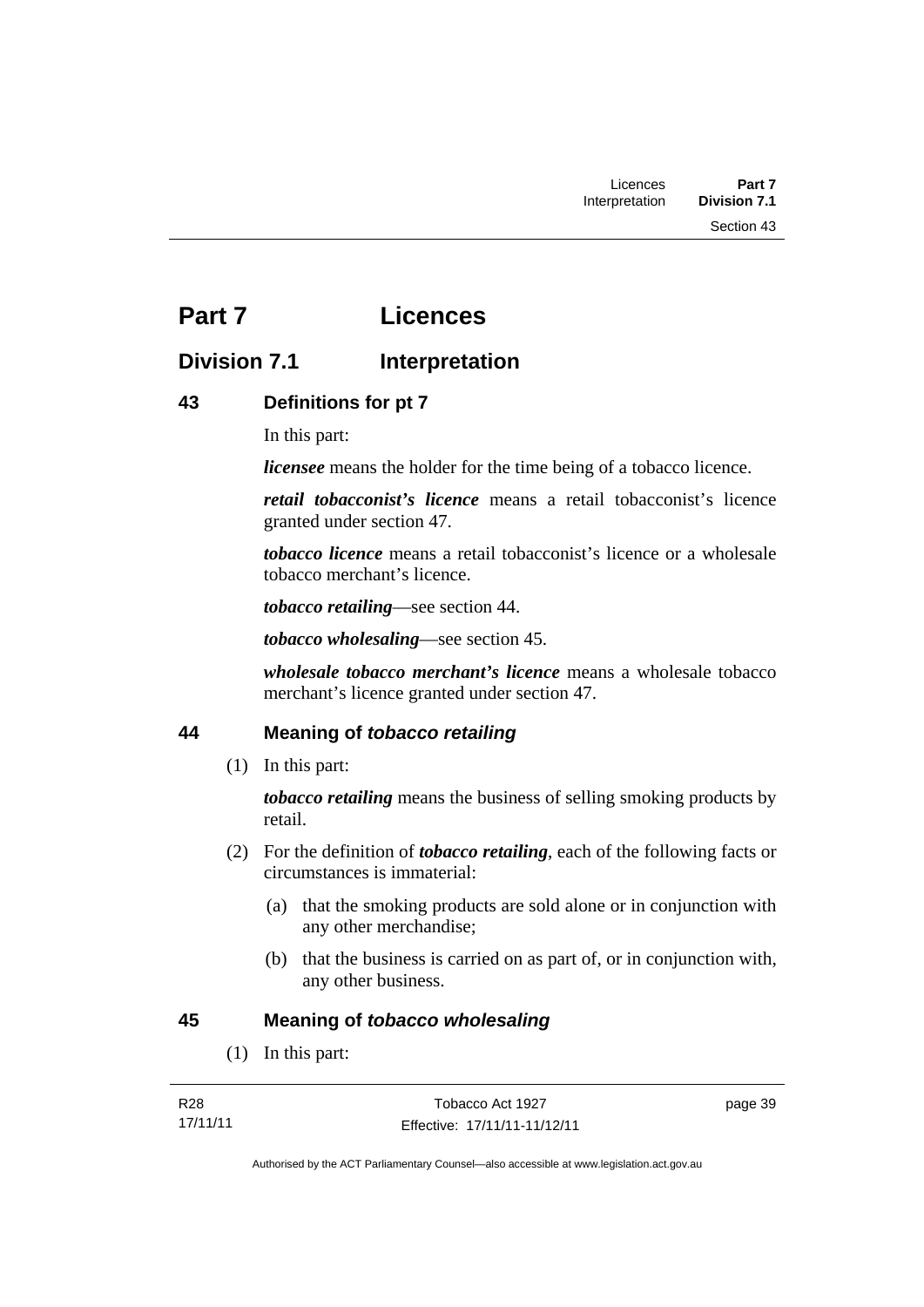# Part 7 Licences

## Division 7.1 Interpretation

### 43 Definitions for pt 7

In this part:

***licensee*** means the holder for the time being of a tobacco licence.

***retail tobacconist's licence*** means a retail tobacconist's licence granted under section 47.

***tobacco licence*** means a retail tobacconist's licence or a wholesale tobacco merchant's licence.

***tobacco retailing***—see section 44.

***tobacco wholesaling***—see section 45.

***wholesale tobacco merchant's licence*** means a wholesale tobacco merchant's licence granted under section 47.

### 44 Meaning of *tobacco retailing*

(1) In this part:

***tobacco retailing*** means the business of selling smoking products by retail.

(2) For the definition of ***tobacco retailing***, each of the following facts or circumstances is immaterial:

(a) that the smoking products are sold alone or in conjunction with any other merchandise;

(b) that the business is carried on as part of, or in conjunction with, any other business.

### 45 Meaning of *tobacco wholesaling*

(1) In this part: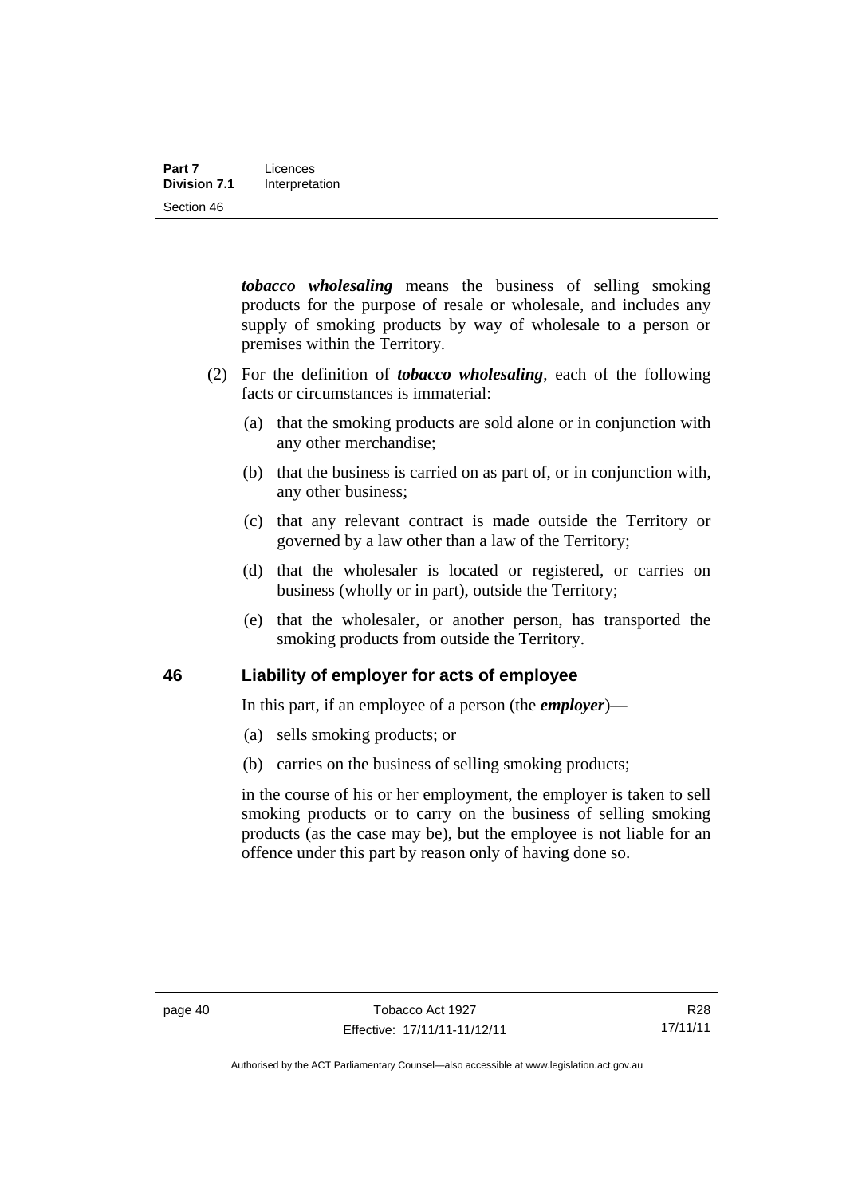***tobacco wholesaling*** means the business of selling smoking products for the purpose of resale or wholesale, and includes any supply of smoking products by way of wholesale to a person or premises within the Territory.

(2) For the definition of ***tobacco wholesaling***, each of the following facts or circumstances is immaterial:

(a) that the smoking products are sold alone or in conjunction with any other merchandise;

(b) that the business is carried on as part of, or in conjunction with, any other business;

(c) that any relevant contract is made outside the Territory or governed by a law other than a law of the Territory;

(d) that the wholesaler is located or registered, or carries on business (wholly or in part), outside the Territory;

(e) that the wholesaler, or another person, has transported the smoking products from outside the Territory.

## 46 Liability of employer for acts of employee

In this part, if an employee of a person (the ***employer***)—

(a) sells smoking products; or

(b) carries on the business of selling smoking products;

in the course of his or her employment, the employer is taken to sell smoking products or to carry on the business of selling smoking products (as the case may be), but the employee is not liable for an offence under this part by reason only of having done so.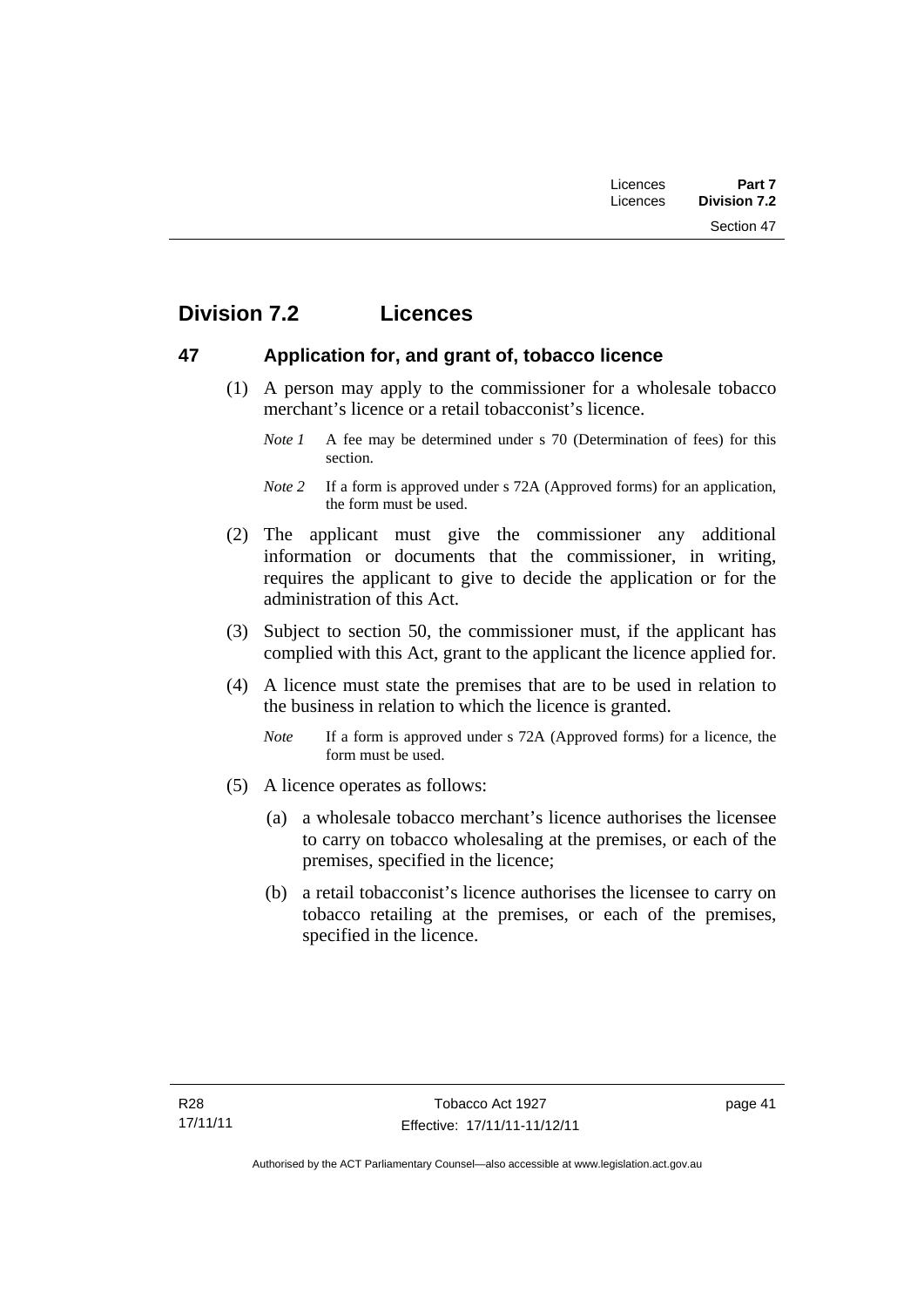## Division 7.2 Licences

### 47 Application for, and grant of, tobacco licence

(1) A person may apply to the commissioner for a wholesale tobacco merchant's licence or a retail tobacconist's licence.

*Note 1* A fee may be determined under s 70 (Determination of fees) for this section.

*Note 2* If a form is approved under s 72A (Approved forms) for an application, the form must be used.

(2) The applicant must give the commissioner any additional information or documents that the commissioner, in writing, requires the applicant to give to decide the application or for the administration of this Act.

(3) Subject to section 50, the commissioner must, if the applicant has complied with this Act, grant to the applicant the licence applied for.

(4) A licence must state the premises that are to be used in relation to the business in relation to which the licence is granted.

*Note* If a form is approved under s 72A (Approved forms) for a licence, the form must be used.

(5) A licence operates as follows:

(a) a wholesale tobacco merchant's licence authorises the licensee to carry on tobacco wholesaling at the premises, or each of the premises, specified in the licence;

(b) a retail tobacconist's licence authorises the licensee to carry on tobacco retailing at the premises, or each of the premises, specified in the licence.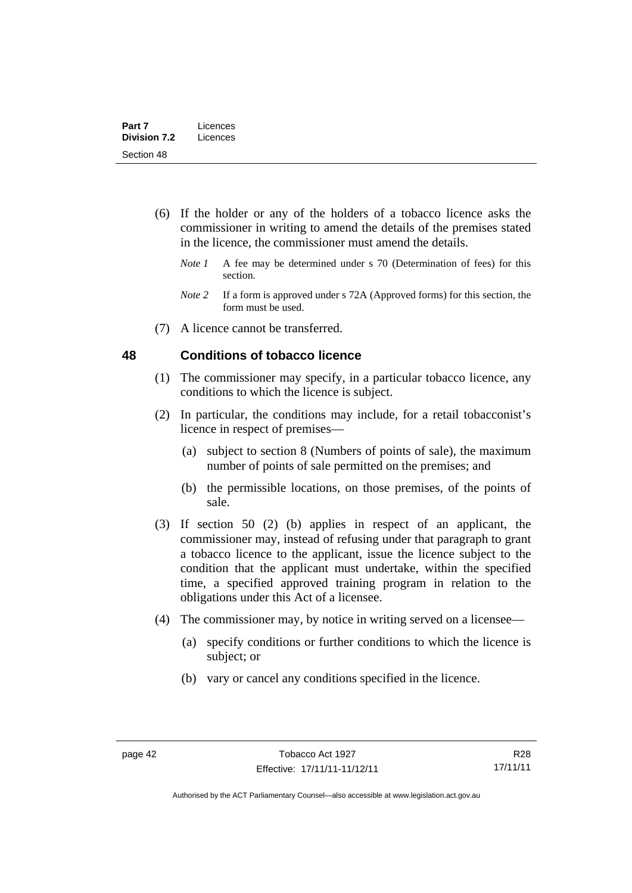(6) If the holder or any of the holders of a tobacco licence asks the commissioner in writing to amend the details of the premises stated in the licence, the commissioner must amend the details.

*Note 1* A fee may be determined under s 70 (Determination of fees) for this section.

*Note 2* If a form is approved under s 72A (Approved forms) for this section, the form must be used.

(7) A licence cannot be transferred.

## 48 Conditions of tobacco licence

(1) The commissioner may specify, in a particular tobacco licence, any conditions to which the licence is subject.

(2) In particular, the conditions may include, for a retail tobacconist's licence in respect of premises—

(a) subject to section 8 (Numbers of points of sale), the maximum number of points of sale permitted on the premises; and

(b) the permissible locations, on those premises, of the points of sale.

(3) If section 50 (2) (b) applies in respect of an applicant, the commissioner may, instead of refusing under that paragraph to grant a tobacco licence to the applicant, issue the licence subject to the condition that the applicant must undertake, within the specified time, a specified approved training program in relation to the obligations under this Act of a licensee.

(4) The commissioner may, by notice in writing served on a licensee—

(a) specify conditions or further conditions to which the licence is subject; or

(b) vary or cancel any conditions specified in the licence.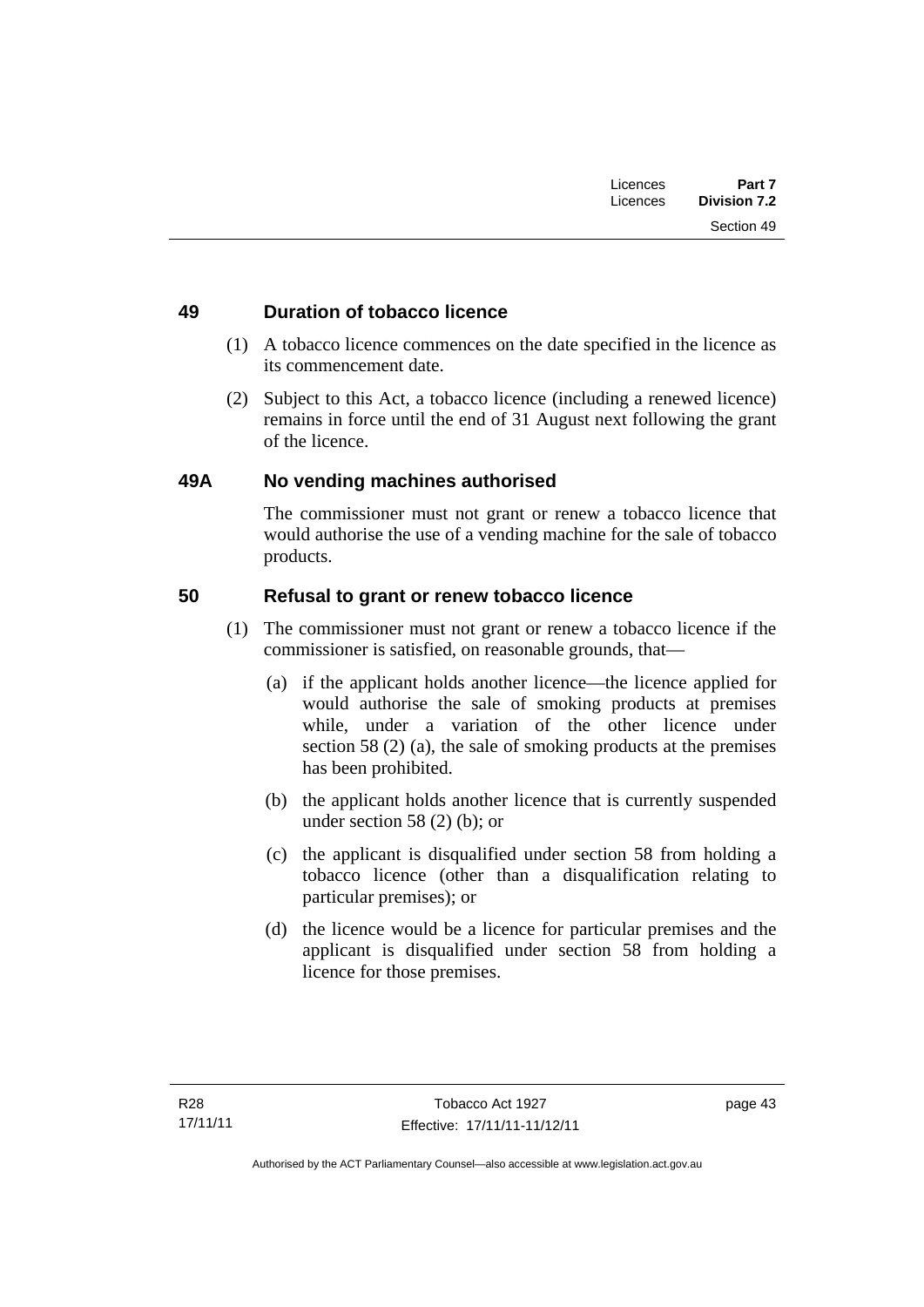## 49 Duration of tobacco licence

(1) A tobacco licence commences on the date specified in the licence as its commencement date.

(2) Subject to this Act, a tobacco licence (including a renewed licence) remains in force until the end of 31 August next following the grant of the licence.

## 49A No vending machines authorised

The commissioner must not grant or renew a tobacco licence that would authorise the use of a vending machine for the sale of tobacco products.

## 50 Refusal to grant or renew tobacco licence

(1) The commissioner must not grant or renew a tobacco licence if the commissioner is satisfied, on reasonable grounds, that—

(a) if the applicant holds another licence—the licence applied for would authorise the sale of smoking products at premises while, under a variation of the other licence under section 58 (2) (a), the sale of smoking products at the premises has been prohibited.

(b) the applicant holds another licence that is currently suspended under section 58 (2) (b); or

(c) the applicant is disqualified under section 58 from holding a tobacco licence (other than a disqualification relating to particular premises); or

(d) the licence would be a licence for particular premises and the applicant is disqualified under section 58 from holding a licence for those premises.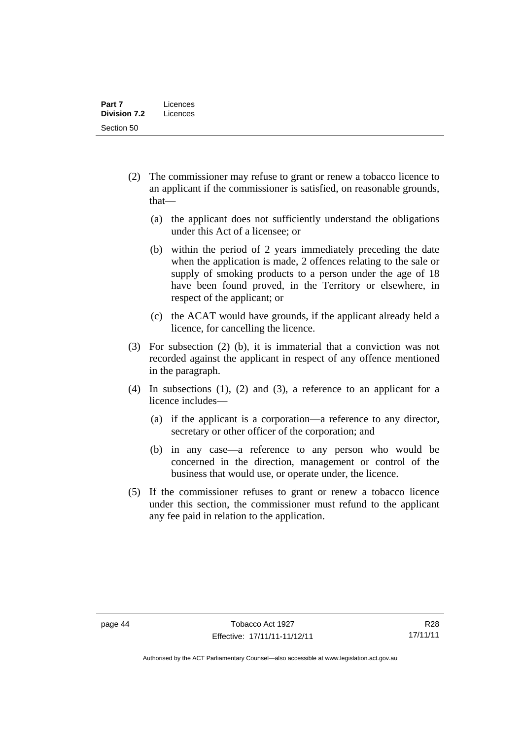(2) The commissioner may refuse to grant or renew a tobacco licence to an applicant if the commissioner is satisfied, on reasonable grounds, that—

(a) the applicant does not sufficiently understand the obligations under this Act of a licensee; or

(b) within the period of 2 years immediately preceding the date when the application is made, 2 offences relating to the sale or supply of smoking products to a person under the age of 18 have been found proved, in the Territory or elsewhere, in respect of the applicant; or

(c) the ACAT would have grounds, if the applicant already held a licence, for cancelling the licence.

(3) For subsection (2) (b), it is immaterial that a conviction was not recorded against the applicant in respect of any offence mentioned in the paragraph.

(4) In subsections (1), (2) and (3), a reference to an applicant for a licence includes—

(a) if the applicant is a corporation—a reference to any director, secretary or other officer of the corporation; and

(b) in any case—a reference to any person who would be concerned in the direction, management or control of the business that would use, or operate under, the licence.

(5) If the commissioner refuses to grant or renew a tobacco licence under this section, the commissioner must refund to the applicant any fee paid in relation to the application.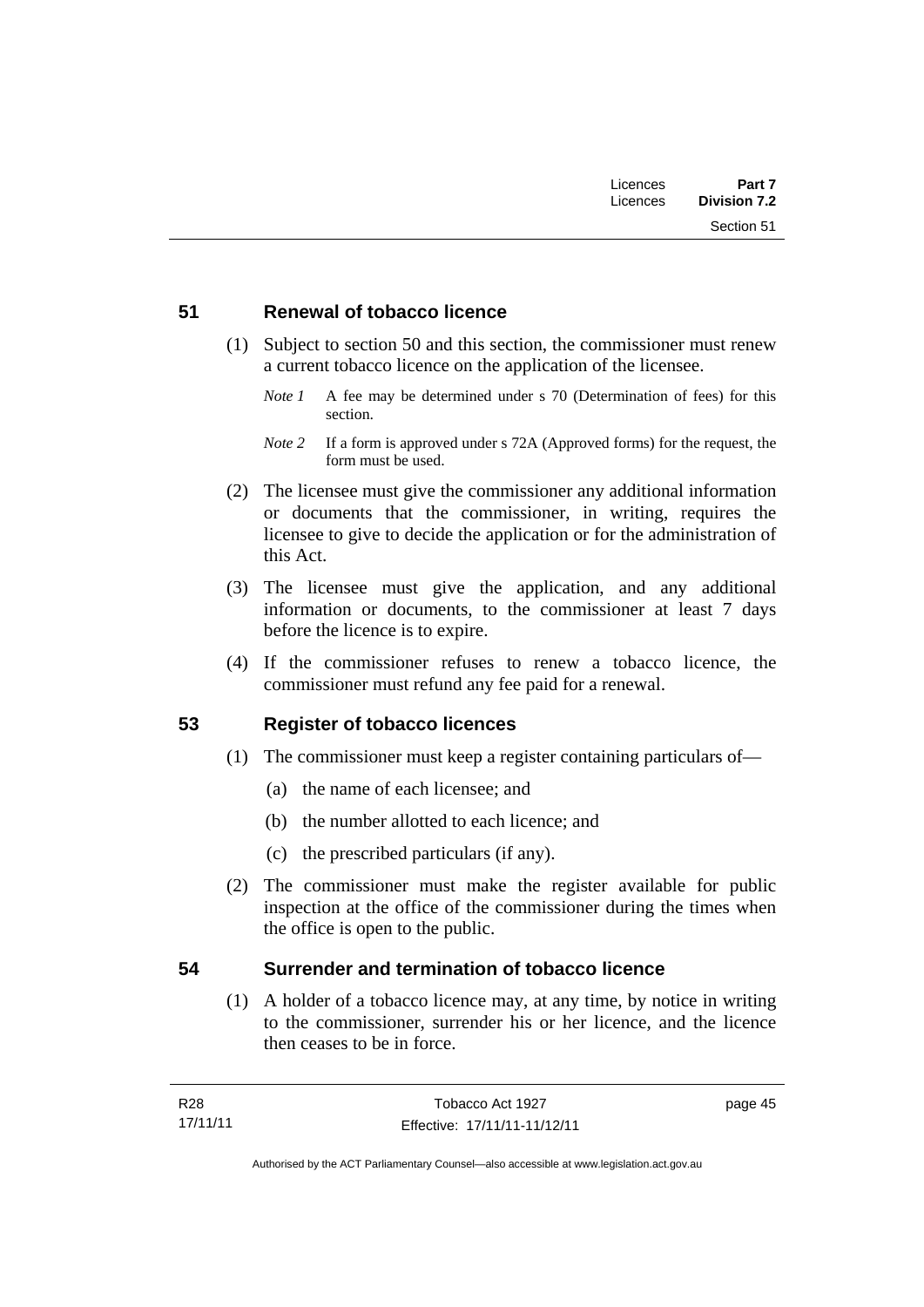## 51 Renewal of tobacco licence

(1) Subject to section 50 and this section, the commissioner must renew a current tobacco licence on the application of the licensee.

*Note 1* A fee may be determined under s 70 (Determination of fees) for this section.

*Note 2* If a form is approved under s 72A (Approved forms) for the request, the form must be used.

(2) The licensee must give the commissioner any additional information or documents that the commissioner, in writing, requires the licensee to give to decide the application or for the administration of this Act.

(3) The licensee must give the application, and any additional information or documents, to the commissioner at least 7 days before the licence is to expire.

(4) If the commissioner refuses to renew a tobacco licence, the commissioner must refund any fee paid for a renewal.

## 53 Register of tobacco licences

(1) The commissioner must keep a register containing particulars of—

(a) the name of each licensee; and

(b) the number allotted to each licence; and

(c) the prescribed particulars (if any).

(2) The commissioner must make the register available for public inspection at the office of the commissioner during the times when the office is open to the public.

## 54 Surrender and termination of tobacco licence

(1) A holder of a tobacco licence may, at any time, by notice in writing to the commissioner, surrender his or her licence, and the licence then ceases to be in force.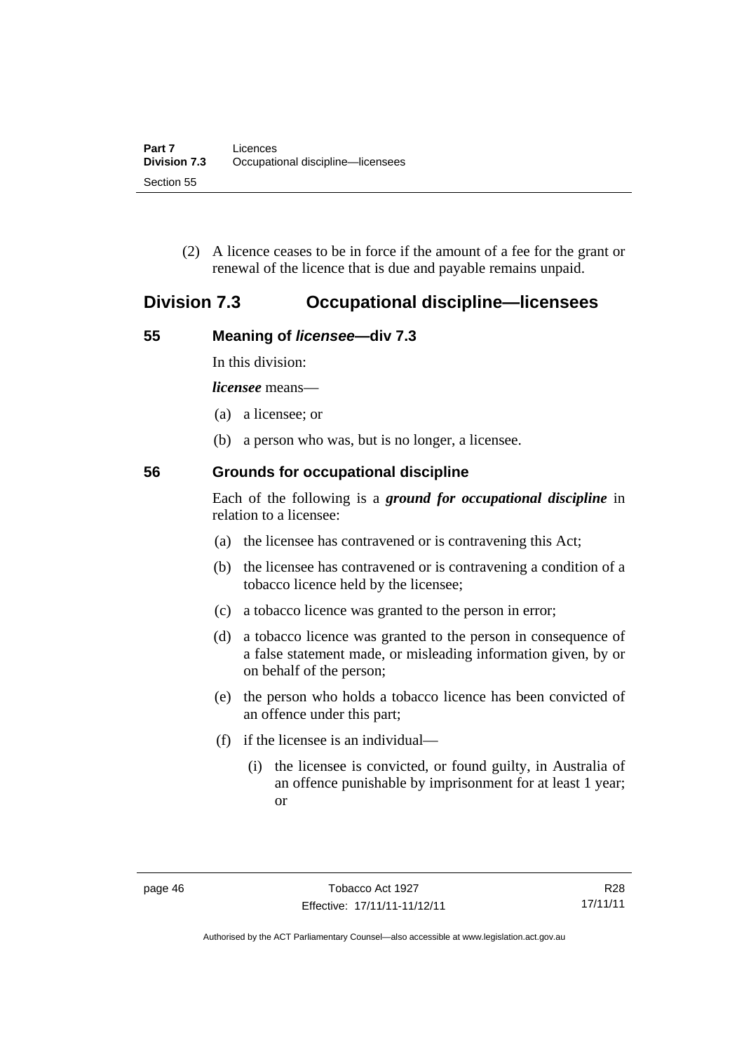(2) A licence ceases to be in force if the amount of a fee for the grant or renewal of the licence that is due and payable remains unpaid.

## Division 7.3 Occupational discipline—licensees

### 55 Meaning of *licensee*—div 7.3

In this division:

***licensee*** means—

(a) a licensee; or

(b) a person who was, but is no longer, a licensee.

### 56 Grounds for occupational discipline

Each of the following is a ***ground for occupational discipline*** in relation to a licensee:

(a) the licensee has contravened or is contravening this Act;

(b) the licensee has contravened or is contravening a condition of a tobacco licence held by the licensee;

(c) a tobacco licence was granted to the person in error;

(d) a tobacco licence was granted to the person in consequence of a false statement made, or misleading information given, by or on behalf of the person;

(e) the person who holds a tobacco licence has been convicted of an offence under this part;

(f) if the licensee is an individual—

(i) the licensee is convicted, or found guilty, in Australia of an offence punishable by imprisonment for at least 1 year; or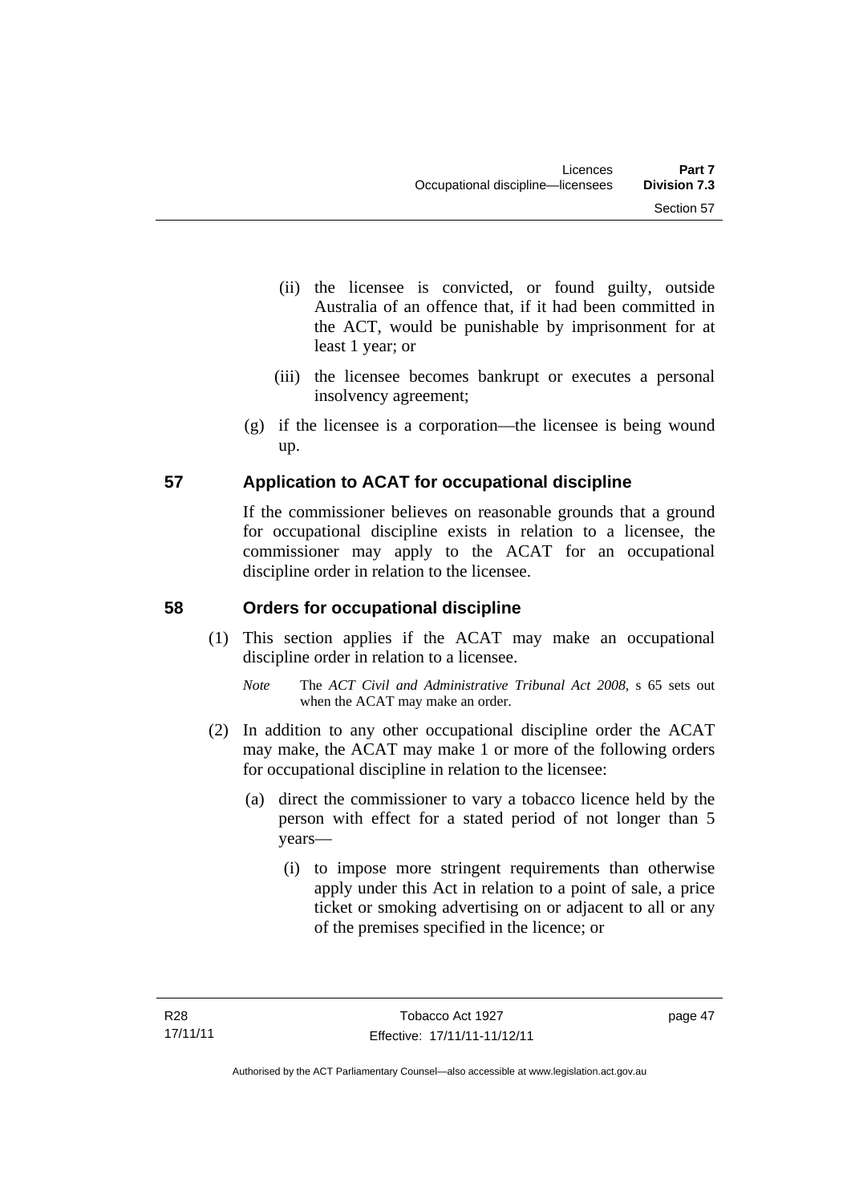(ii) the licensee is convicted, or found guilty, outside Australia of an offence that, if it had been committed in the ACT, would be punishable by imprisonment for at least 1 year; or

(iii) the licensee becomes bankrupt or executes a personal insolvency agreement;

(g) if the licensee is a corporation—the licensee is being wound up.

## 57 Application to ACAT for occupational discipline

If the commissioner believes on reasonable grounds that a ground for occupational discipline exists in relation to a licensee, the commissioner may apply to the ACAT for an occupational discipline order in relation to the licensee.

## 58 Orders for occupational discipline

(1) This section applies if the ACAT may make an occupational discipline order in relation to a licensee.

*Note* The *ACT Civil and Administrative Tribunal Act 2008*, s 65 sets out when the ACAT may make an order.

(2) In addition to any other occupational discipline order the ACAT may make, the ACAT may make 1 or more of the following orders for occupational discipline in relation to the licensee:

(a) direct the commissioner to vary a tobacco licence held by the person with effect for a stated period of not longer than 5 years—

(i) to impose more stringent requirements than otherwise apply under this Act in relation to a point of sale, a price ticket or smoking advertising on or adjacent to all or any of the premises specified in the licence; or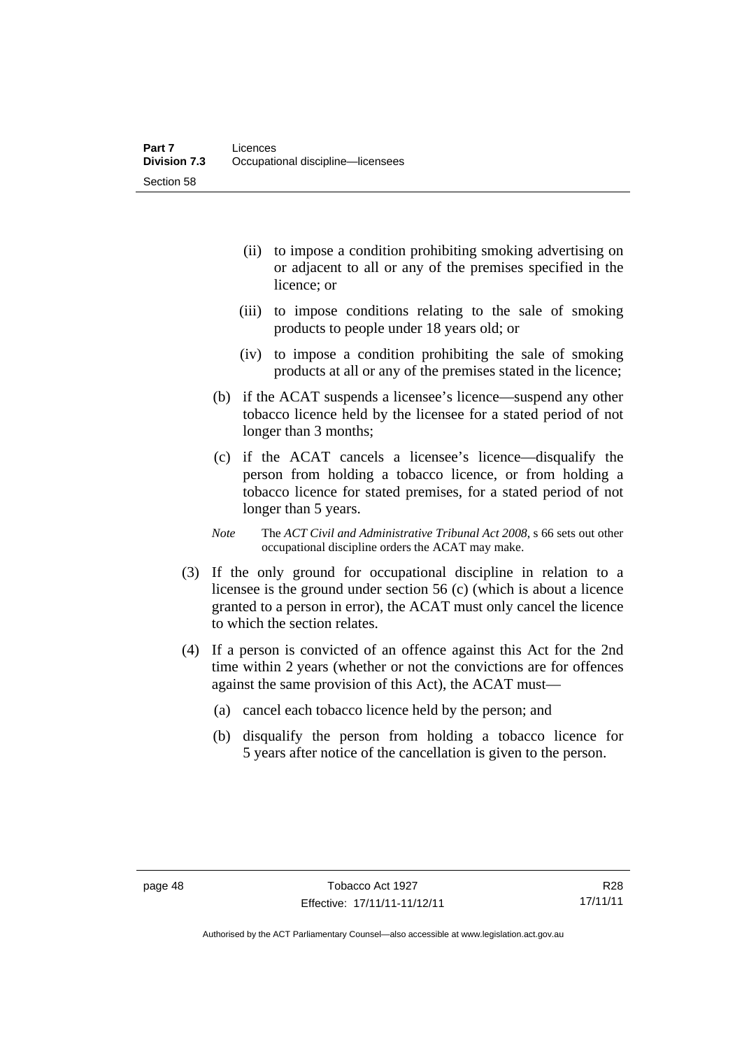(ii) to impose a condition prohibiting smoking advertising on or adjacent to all or any of the premises specified in the licence; or

(iii) to impose conditions relating to the sale of smoking products to people under 18 years old; or

(iv) to impose a condition prohibiting the sale of smoking products at all or any of the premises stated in the licence;

(b) if the ACAT suspends a licensee's licence—suspend any other tobacco licence held by the licensee for a stated period of not longer than 3 months;

(c) if the ACAT cancels a licensee's licence—disqualify the person from holding a tobacco licence, or from holding a tobacco licence for stated premises, for a stated period of not longer than 5 years.

*Note* The *ACT Civil and Administrative Tribunal Act 2008*, s 66 sets out other occupational discipline orders the ACAT may make.

(3) If the only ground for occupational discipline in relation to a licensee is the ground under section 56 (c) (which is about a licence granted to a person in error), the ACAT must only cancel the licence to which the section relates.

(4) If a person is convicted of an offence against this Act for the 2nd time within 2 years (whether or not the convictions are for offences against the same provision of this Act), the ACAT must—

(a) cancel each tobacco licence held by the person; and

(b) disqualify the person from holding a tobacco licence for 5 years after notice of the cancellation is given to the person.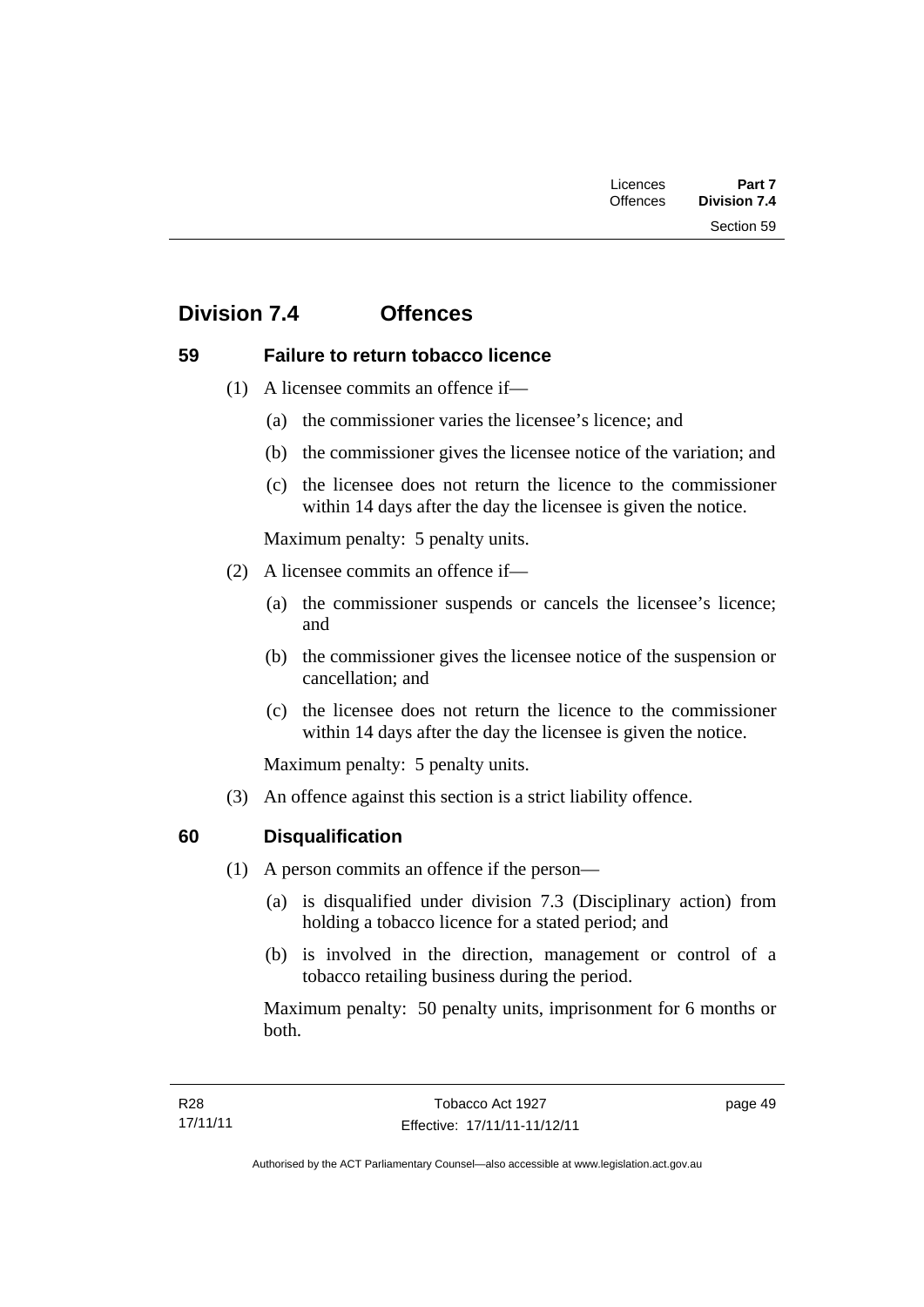## Division 7.4 Offences

### 59 Failure to return tobacco licence

(1) A licensee commits an offence if—

(a) the commissioner varies the licensee's licence; and

(b) the commissioner gives the licensee notice of the variation; and

(c) the licensee does not return the licence to the commissioner within 14 days after the day the licensee is given the notice.

Maximum penalty: 5 penalty units.

(2) A licensee commits an offence if—

(a) the commissioner suspends or cancels the licensee's licence; and

(b) the commissioner gives the licensee notice of the suspension or cancellation; and

(c) the licensee does not return the licence to the commissioner within 14 days after the day the licensee is given the notice.

Maximum penalty: 5 penalty units.

(3) An offence against this section is a strict liability offence.

### 60 Disqualification

(1) A person commits an offence if the person—

(a) is disqualified under division 7.3 (Disciplinary action) from holding a tobacco licence for a stated period; and

(b) is involved in the direction, management or control of a tobacco retailing business during the period.

Maximum penalty: 50 penalty units, imprisonment for 6 months or both.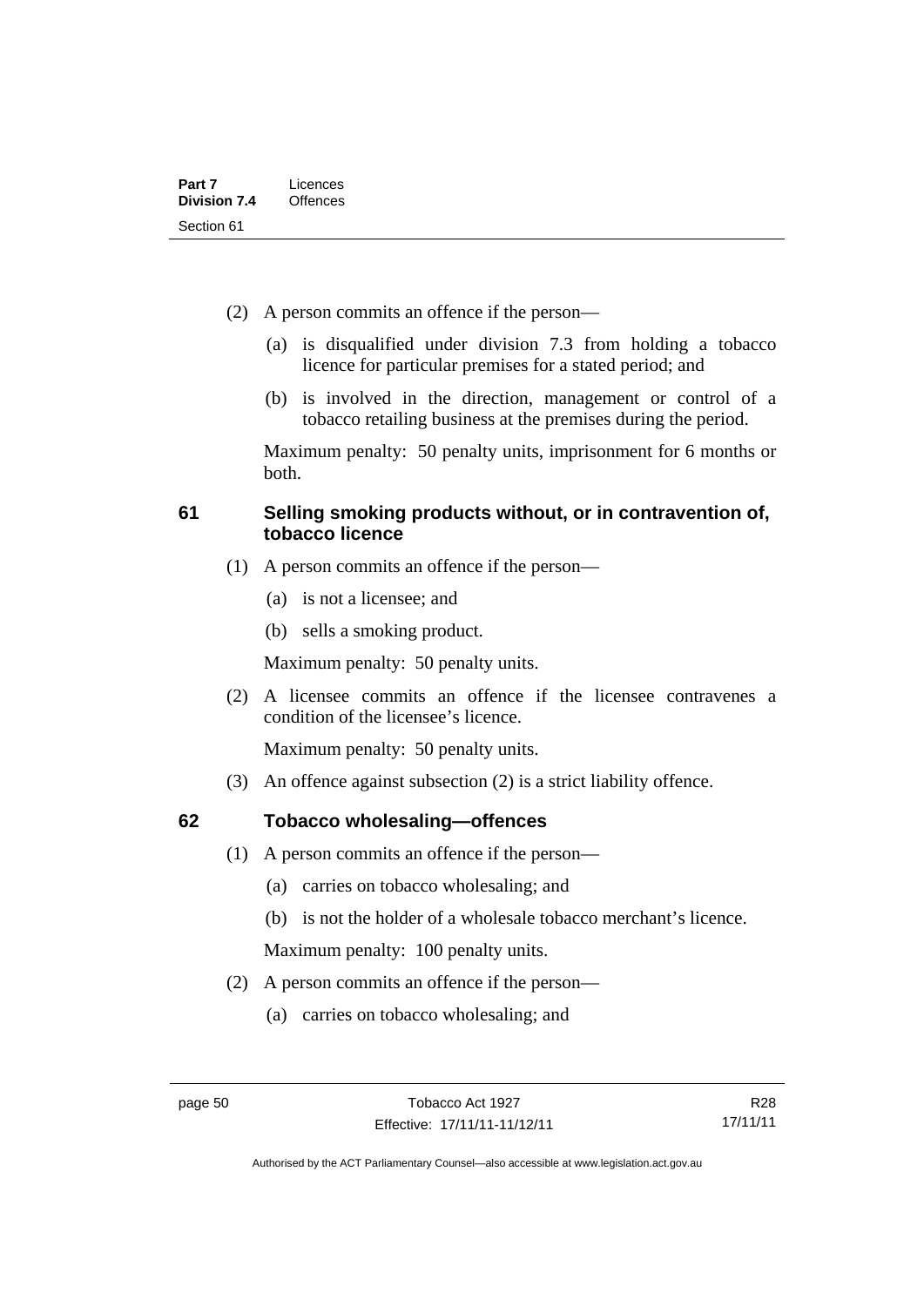(2) A person commits an offence if the person—

(a) is disqualified under division 7.3 from holding a tobacco licence for particular premises for a stated period; and

(b) is involved in the direction, management or control of a tobacco retailing business at the premises during the period.

Maximum penalty: 50 penalty units, imprisonment for 6 months or both.

## 61 Selling smoking products without, or in contravention of, tobacco licence

(1) A person commits an offence if the person—

(a) is not a licensee; and

(b) sells a smoking product.

Maximum penalty: 50 penalty units.

(2) A licensee commits an offence if the licensee contravenes a condition of the licensee's licence.

Maximum penalty: 50 penalty units.

(3) An offence against subsection (2) is a strict liability offence.

## 62 Tobacco wholesaling—offences

(1) A person commits an offence if the person—

(a) carries on tobacco wholesaling; and

(b) is not the holder of a wholesale tobacco merchant's licence.

Maximum penalty: 100 penalty units.

(2) A person commits an offence if the person—

(a) carries on tobacco wholesaling; and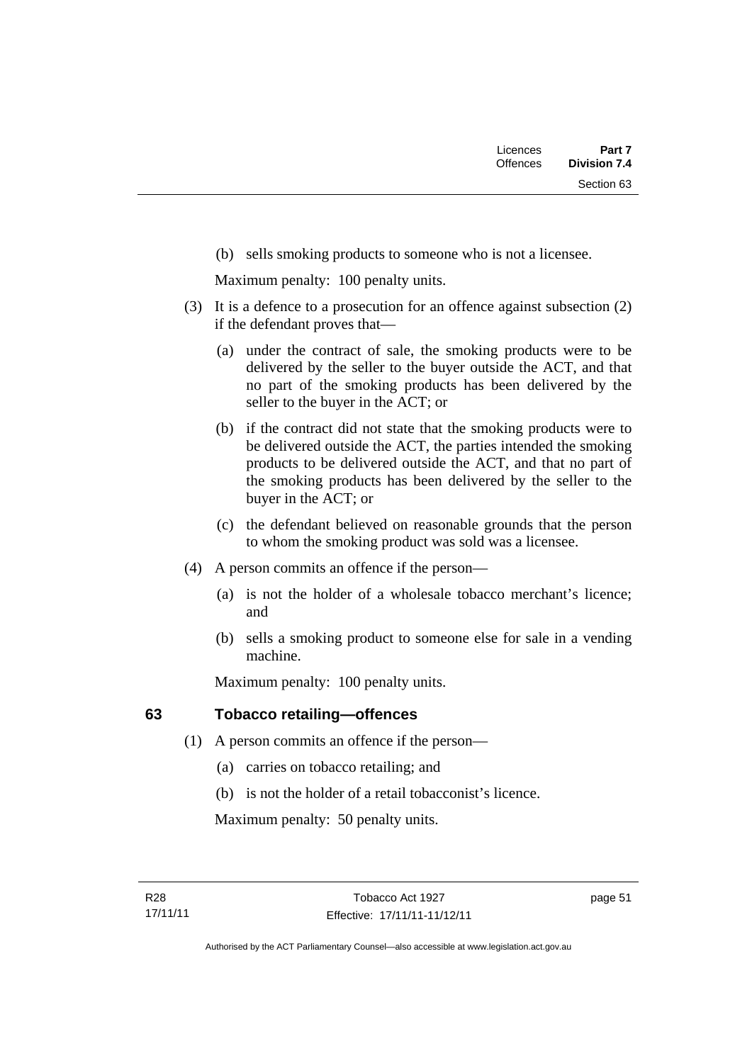(b) sells smoking products to someone who is not a licensee.

Maximum penalty: 100 penalty units.

(3) It is a defence to a prosecution for an offence against subsection (2) if the defendant proves that—

(a) under the contract of sale, the smoking products were to be delivered by the seller to the buyer outside the ACT, and that no part of the smoking products has been delivered by the seller to the buyer in the ACT; or

(b) if the contract did not state that the smoking products were to be delivered outside the ACT, the parties intended the smoking products to be delivered outside the ACT, and that no part of the smoking products has been delivered by the seller to the buyer in the ACT; or

(c) the defendant believed on reasonable grounds that the person to whom the smoking product was sold was a licensee.

(4) A person commits an offence if the person—

(a) is not the holder of a wholesale tobacco merchant's licence; and

(b) sells a smoking product to someone else for sale in a vending machine.

Maximum penalty: 100 penalty units.

## 63 Tobacco retailing—offences

(1) A person commits an offence if the person—

(a) carries on tobacco retailing; and

(b) is not the holder of a retail tobacconist's licence.

Maximum penalty: 50 penalty units.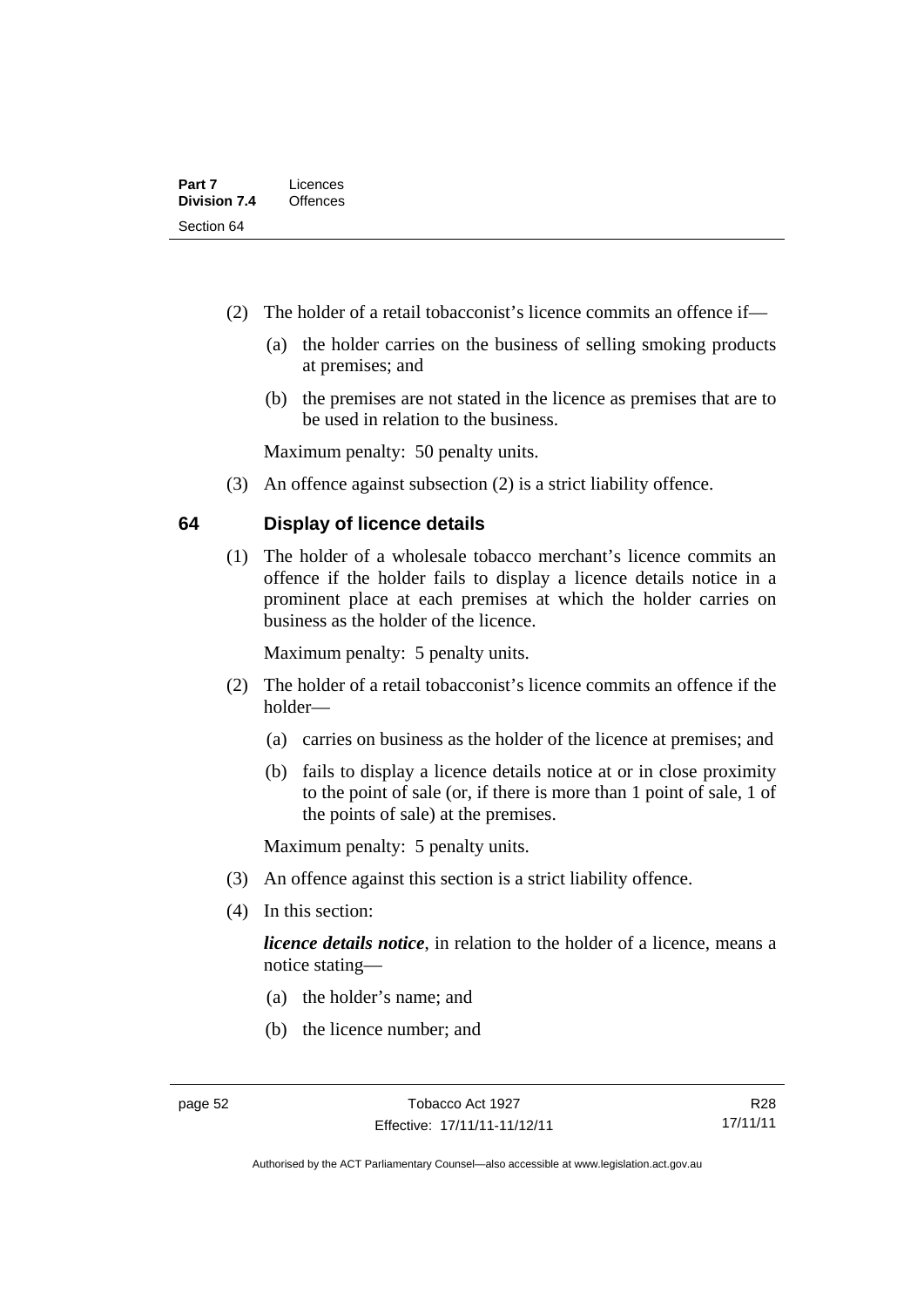(2) The holder of a retail tobacconist's licence commits an offence if—

(a) the holder carries on the business of selling smoking products at premises; and

(b) the premises are not stated in the licence as premises that are to be used in relation to the business.

Maximum penalty: 50 penalty units.

(3) An offence against subsection (2) is a strict liability offence.

## 64 Display of licence details

(1) The holder of a wholesale tobacco merchant's licence commits an offence if the holder fails to display a licence details notice in a prominent place at each premises at which the holder carries on business as the holder of the licence.

Maximum penalty: 5 penalty units.

(2) The holder of a retail tobacconist's licence commits an offence if the holder—

(a) carries on business as the holder of the licence at premises; and

(b) fails to display a licence details notice at or in close proximity to the point of sale (or, if there is more than 1 point of sale, 1 of the points of sale) at the premises.

Maximum penalty: 5 penalty units.

(3) An offence against this section is a strict liability offence.

(4) In this section:

***licence details notice***, in relation to the holder of a licence, means a notice stating—

(a) the holder's name; and

(b) the licence number; and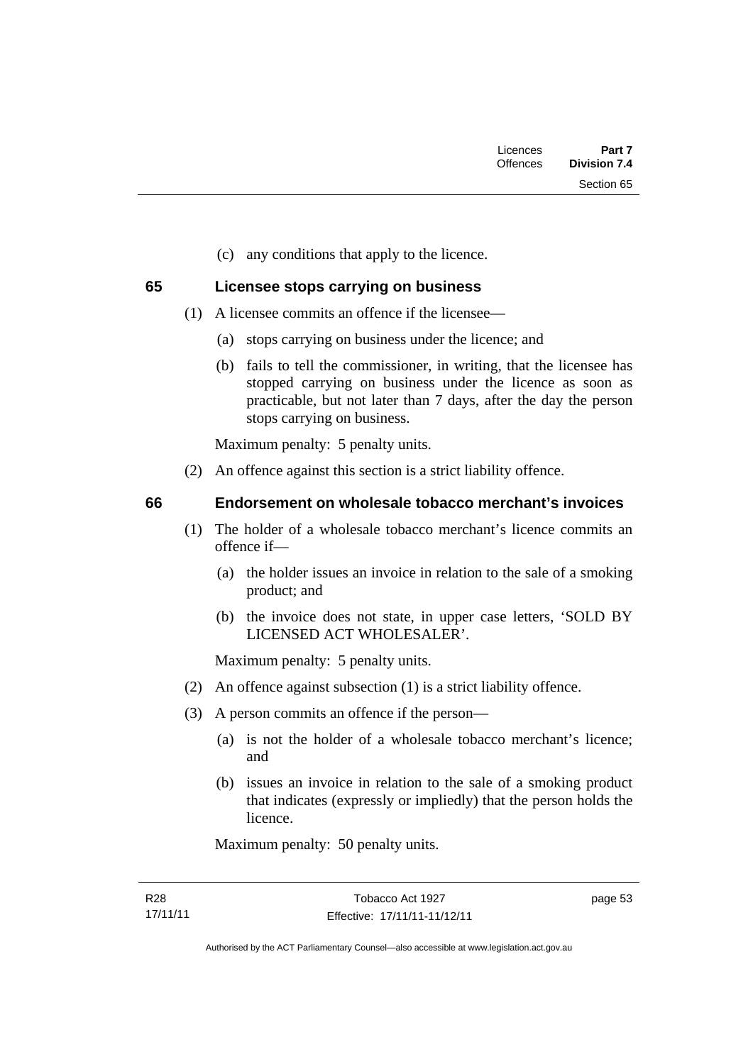(c) any conditions that apply to the licence.

## 65 Licensee stops carrying on business

(1) A licensee commits an offence if the licensee—

(a) stops carrying on business under the licence; and

(b) fails to tell the commissioner, in writing, that the licensee has stopped carrying on business under the licence as soon as practicable, but not later than 7 days, after the day the person stops carrying on business.

Maximum penalty: 5 penalty units.

(2) An offence against this section is a strict liability offence.

## 66 Endorsement on wholesale tobacco merchant's invoices

(1) The holder of a wholesale tobacco merchant's licence commits an offence if—

(a) the holder issues an invoice in relation to the sale of a smoking product; and

(b) the invoice does not state, in upper case letters, 'SOLD BY LICENSED ACT WHOLESALER'.

Maximum penalty: 5 penalty units.

(2) An offence against subsection (1) is a strict liability offence.

(3) A person commits an offence if the person—

(a) is not the holder of a wholesale tobacco merchant's licence; and

(b) issues an invoice in relation to the sale of a smoking product that indicates (expressly or impliedly) that the person holds the licence.

Maximum penalty: 50 penalty units.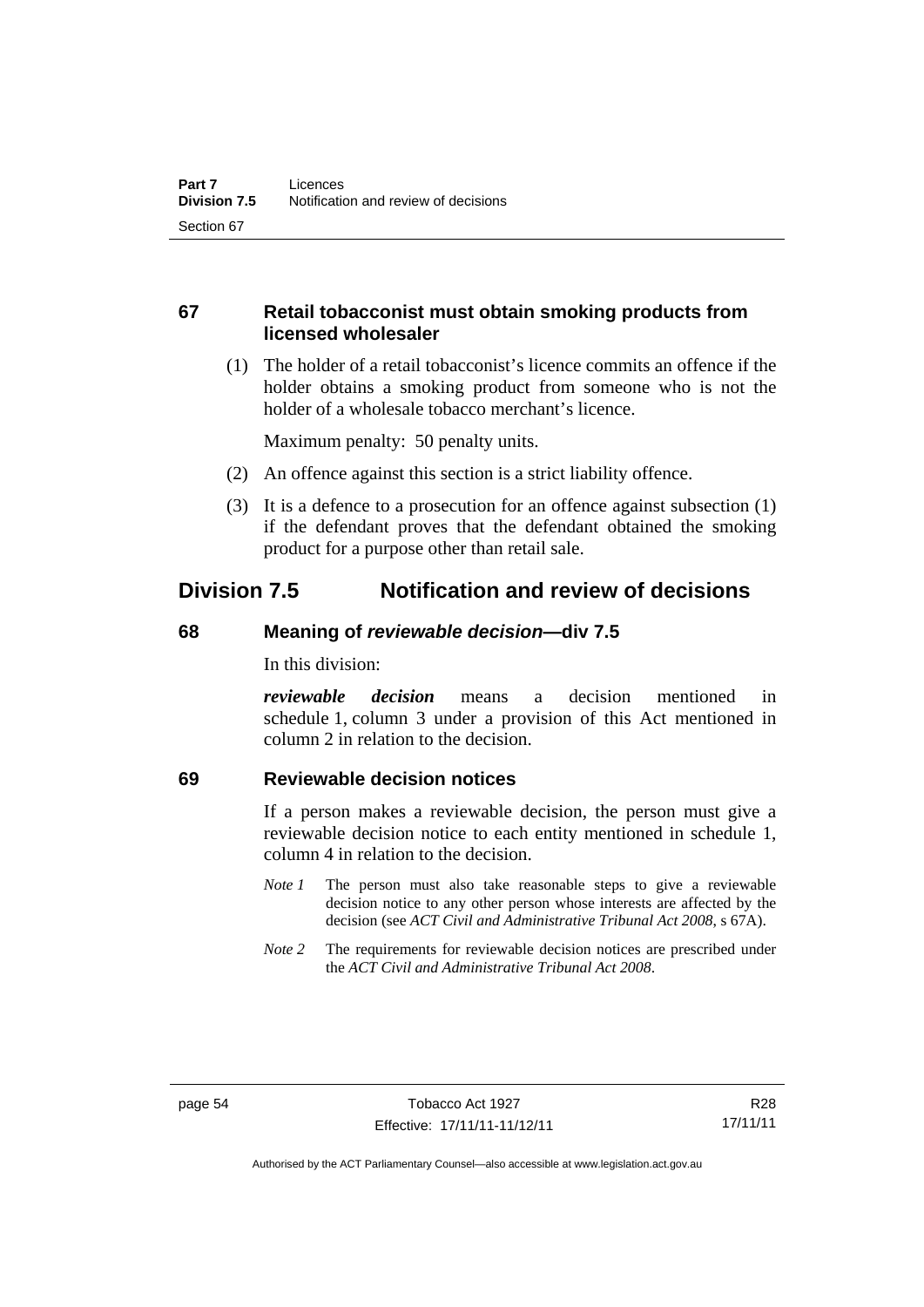### 67 Retail tobacconist must obtain smoking products from licensed wholesaler

(1) The holder of a retail tobacconist's licence commits an offence if the holder obtains a smoking product from someone who is not the holder of a wholesale tobacco merchant's licence.

Maximum penalty: 50 penalty units.

(2) An offence against this section is a strict liability offence.

(3) It is a defence to a prosecution for an offence against subsection (1) if the defendant proves that the defendant obtained the smoking product for a purpose other than retail sale.

## Division 7.5 Notification and review of decisions

### 68 Meaning of *reviewable decision*—div 7.5

In this division:

***reviewable decision*** means a decision mentioned in schedule 1, column 3 under a provision of this Act mentioned in column 2 in relation to the decision.

### 69 Reviewable decision notices

If a person makes a reviewable decision, the person must give a reviewable decision notice to each entity mentioned in schedule 1, column 4 in relation to the decision.

*Note 1* The person must also take reasonable steps to give a reviewable decision notice to any other person whose interests are affected by the decision (see *ACT Civil and Administrative Tribunal Act 2008*, s 67A).

*Note 2* The requirements for reviewable decision notices are prescribed under the *ACT Civil and Administrative Tribunal Act 2008*.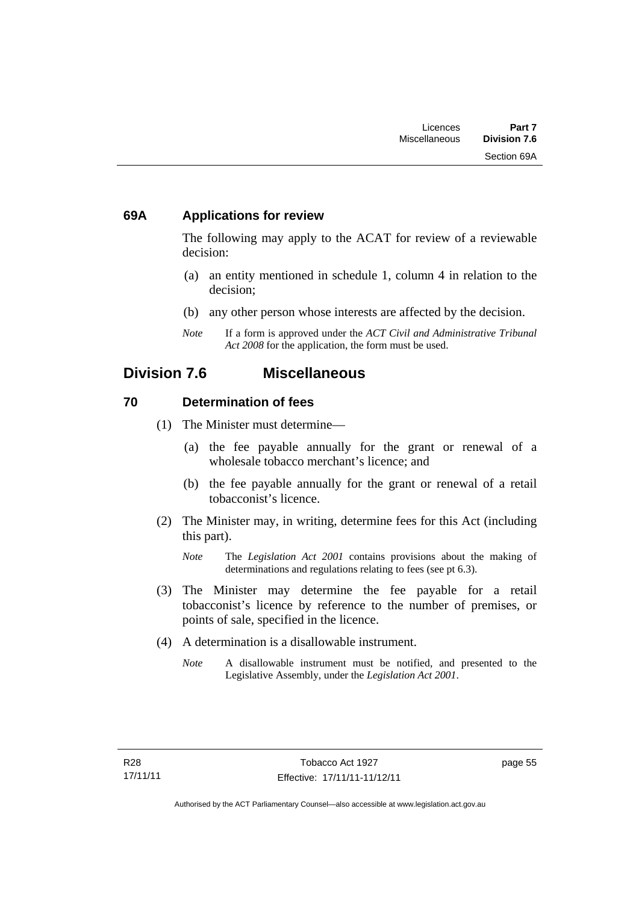### 69A Applications for review

The following may apply to the ACAT for review of a reviewable decision:

(a) an entity mentioned in schedule 1, column 4 in relation to the decision;

(b) any other person whose interests are affected by the decision.

*Note* If a form is approved under the *ACT Civil and Administrative Tribunal Act 2008* for the application, the form must be used.

## Division 7.6 Miscellaneous

### 70 Determination of fees

(1) The Minister must determine—

(a) the fee payable annually for the grant or renewal of a wholesale tobacco merchant's licence; and

(b) the fee payable annually for the grant or renewal of a retail tobacconist's licence.

(2) The Minister may, in writing, determine fees for this Act (including this part).

*Note* The *Legislation Act 2001* contains provisions about the making of determinations and regulations relating to fees (see pt 6.3).

(3) The Minister may determine the fee payable for a retail tobacconist's licence by reference to the number of premises, or points of sale, specified in the licence.

(4) A determination is a disallowable instrument.

*Note* A disallowable instrument must be notified, and presented to the Legislative Assembly, under the *Legislation Act 2001*.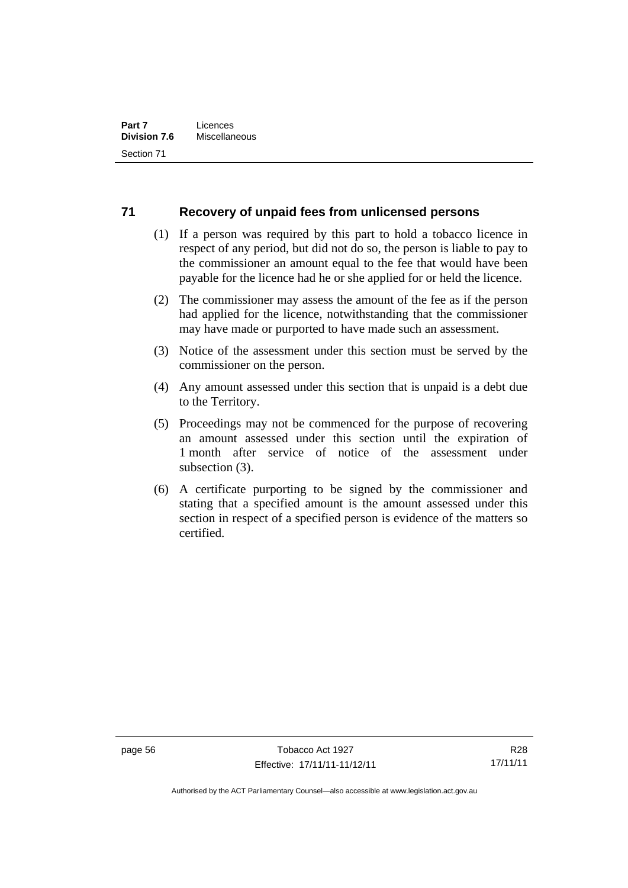## 71 Recovery of unpaid fees from unlicensed persons

(1) If a person was required by this part to hold a tobacco licence in respect of any period, but did not do so, the person is liable to pay to the commissioner an amount equal to the fee that would have been payable for the licence had he or she applied for or held the licence.

(2) The commissioner may assess the amount of the fee as if the person had applied for the licence, notwithstanding that the commissioner may have made or purported to have made such an assessment.

(3) Notice of the assessment under this section must be served by the commissioner on the person.

(4) Any amount assessed under this section that is unpaid is a debt due to the Territory.

(5) Proceedings may not be commenced for the purpose of recovering an amount assessed under this section until the expiration of 1 month after service of notice of the assessment under subsection (3).

(6) A certificate purporting to be signed by the commissioner and stating that a specified amount is the amount assessed under this section in respect of a specified person is evidence of the matters so certified.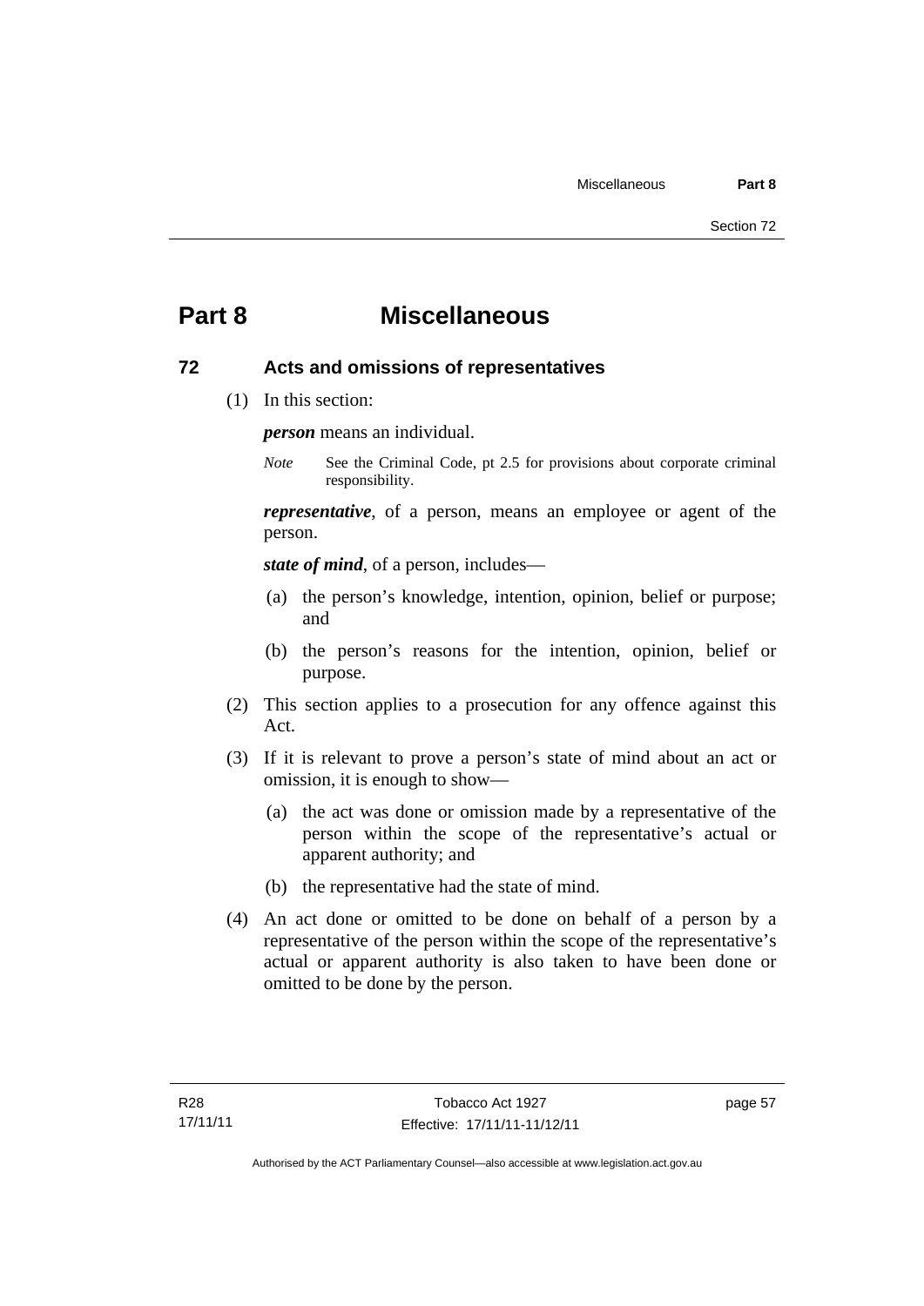# Part 8 Miscellaneous

## 72 Acts and omissions of representatives

(1) In this section:

***person*** means an individual.

*Note* See the Criminal Code, pt 2.5 for provisions about corporate criminal responsibility.

***representative***, of a person, means an employee or agent of the person.

***state of mind***, of a person, includes—

(a) the person's knowledge, intention, opinion, belief or purpose; and

(b) the person's reasons for the intention, opinion, belief or purpose.

(2) This section applies to a prosecution for any offence against this Act.

(3) If it is relevant to prove a person's state of mind about an act or omission, it is enough to show—

(a) the act was done or omission made by a representative of the person within the scope of the representative's actual or apparent authority; and

(b) the representative had the state of mind.

(4) An act done or omitted to be done on behalf of a person by a representative of the person within the scope of the representative's actual or apparent authority is also taken to have been done or omitted to be done by the person.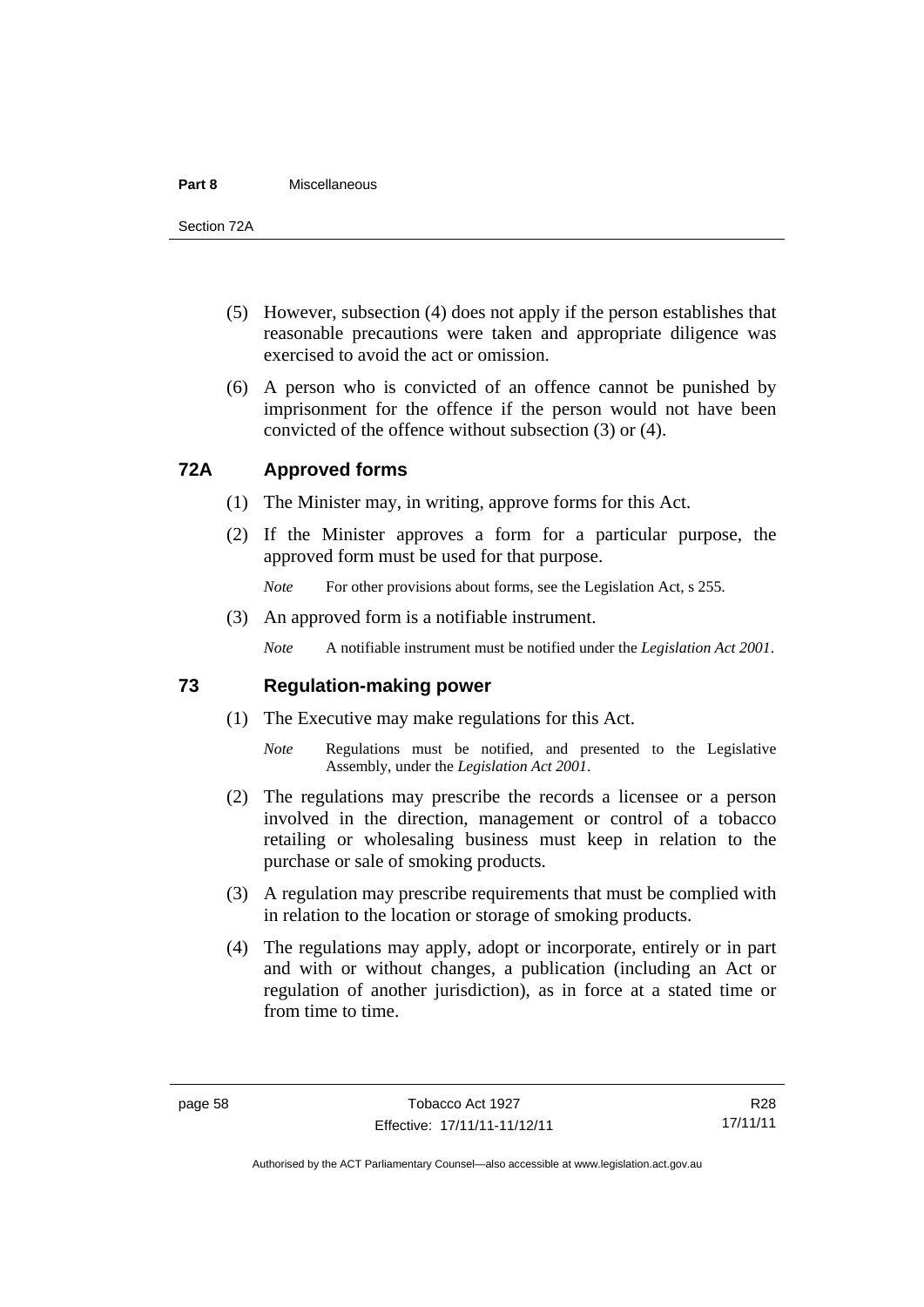(5) However, subsection (4) does not apply if the person establishes that reasonable precautions were taken and appropriate diligence was exercised to avoid the act or omission.

(6) A person who is convicted of an offence cannot be punished by imprisonment for the offence if the person would not have been convicted of the offence without subsection (3) or (4).

## 72A Approved forms

(1) The Minister may, in writing, approve forms for this Act.

(2) If the Minister approves a form for a particular purpose, the approved form must be used for that purpose.

*Note* For other provisions about forms, see the Legislation Act, s 255.

(3) An approved form is a notifiable instrument.

*Note* A notifiable instrument must be notified under the *Legislation Act 2001*.

## 73 Regulation-making power

(1) The Executive may make regulations for this Act.

*Note* Regulations must be notified, and presented to the Legislative Assembly, under the *Legislation Act 2001*.

(2) The regulations may prescribe the records a licensee or a person involved in the direction, management or control of a tobacco retailing or wholesaling business must keep in relation to the purchase or sale of smoking products.

(3) A regulation may prescribe requirements that must be complied with in relation to the location or storage of smoking products.

(4) The regulations may apply, adopt or incorporate, entirely or in part and with or without changes, a publication (including an Act or regulation of another jurisdiction), as in force at a stated time or from time to time.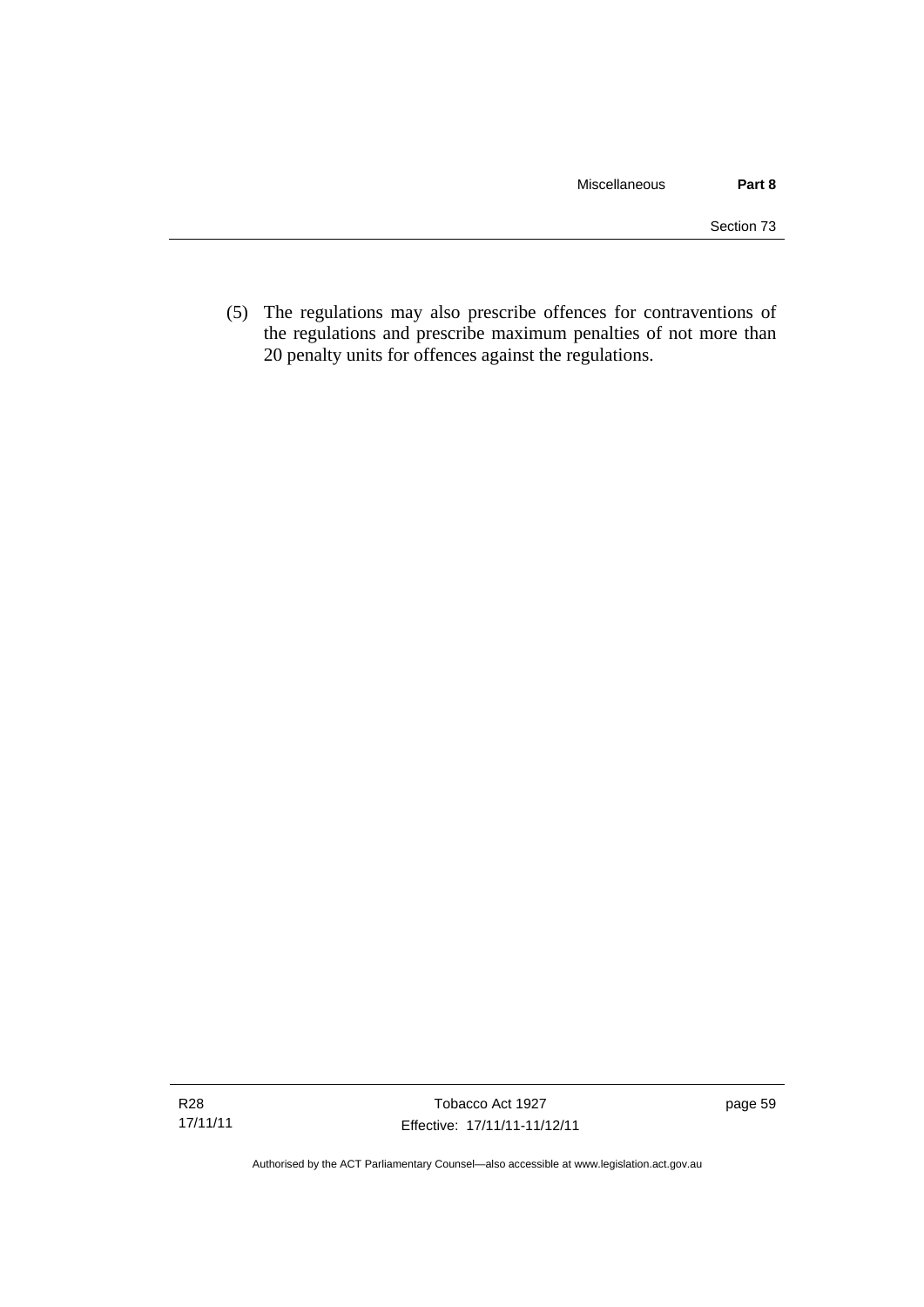(5) The regulations may also prescribe offences for contraventions of the regulations and prescribe maximum penalties of not more than 20 penalty units for offences against the regulations.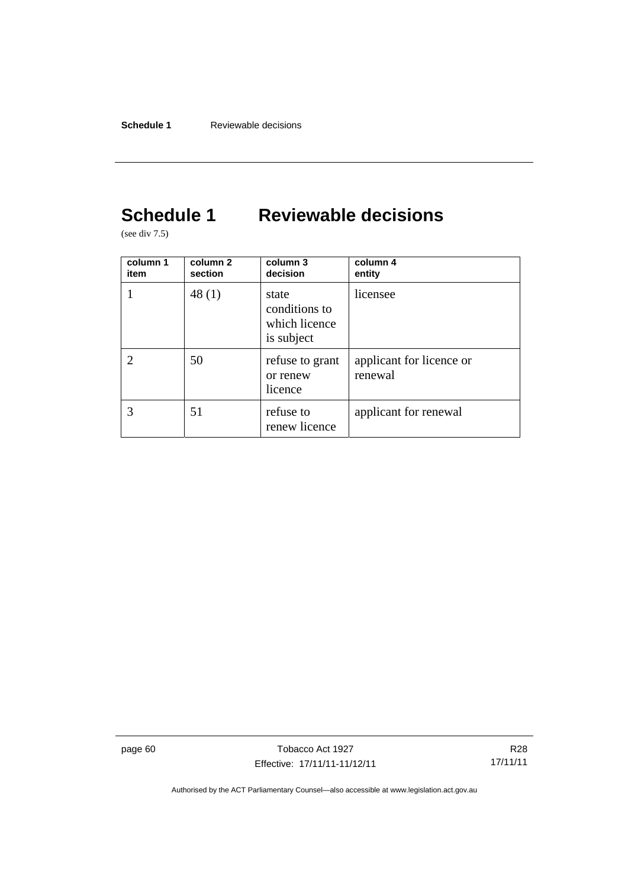# Schedule 1 Reviewable decisions

(see div 7.5)

| column 1 item | column 2 section | column 3 decision | column 4 entity |
|---|---|---|---|
| 1 | 48 (1) | state conditions to which licence is subject | licensee |
| 2 | 50 | refuse to grant or renew licence | applicant for licence or renewal |
| 3 | 51 | refuse to renew licence | applicant for renewal |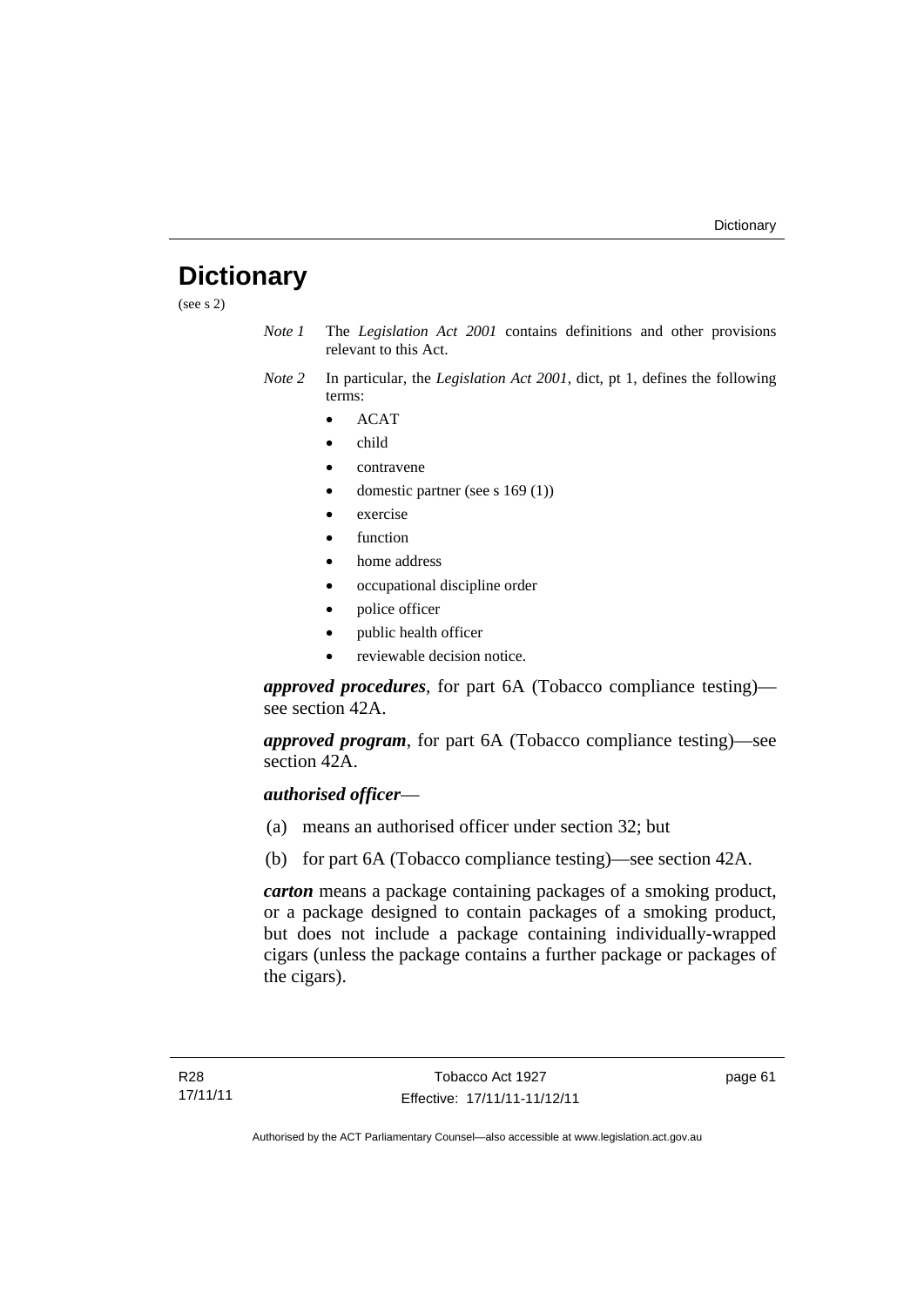# Dictionary

(see s 2)

*Note 1* The *Legislation Act 2001* contains definitions and other provisions relevant to this Act.

*Note 2* In particular, the *Legislation Act 2001*, dict, pt 1, defines the following terms:

- ACAT
- child
- contravene
- domestic partner (see s 169 (1))
- exercise
- function
- home address
- occupational discipline order
- police officer
- public health officer
- reviewable decision notice.

***approved procedures***, for part 6A (Tobacco compliance testing)—see section 42A.

***approved program***, for part 6A (Tobacco compliance testing)—see section 42A.

***authorised officer***—

(a) means an authorised officer under section 32; but

(b) for part 6A (Tobacco compliance testing)—see section 42A.

***carton*** means a package containing packages of a smoking product, or a package designed to contain packages of a smoking product, but does not include a package containing individually-wrapped cigars (unless the package contains a further package or packages of the cigars).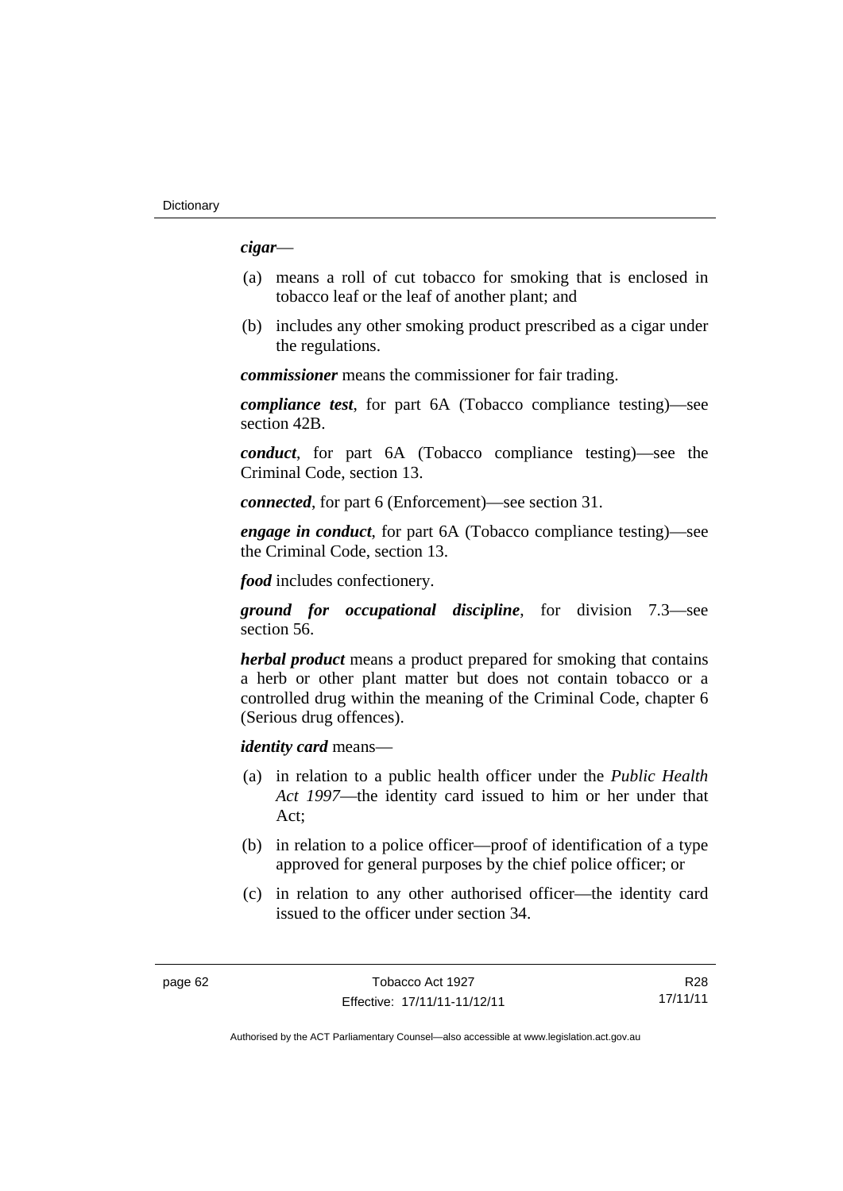***cigar***—

(a) means a roll of cut tobacco for smoking that is enclosed in tobacco leaf or the leaf of another plant; and

(b) includes any other smoking product prescribed as a cigar under the regulations.

***commissioner*** means the commissioner for fair trading.

***compliance test***, for part 6A (Tobacco compliance testing)—see section 42B.

***conduct***, for part 6A (Tobacco compliance testing)—see the Criminal Code, section 13.

***connected***, for part 6 (Enforcement)—see section 31.

***engage in conduct***, for part 6A (Tobacco compliance testing)—see the Criminal Code, section 13.

***food*** includes confectionery.

***ground for occupational discipline***, for division 7.3—see section 56.

***herbal product*** means a product prepared for smoking that contains a herb or other plant matter but does not contain tobacco or a controlled drug within the meaning of the Criminal Code, chapter 6 (Serious drug offences).

***identity card*** means—

(a) in relation to a public health officer under the *Public Health Act 1997*—the identity card issued to him or her under that Act;

(b) in relation to a police officer—proof of identification of a type approved for general purposes by the chief police officer; or

(c) in relation to any other authorised officer—the identity card issued to the officer under section 34.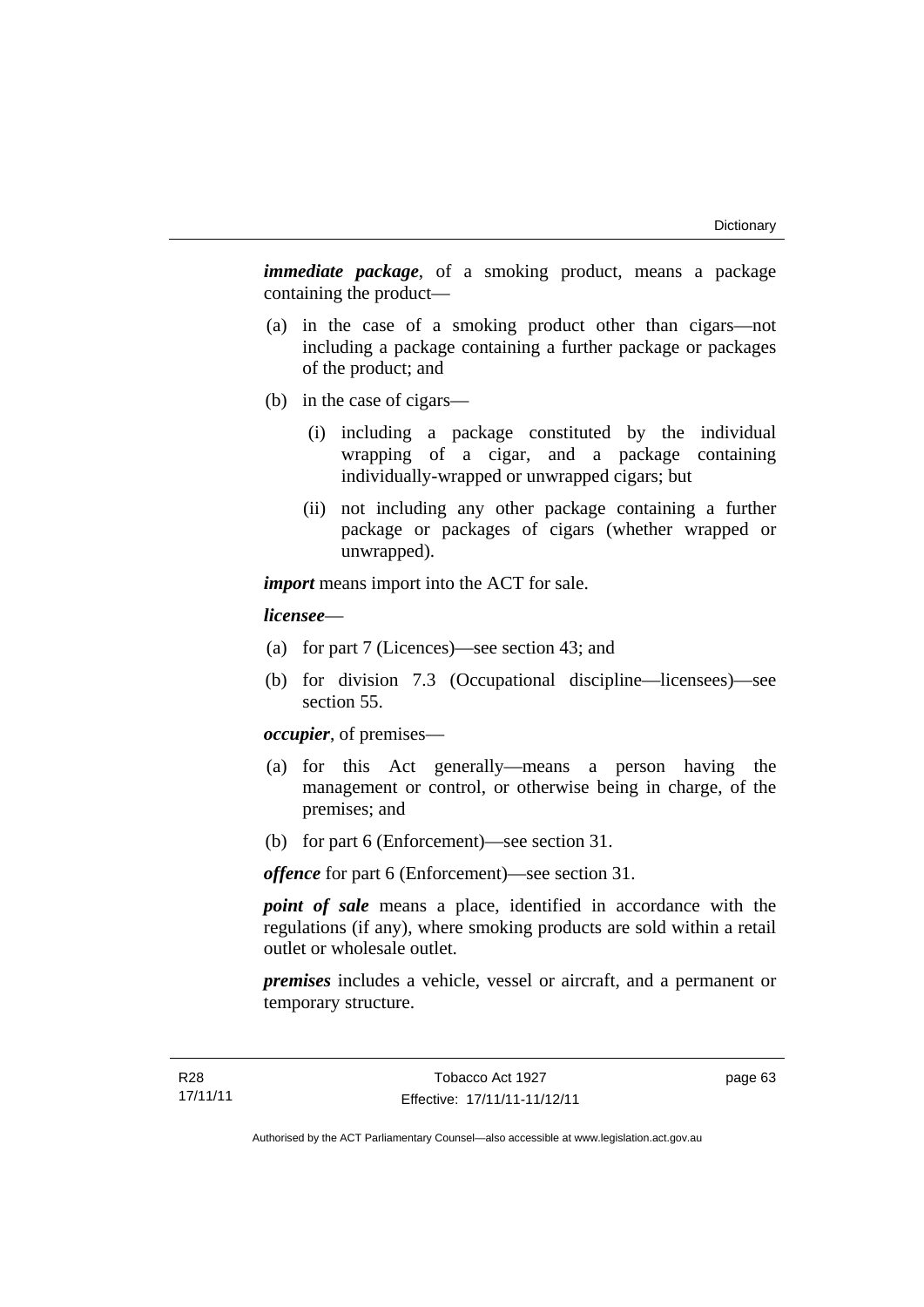***immediate package***, of a smoking product, means a package containing the product—

(a) in the case of a smoking product other than cigars—not including a package containing a further package or packages of the product; and

(b) in the case of cigars—

  (i) including a package constituted by the individual wrapping of a cigar, and a package containing individually-wrapped or unwrapped cigars; but

  (ii) not including any other package containing a further package or packages of cigars (whether wrapped or unwrapped).

***import*** means import into the ACT for sale.

***licensee***—

(a) for part 7 (Licences)—see section 43; and

(b) for division 7.3 (Occupational discipline—licensees)—see section 55.

***occupier***, of premises—

(a) for this Act generally—means a person having the management or control, or otherwise being in charge, of the premises; and

(b) for part 6 (Enforcement)—see section 31.

***offence*** for part 6 (Enforcement)—see section 31.

***point of sale*** means a place, identified in accordance with the regulations (if any), where smoking products are sold within a retail outlet or wholesale outlet.

***premises*** includes a vehicle, vessel or aircraft, and a permanent or temporary structure.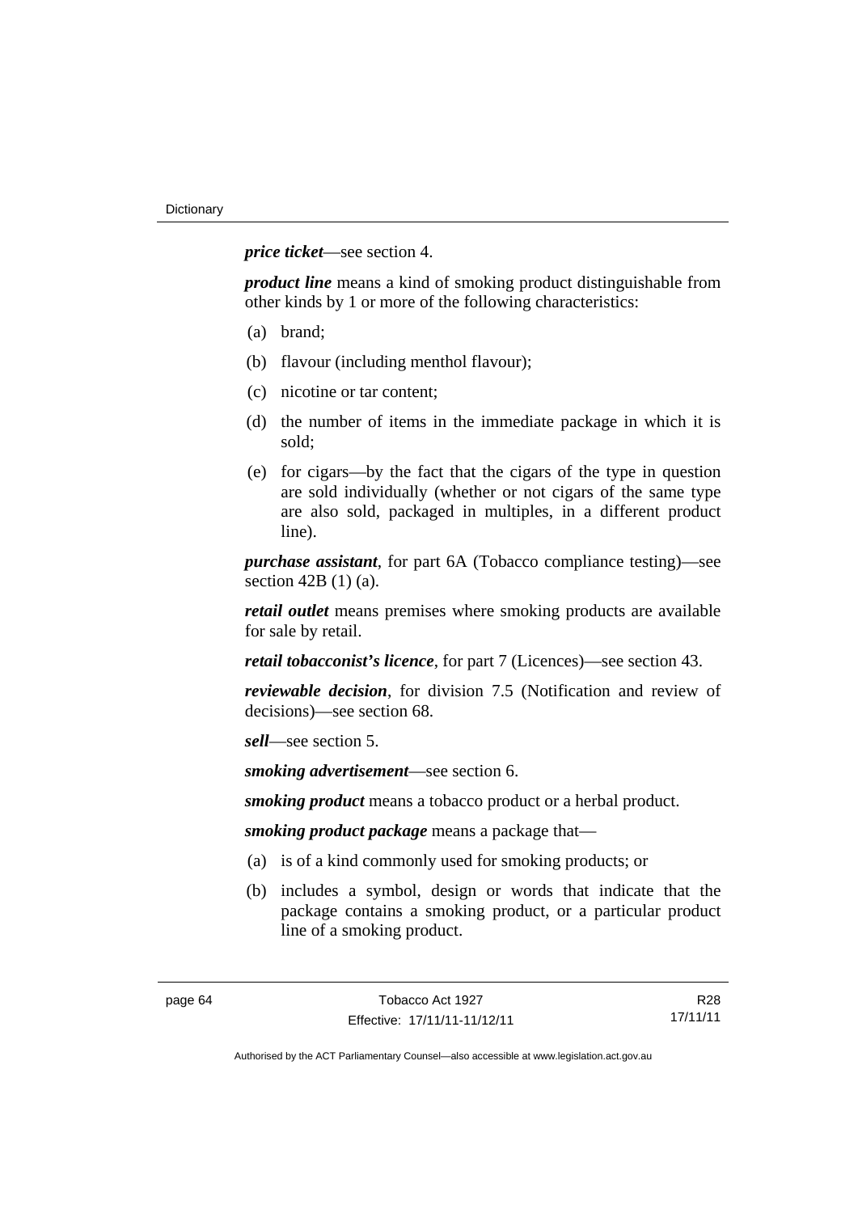***price ticket***—see section 4.

***product line*** means a kind of smoking product distinguishable from other kinds by 1 or more of the following characteristics:

(a) brand;

(b) flavour (including menthol flavour);

(c) nicotine or tar content;

(d) the number of items in the immediate package in which it is sold;

(e) for cigars—by the fact that the cigars of the type in question are sold individually (whether or not cigars of the same type are also sold, packaged in multiples, in a different product line).

***purchase assistant***, for part 6A (Tobacco compliance testing)—see section 42B (1) (a).

***retail outlet*** means premises where smoking products are available for sale by retail.

***retail tobacconist's licence***, for part 7 (Licences)—see section 43.

***reviewable decision***, for division 7.5 (Notification and review of decisions)—see section 68.

***sell***—see section 5.

***smoking advertisement***—see section 6.

***smoking product*** means a tobacco product or a herbal product.

***smoking product package*** means a package that—

(a) is of a kind commonly used for smoking products; or

(b) includes a symbol, design or words that indicate that the package contains a smoking product, or a particular product line of a smoking product.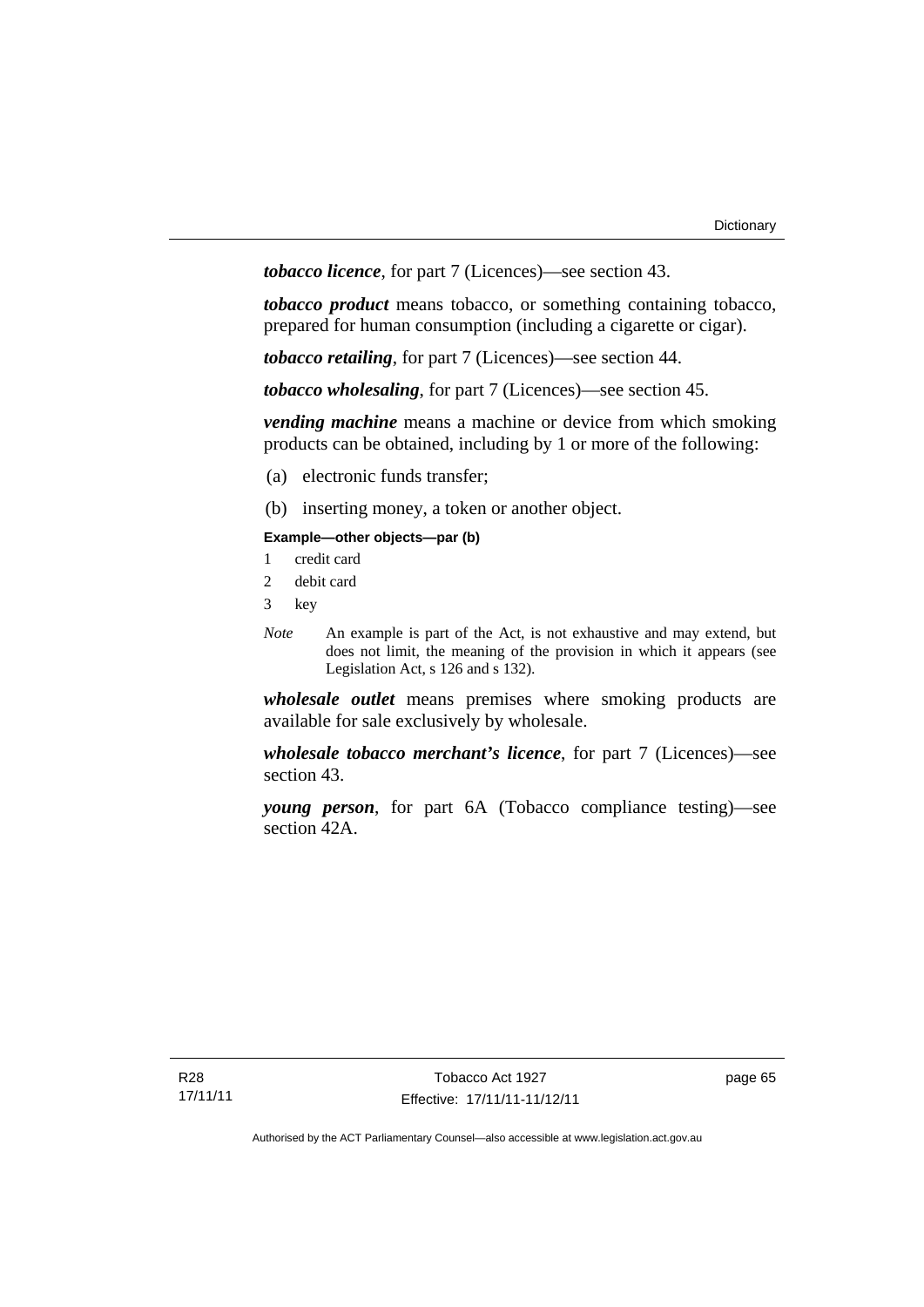***tobacco licence***, for part 7 (Licences)—see section 43.

***tobacco product*** means tobacco, or something containing tobacco, prepared for human consumption (including a cigarette or cigar).

***tobacco retailing***, for part 7 (Licences)—see section 44.

***tobacco wholesaling***, for part 7 (Licences)—see section 45.

***vending machine*** means a machine or device from which smoking products can be obtained, including by 1 or more of the following:

(a) electronic funds transfer;

(b) inserting money, a token or another object.

**Example—other objects—par (b)**

1 credit card

2 debit card

3 key

*Note* An example is part of the Act, is not exhaustive and may extend, but does not limit, the meaning of the provision in which it appears (see Legislation Act, s 126 and s 132).

***wholesale outlet*** means premises where smoking products are available for sale exclusively by wholesale.

***wholesale tobacco merchant's licence***, for part 7 (Licences)—see section 43.

***young person***, for part 6A (Tobacco compliance testing)—see section 42A.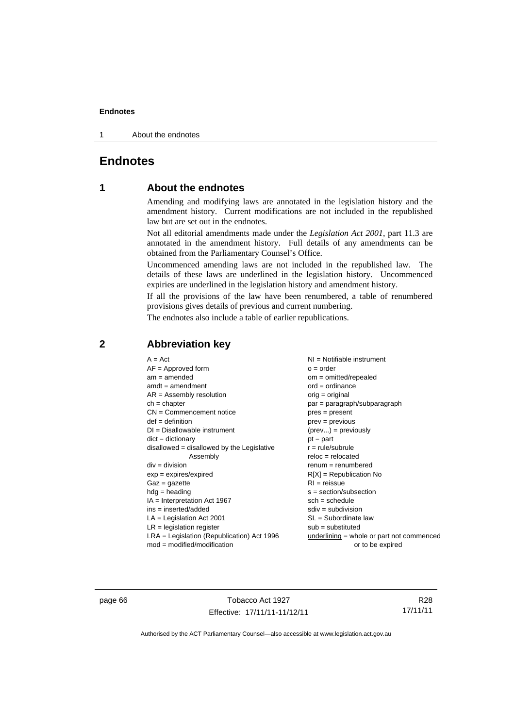# Endnotes

## 1 About the endnotes

Amending and modifying laws are annotated in the legislation history and the amendment history. Current modifications are not included in the republished law but are set out in the endnotes.

Not all editorial amendments made under the *Legislation Act 2001*, part 11.3 are annotated in the amendment history. Full details of any amendments can be obtained from the Parliamentary Counsel's Office.

Uncommenced amending laws are not included in the republished law. The details of these laws are underlined in the legislation history. Uncommenced expiries are underlined in the legislation history and amendment history.

If all the provisions of the law have been renumbered, a table of renumbered provisions gives details of previous and current numbering.

The endnotes also include a table of earlier republications.

## 2 Abbreviation key

A = Act
AF = Approved form
am = amended
amdt = amendment
AR = Assembly resolution
ch = chapter
CN = Commencement notice
def = definition
DI = Disallowable instrument
dict = dictionary
disallowed = disallowed by the Legislative Assembly
div = division
exp = expires/expired
Gaz = gazette
hdg = heading
IA = Interpretation Act 1967
ins = inserted/added
LA = Legislation Act 2001
LR = legislation register
LRA = Legislation (Republication) Act 1996
mod = modified/modification
NI = Notifiable instrument
o = order
om = omitted/repealed
ord = ordinance
orig = original
par = paragraph/subparagraph
pres = present
prev = previous
(prev...) = previously
pt = part
r = rule/subrule
reloc = relocated
renum = renumbered
R[X] = Republication No
RI = reissue
s = section/subsection
sch = schedule
sdiv = subdivision
SL = Subordinate law
sub = substituted
underlining = whole or part not commenced or to be expired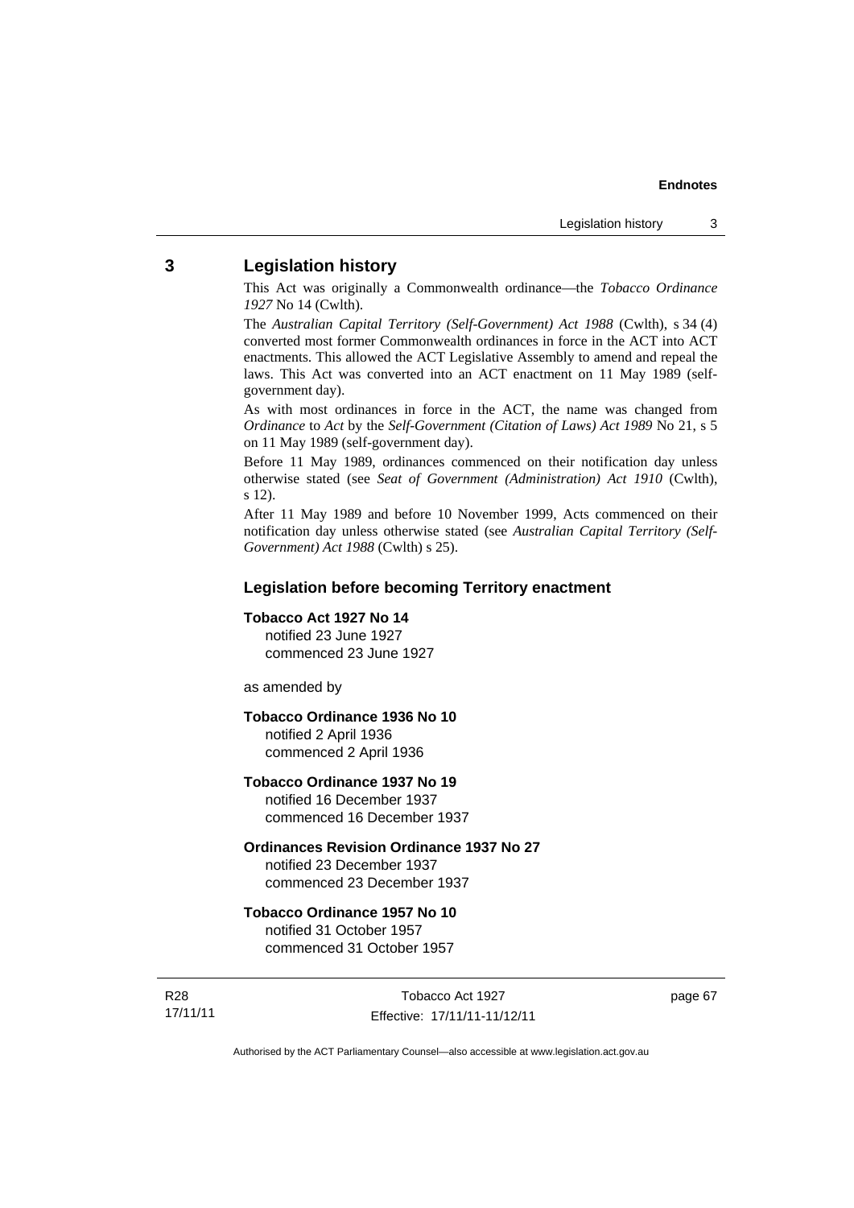## 3 Legislation history

This Act was originally a Commonwealth ordinance—the *Tobacco Ordinance 1927* No 14 (Cwlth).

The *Australian Capital Territory (Self-Government) Act 1988* (Cwlth), s 34 (4) converted most former Commonwealth ordinances in force in the ACT into ACT enactments. This allowed the ACT Legislative Assembly to amend and repeal the laws. This Act was converted into an ACT enactment on 11 May 1989 (self-government day).

As with most ordinances in force in the ACT, the name was changed from *Ordinance* to *Act* by the *Self-Government (Citation of Laws) Act 1989* No 21, s 5 on 11 May 1989 (self-government day).

Before 11 May 1989, ordinances commenced on their notification day unless otherwise stated (see *Seat of Government (Administration) Act 1910* (Cwlth), s 12).

After 11 May 1989 and before 10 November 1999, Acts commenced on their notification day unless otherwise stated (see *Australian Capital Territory (Self-Government) Act 1988* (Cwlth) s 25).

### Legislation before becoming Territory enactment

**Tobacco Act 1927 No 14**
notified 23 June 1927
commenced 23 June 1927

as amended by

**Tobacco Ordinance 1936 No 10**
notified 2 April 1936
commenced 2 April 1936

**Tobacco Ordinance 1937 No 19**
notified 16 December 1937
commenced 16 December 1937

**Ordinances Revision Ordinance 1937 No 27**
notified 23 December 1937
commenced 23 December 1937

**Tobacco Ordinance 1957 No 10**
notified 31 October 1957
commenced 31 October 1957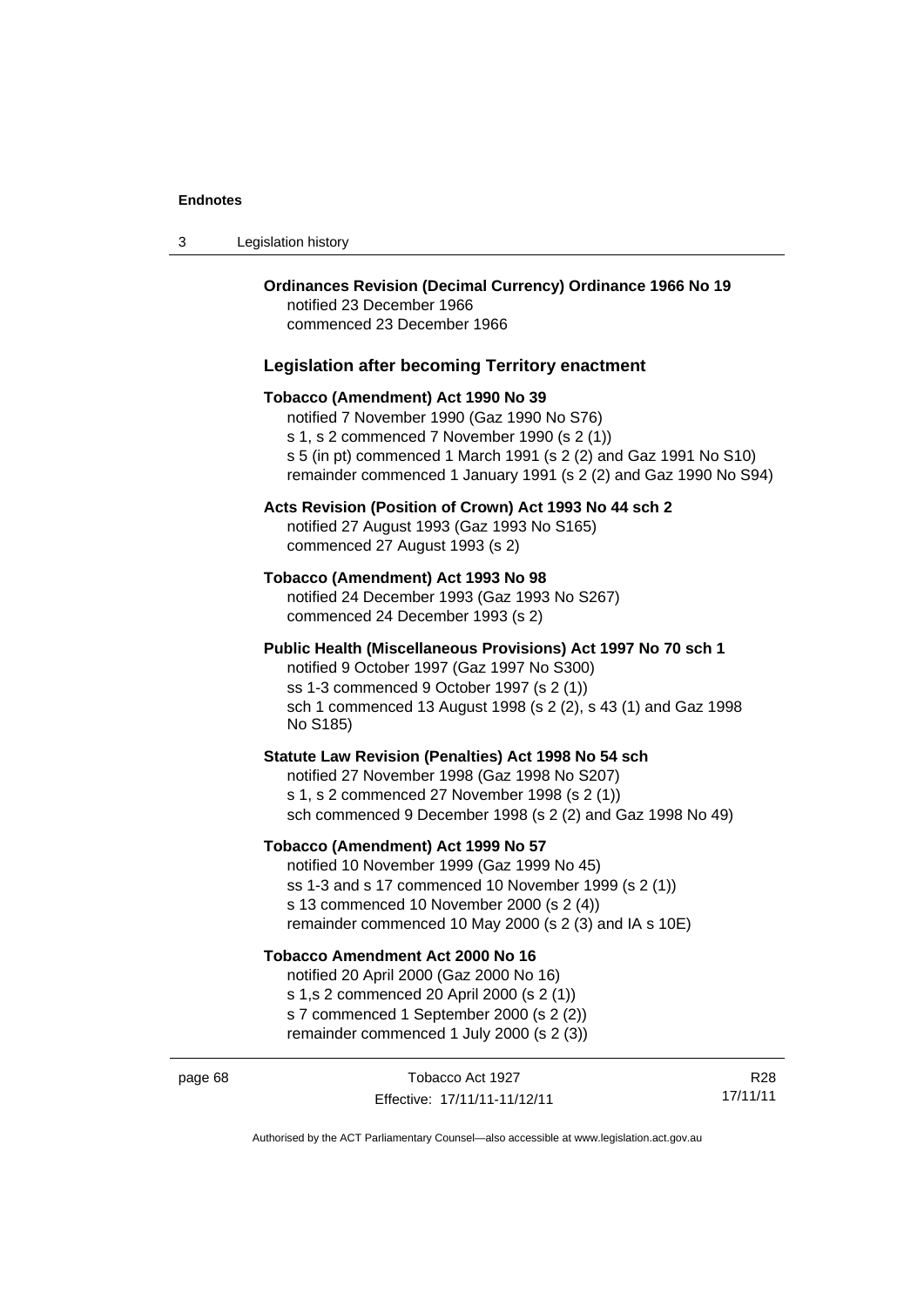**Ordinances Revision (Decimal Currency) Ordinance 1966 No 19**
notified 23 December 1966
commenced 23 December 1966

### Legislation after becoming Territory enactment

**Tobacco (Amendment) Act 1990 No 39**
notified 7 November 1990 (Gaz 1990 No S76)
s 1, s 2 commenced 7 November 1990 (s 2 (1))
s 5 (in pt) commenced 1 March 1991 (s 2 (2) and Gaz 1991 No S10)
remainder commenced 1 January 1991 (s 2 (2) and Gaz 1990 No S94)

**Acts Revision (Position of Crown) Act 1993 No 44 sch 2**
notified 27 August 1993 (Gaz 1993 No S165)
commenced 27 August 1993 (s 2)

**Tobacco (Amendment) Act 1993 No 98**
notified 24 December 1993 (Gaz 1993 No S267)
commenced 24 December 1993 (s 2)

**Public Health (Miscellaneous Provisions) Act 1997 No 70 sch 1**
notified 9 October 1997 (Gaz 1997 No S300)
ss 1-3 commenced 9 October 1997 (s 2 (1))
sch 1 commenced 13 August 1998 (s 2 (2), s 43 (1) and Gaz 1998 No S185)

**Statute Law Revision (Penalties) Act 1998 No 54 sch**
notified 27 November 1998 (Gaz 1998 No S207)
s 1, s 2 commenced 27 November 1998 (s 2 (1))
sch commenced 9 December 1998 (s 2 (2) and Gaz 1998 No 49)

**Tobacco (Amendment) Act 1999 No 57**
notified 10 November 1999 (Gaz 1999 No 45)
ss 1-3 and s 17 commenced 10 November 1999 (s 2 (1))
s 13 commenced 10 November 2000 (s 2 (4))
remainder commenced 10 May 2000 (s 2 (3) and IA s 10E)

**Tobacco Amendment Act 2000 No 16**
notified 20 April 2000 (Gaz 2000 No 16)
s 1,s 2 commenced 20 April 2000 (s 2 (1))
s 7 commenced 1 September 2000 (s 2 (2))
remainder commenced 1 July 2000 (s 2 (3))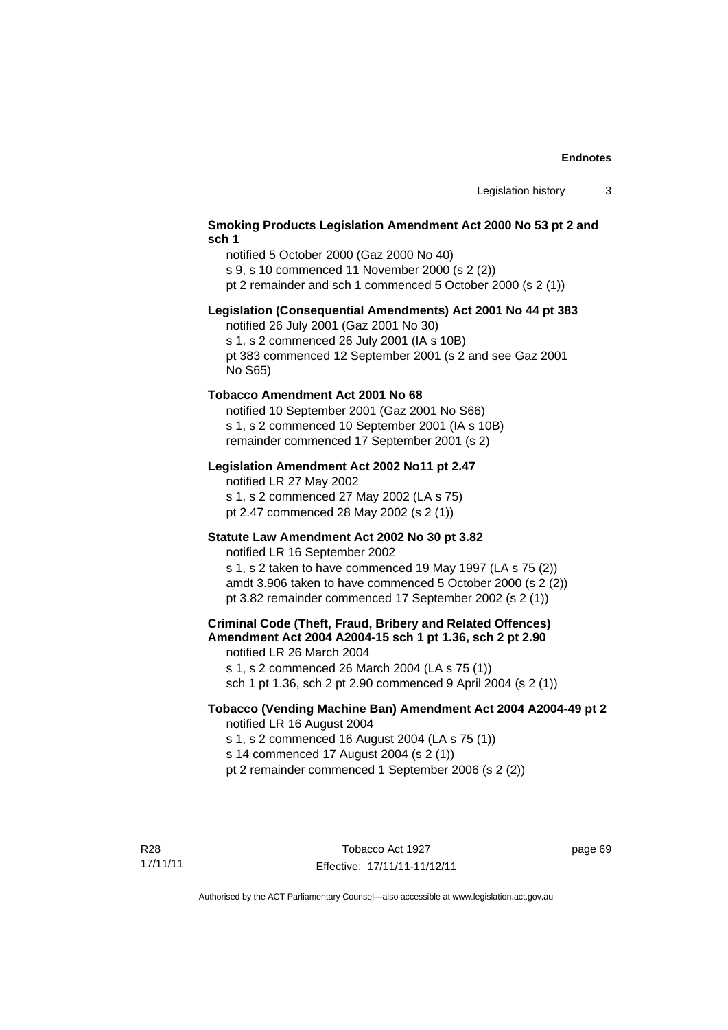**Smoking Products Legislation Amendment Act 2000 No 53 pt 2 and sch 1**

notified 5 October 2000 (Gaz 2000 No 40)
s 9, s 10 commenced 11 November 2000 (s 2 (2))
pt 2 remainder and sch 1 commenced 5 October 2000 (s 2 (1))

**Legislation (Consequential Amendments) Act 2001 No 44 pt 383**

notified 26 July 2001 (Gaz 2001 No 30)
s 1, s 2 commenced 26 July 2001 (IA s 10B)
pt 383 commenced 12 September 2001 (s 2 and see Gaz 2001 No S65)

**Tobacco Amendment Act 2001 No 68**

notified 10 September 2001 (Gaz 2001 No S66)
s 1, s 2 commenced 10 September 2001 (IA s 10B)
remainder commenced 17 September 2001 (s 2)

**Legislation Amendment Act 2002 No11 pt 2.47**

notified LR 27 May 2002
s 1, s 2 commenced 27 May 2002 (LA s 75)
pt 2.47 commenced 28 May 2002 (s 2 (1))

**Statute Law Amendment Act 2002 No 30 pt 3.82**

notified LR 16 September 2002
s 1, s 2 taken to have commenced 19 May 1997 (LA s 75 (2))
amdt 3.906 taken to have commenced 5 October 2000 (s 2 (2))
pt 3.82 remainder commenced 17 September 2002 (s 2 (1))

**Criminal Code (Theft, Fraud, Bribery and Related Offences) Amendment Act 2004 A2004-15 sch 1 pt 1.36, sch 2 pt 2.90**

notified LR 26 March 2004
s 1, s 2 commenced 26 March 2004 (LA s 75 (1))
sch 1 pt 1.36, sch 2 pt 2.90 commenced 9 April 2004 (s 2 (1))

**Tobacco (Vending Machine Ban) Amendment Act 2004 A2004-49 pt 2**

notified LR 16 August 2004
s 1, s 2 commenced 16 August 2004 (LA s 75 (1))
s 14 commenced 17 August 2004 (s 2 (1))
pt 2 remainder commenced 1 September 2006 (s 2 (2))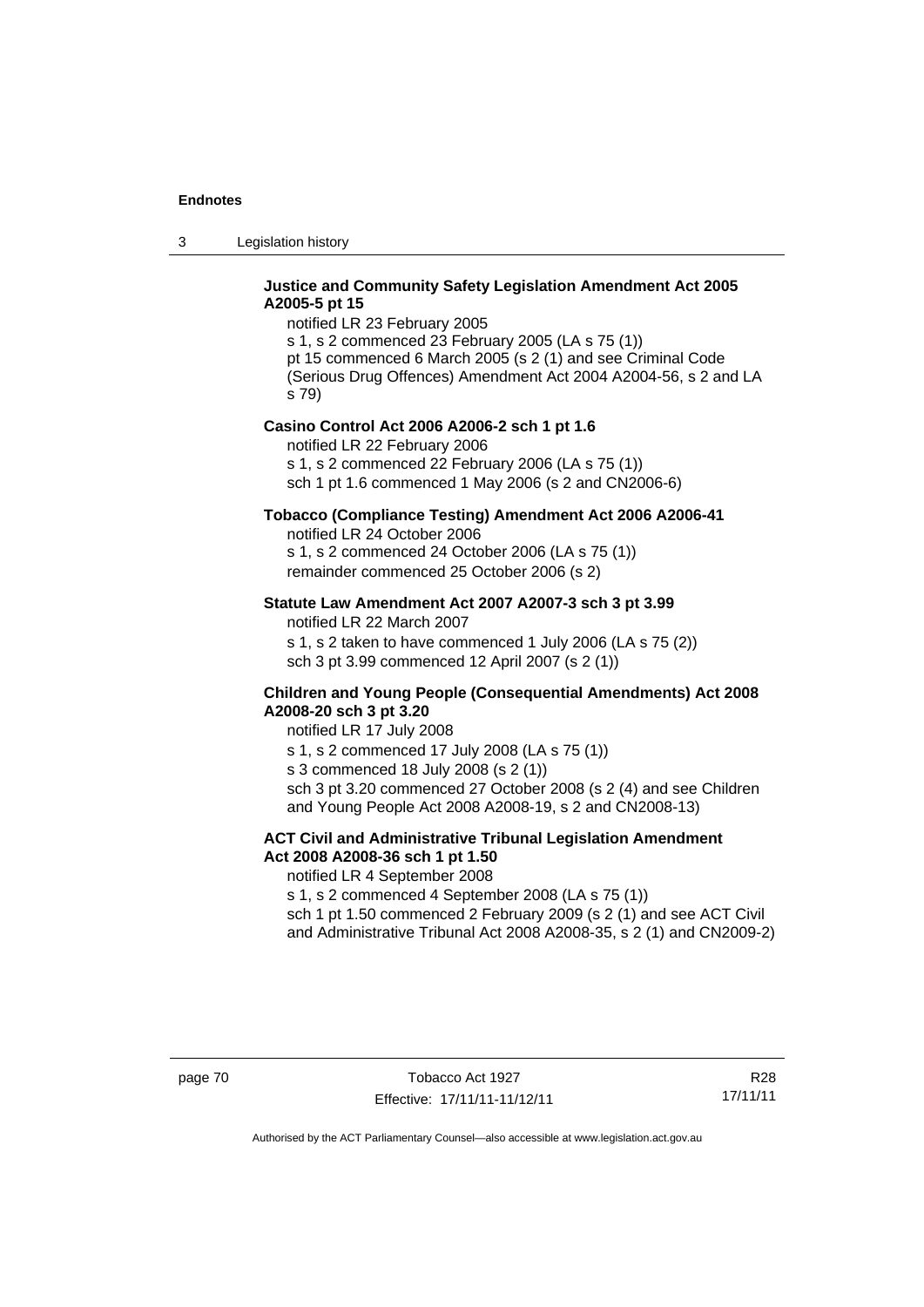**Justice and Community Safety Legislation Amendment Act 2005 A2005-5 pt 15**

notified LR 23 February 2005

s 1, s 2 commenced 23 February 2005 (LA s 75 (1))

pt 15 commenced 6 March 2005 (s 2 (1) and see Criminal Code (Serious Drug Offences) Amendment Act 2004 A2004-56, s 2 and LA s 79)

**Casino Control Act 2006 A2006-2 sch 1 pt 1.6**

notified LR 22 February 2006

s 1, s 2 commenced 22 February 2006 (LA s 75 (1))

sch 1 pt 1.6 commenced 1 May 2006 (s 2 and CN2006-6)

**Tobacco (Compliance Testing) Amendment Act 2006 A2006-41**

notified LR 24 October 2006

s 1, s 2 commenced 24 October 2006 (LA s 75 (1))

remainder commenced 25 October 2006 (s 2)

**Statute Law Amendment Act 2007 A2007-3 sch 3 pt 3.99**

notified LR 22 March 2007

s 1, s 2 taken to have commenced 1 July 2006 (LA s 75 (2))

sch 3 pt 3.99 commenced 12 April 2007 (s 2 (1))

**Children and Young People (Consequential Amendments) Act 2008 A2008-20 sch 3 pt 3.20**

notified LR 17 July 2008

s 1, s 2 commenced 17 July 2008 (LA s 75 (1))

s 3 commenced 18 July 2008 (s 2 (1))

sch 3 pt 3.20 commenced 27 October 2008 (s 2 (4) and see Children and Young People Act 2008 A2008-19, s 2 and CN2008-13)

**ACT Civil and Administrative Tribunal Legislation Amendment Act 2008 A2008-36 sch 1 pt 1.50**

notified LR 4 September 2008

s 1, s 2 commenced 4 September 2008 (LA s 75 (1))

sch 1 pt 1.50 commenced 2 February 2009 (s 2 (1) and see ACT Civil and Administrative Tribunal Act 2008 A2008-35, s 2 (1) and CN2009-2)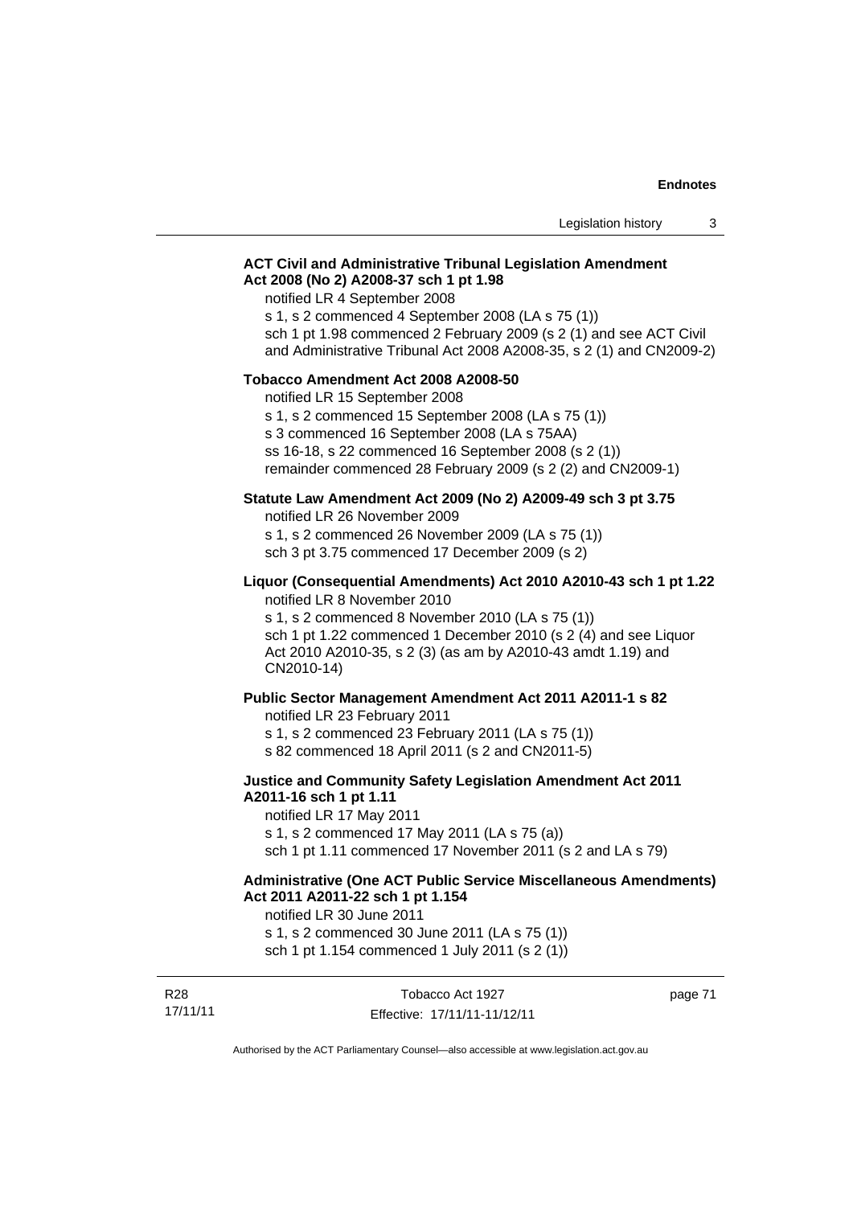**ACT Civil and Administrative Tribunal Legislation Amendment Act 2008 (No 2) A2008-37 sch 1 pt 1.98**

notified LR 4 September 2008
s 1, s 2 commenced 4 September 2008 (LA s 75 (1))
sch 1 pt 1.98 commenced 2 February 2009 (s 2 (1) and see ACT Civil and Administrative Tribunal Act 2008 A2008-35, s 2 (1) and CN2009-2)

**Tobacco Amendment Act 2008 A2008-50**

notified LR 15 September 2008
s 1, s 2 commenced 15 September 2008 (LA s 75 (1))
s 3 commenced 16 September 2008 (LA s 75AA)
ss 16-18, s 22 commenced 16 September 2008 (s 2 (1))
remainder commenced 28 February 2009 (s 2 (2) and CN2009-1)

**Statute Law Amendment Act 2009 (No 2) A2009-49 sch 3 pt 3.75**

notified LR 26 November 2009
s 1, s 2 commenced 26 November 2009 (LA s 75 (1))
sch 3 pt 3.75 commenced 17 December 2009 (s 2)

**Liquor (Consequential Amendments) Act 2010 A2010-43 sch 1 pt 1.22**

notified LR 8 November 2010
s 1, s 2 commenced 8 November 2010 (LA s 75 (1))
sch 1 pt 1.22 commenced 1 December 2010 (s 2 (4) and see Liquor Act 2010 A2010-35, s 2 (3) (as am by A2010-43 amdt 1.19) and CN2010-14)

**Public Sector Management Amendment Act 2011 A2011-1 s 82**

notified LR 23 February 2011
s 1, s 2 commenced 23 February 2011 (LA s 75 (1))
s 82 commenced 18 April 2011 (s 2 and CN2011-5)

**Justice and Community Safety Legislation Amendment Act 2011 A2011-16 sch 1 pt 1.11**

notified LR 17 May 2011
s 1, s 2 commenced 17 May 2011 (LA s 75 (a))
sch 1 pt 1.11 commenced 17 November 2011 (s 2 and LA s 79)

**Administrative (One ACT Public Service Miscellaneous Amendments) Act 2011 A2011-22 sch 1 pt 1.154**

notified LR 30 June 2011
s 1, s 2 commenced 30 June 2011 (LA s 75 (1))
sch 1 pt 1.154 commenced 1 July 2011 (s 2 (1))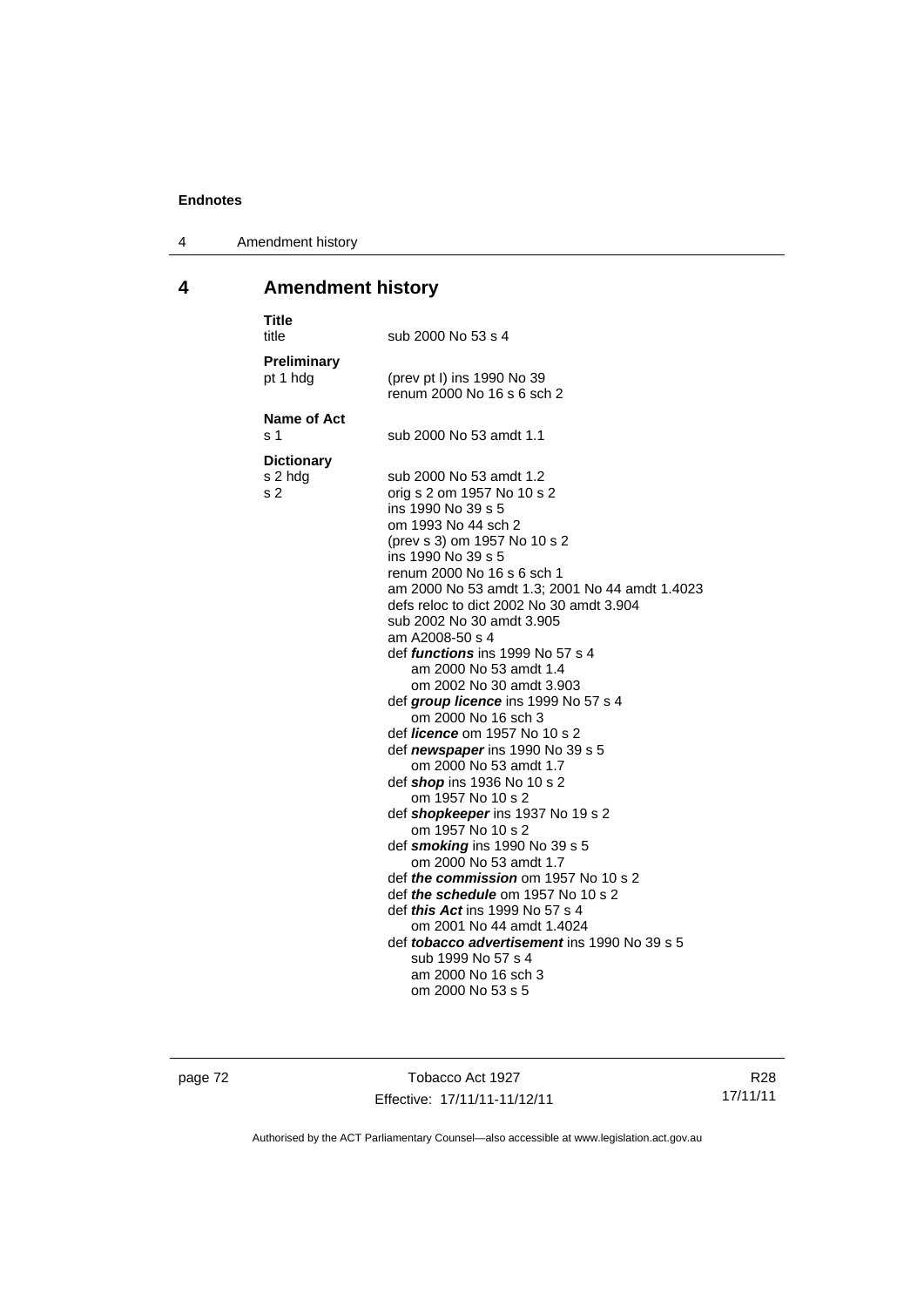## 4 Amendment history

**Title**
title sub 2000 No 53 s 4

**Preliminary**
pt 1 hdg (prev pt I) ins 1990 No 39
renum 2000 No 16 s 6 sch 2

**Name of Act**
s 1 sub 2000 No 53 amdt 1.1

**Dictionary**
s 2 hdg sub 2000 No 53 amdt 1.2
s 2 orig s 2 om 1957 No 10 s 2
ins 1990 No 39 s 5
om 1993 No 44 sch 2
(prev s 3) om 1957 No 10 s 2
ins 1990 No 39 s 5
renum 2000 No 16 s 6 sch 1
am 2000 No 53 amdt 1.3; 2001 No 44 amdt 1.4023
defs reloc to dict 2002 No 30 amdt 3.904
sub 2002 No 30 amdt 3.905
am A2008-50 s 4
def ***functions*** ins 1999 No 57 s 4
am 2000 No 53 amdt 1.4
om 2002 No 30 amdt 3.903
def ***group licence*** ins 1999 No 57 s 4
om 2000 No 16 sch 3
def ***licence*** om 1957 No 10 s 2
def ***newspaper*** ins 1990 No 39 s 5
om 2000 No 53 amdt 1.7
def ***shop*** ins 1936 No 10 s 2
om 1957 No 10 s 2
def ***shopkeeper*** ins 1937 No 19 s 2
om 1957 No 10 s 2
def ***smoking*** ins 1990 No 39 s 5
om 2000 No 53 amdt 1.7
def ***the commission*** om 1957 No 10 s 2
def ***the schedule*** om 1957 No 10 s 2
def ***this Act*** ins 1999 No 57 s 4
om 2001 No 44 amdt 1.4024
def ***tobacco advertisement*** ins 1990 No 39 s 5
sub 1999 No 57 s 4
am 2000 No 16 sch 3
om 2000 No 53 s 5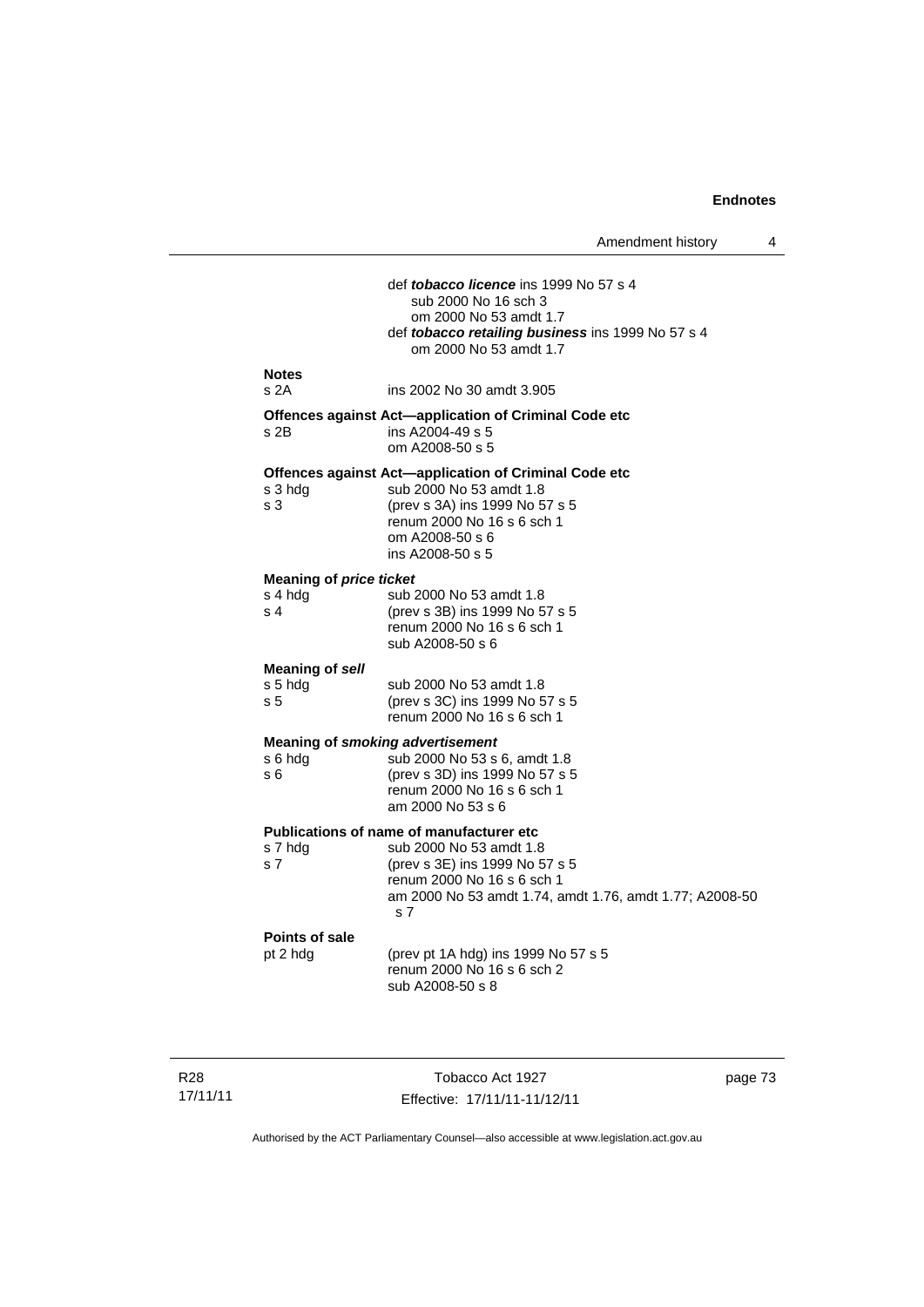def ***tobacco licence*** ins 1999 No 57 s 4
sub 2000 No 16 sch 3
om 2000 No 53 amdt 1.7

def ***tobacco retailing business*** ins 1999 No 57 s 4
om 2000 No 53 amdt 1.7

**Notes**

s 2A — ins 2002 No 30 amdt 3.905

**Offences against Act—application of Criminal Code etc**

s 2B — ins A2004-49 s 5
om A2008-50 s 5

**Offences against Act—application of Criminal Code etc**

s 3 hdg — sub 2000 No 53 amdt 1.8

s 3 — (prev s 3A) ins 1999 No 57 s 5
renum 2000 No 16 s 6 sch 1
om A2008-50 s 6
ins A2008-50 s 5

**Meaning of *price ticket***

s 4 hdg — sub 2000 No 53 amdt 1.8

s 4 — (prev s 3B) ins 1999 No 57 s 5
renum 2000 No 16 s 6 sch 1
sub A2008-50 s 6

**Meaning of *sell***

s 5 hdg — sub 2000 No 53 amdt 1.8

s 5 — (prev s 3C) ins 1999 No 57 s 5
renum 2000 No 16 s 6 sch 1

**Meaning of *smoking advertisement***

s 6 hdg — sub 2000 No 53 s 6, amdt 1.8

s 6 — (prev s 3D) ins 1999 No 57 s 5
renum 2000 No 16 s 6 sch 1
am 2000 No 53 s 6

**Publications of name of manufacturer etc**

s 7 hdg — sub 2000 No 53 amdt 1.8

s 7 — (prev s 3E) ins 1999 No 57 s 5
renum 2000 No 16 s 6 sch 1
am 2000 No 53 amdt 1.74, amdt 1.76, amdt 1.77; A2008-50 s 7

**Points of sale**

pt 2 hdg — (prev pt 1A hdg) ins 1999 No 57 s 5
renum 2000 No 16 s 6 sch 2
sub A2008-50 s 8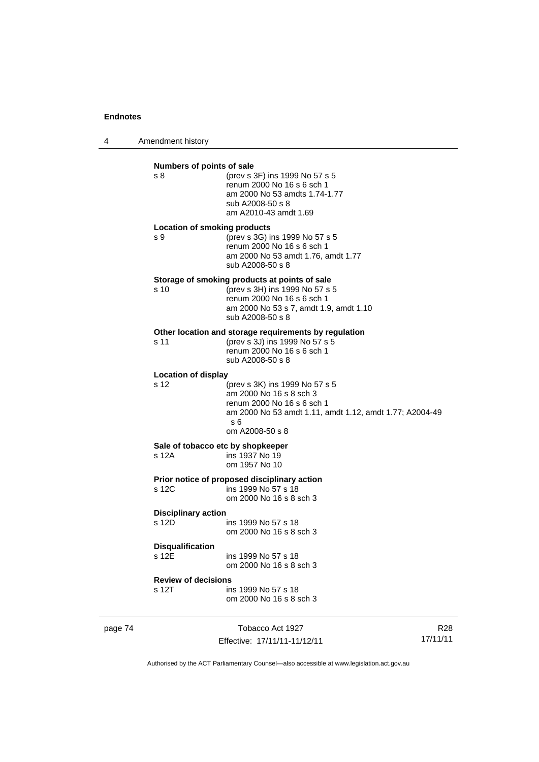**Numbers of points of sale**

s 8 (prev s 3F) ins 1999 No 57 s 5
renum 2000 No 16 s 6 sch 1
am 2000 No 53 amdts 1.74-1.77
sub A2008-50 s 8
am A2010-43 amdt 1.69

**Location of smoking products**

s 9 (prev s 3G) ins 1999 No 57 s 5
renum 2000 No 16 s 6 sch 1
am 2000 No 53 amdt 1.76, amdt 1.77
sub A2008-50 s 8

**Storage of smoking products at points of sale**

s 10 (prev s 3H) ins 1999 No 57 s 5
renum 2000 No 16 s 6 sch 1
am 2000 No 53 s 7, amdt 1.9, amdt 1.10
sub A2008-50 s 8

**Other location and storage requirements by regulation**

s 11 (prev s 3J) ins 1999 No 57 s 5
renum 2000 No 16 s 6 sch 1
sub A2008-50 s 8

**Location of display**

s 12 (prev s 3K) ins 1999 No 57 s 5
am 2000 No 16 s 8 sch 3
renum 2000 No 16 s 6 sch 1
am 2000 No 53 amdt 1.11, amdt 1.12, amdt 1.77; A2004-49 s 6
om A2008-50 s 8

**Sale of tobacco etc by shopkeeper**

s 12A ins 1937 No 19
om 1957 No 10

**Prior notice of proposed disciplinary action**

s 12C ins 1999 No 57 s 18
om 2000 No 16 s 8 sch 3

**Disciplinary action**

s 12D ins 1999 No 57 s 18
om 2000 No 16 s 8 sch 3

**Disqualification**

s 12E ins 1999 No 57 s 18
om 2000 No 16 s 8 sch 3

**Review of decisions**

s 12T ins 1999 No 57 s 18
om 2000 No 16 s 8 sch 3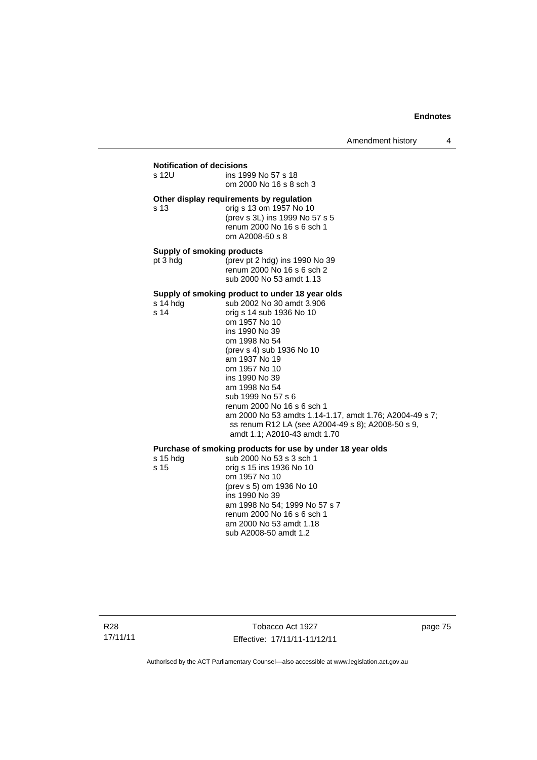**Notification of decisions**

s 12U ins 1999 No 57 s 18
om 2000 No 16 s 8 sch 3

**Other display requirements by regulation**

s 13 orig s 13 om 1957 No 10
(prev s 3L) ins 1999 No 57 s 5
renum 2000 No 16 s 6 sch 1
om A2008-50 s 8

**Supply of smoking products**

pt 3 hdg (prev pt 2 hdg) ins 1990 No 39
renum 2000 No 16 s 6 sch 2
sub 2000 No 53 amdt 1.13

**Supply of smoking product to under 18 year olds**

s 14 hdg sub 2002 No 30 amdt 3.906

s 14 orig s 14 sub 1936 No 10
om 1957 No 10
ins 1990 No 39
om 1998 No 54
(prev s 4) sub 1936 No 10
am 1937 No 19
om 1957 No 10
ins 1990 No 39
am 1998 No 54
sub 1999 No 57 s 6
renum 2000 No 16 s 6 sch 1
am 2000 No 53 amdts 1.14-1.17, amdt 1.76; A2004-49 s 7; ss renum R12 LA (see A2004-49 s 8); A2008-50 s 9, amdt 1.1; A2010-43 amdt 1.70

**Purchase of smoking products for use by under 18 year olds**

s 15 hdg sub 2000 No 53 s 3 sch 1

s 15 orig s 15 ins 1936 No 10
om 1957 No 10
(prev s 5) om 1936 No 10
ins 1990 No 39
am 1998 No 54; 1999 No 57 s 7
renum 2000 No 16 s 6 sch 1
am 2000 No 53 amdt 1.18
sub A2008-50 amdt 1.2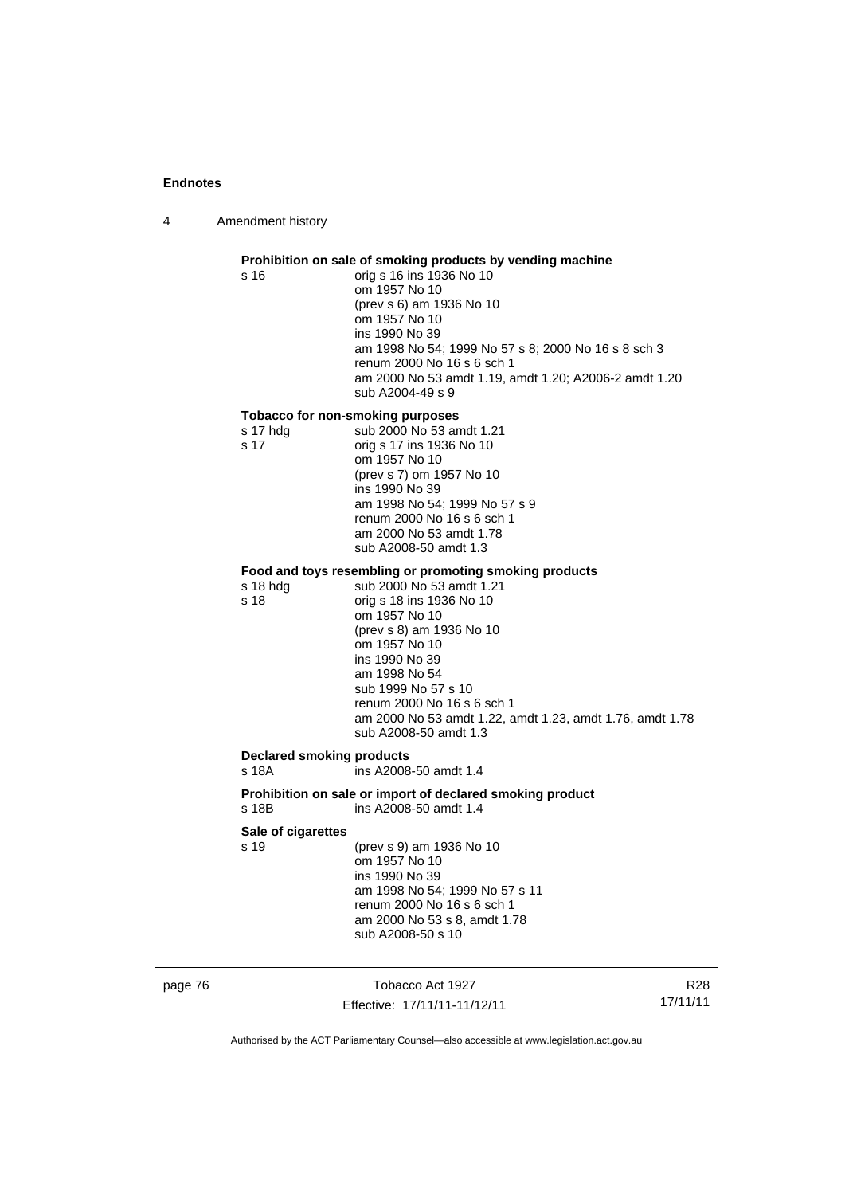**Prohibition on sale of smoking products by vending machine**

s 16 orig s 16 ins 1936 No 10
om 1957 No 10
(prev s 6) am 1936 No 10
om 1957 No 10
ins 1990 No 39
am 1998 No 54; 1999 No 57 s 8; 2000 No 16 s 8 sch 3
renum 2000 No 16 s 6 sch 1
am 2000 No 53 amdt 1.19, amdt 1.20; A2006-2 amdt 1.20
sub A2004-49 s 9

**Tobacco for non-smoking purposes**

s 17 hdg sub 2000 No 53 amdt 1.21
s 17 orig s 17 ins 1936 No 10
om 1957 No 10
(prev s 7) om 1957 No 10
ins 1990 No 39
am 1998 No 54; 1999 No 57 s 9
renum 2000 No 16 s 6 sch 1
am 2000 No 53 amdt 1.78
sub A2008-50 amdt 1.3

**Food and toys resembling or promoting smoking products**

s 18 hdg sub 2000 No 53 amdt 1.21
s 18 orig s 18 ins 1936 No 10
om 1957 No 10
(prev s 8) am 1936 No 10
om 1957 No 10
ins 1990 No 39
am 1998 No 54
sub 1999 No 57 s 10
renum 2000 No 16 s 6 sch 1
am 2000 No 53 amdt 1.22, amdt 1.23, amdt 1.76, amdt 1.78
sub A2008-50 amdt 1.3

**Declared smoking products**

s 18A ins A2008-50 amdt 1.4

**Prohibition on sale or import of declared smoking product**

s 18B ins A2008-50 amdt 1.4

**Sale of cigarettes**

s 19 (prev s 9) am 1936 No 10
om 1957 No 10
ins 1990 No 39
am 1998 No 54; 1999 No 57 s 11
renum 2000 No 16 s 6 sch 1
am 2000 No 53 s 8, amdt 1.78
sub A2008-50 s 10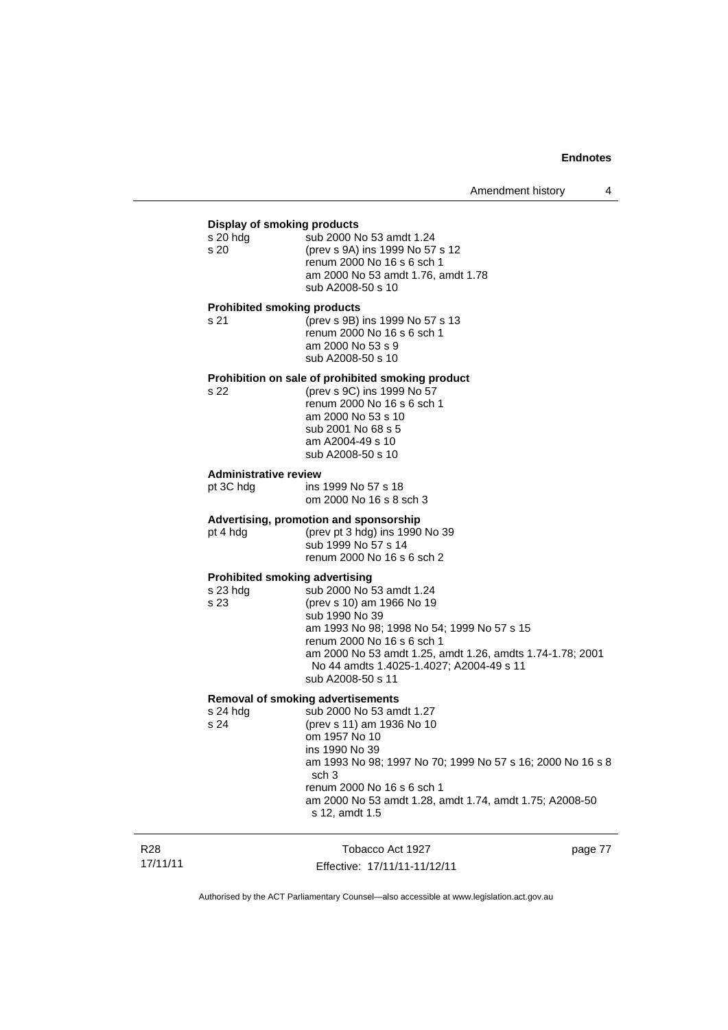**Display of smoking products**

s 20 hdg sub 2000 No 53 amdt 1.24
s 20 (prev s 9A) ins 1999 No 57 s 12
renum 2000 No 16 s 6 sch 1
am 2000 No 53 amdt 1.76, amdt 1.78
sub A2008-50 s 10

**Prohibited smoking products**

s 21 (prev s 9B) ins 1999 No 57 s 13
renum 2000 No 16 s 6 sch 1
am 2000 No 53 s 9
sub A2008-50 s 10

**Prohibition on sale of prohibited smoking product**

s 22 (prev s 9C) ins 1999 No 57
renum 2000 No 16 s 6 sch 1
am 2000 No 53 s 10
sub 2001 No 68 s 5
am A2004-49 s 10
sub A2008-50 s 10

**Administrative review**

pt 3C hdg ins 1999 No 57 s 18
om 2000 No 16 s 8 sch 3

**Advertising, promotion and sponsorship**

pt 4 hdg (prev pt 3 hdg) ins 1990 No 39
sub 1999 No 57 s 14
renum 2000 No 16 s 6 sch 2

**Prohibited smoking advertising**

s 23 hdg sub 2000 No 53 amdt 1.24
s 23 (prev s 10) am 1966 No 19
sub 1990 No 39
am 1993 No 98; 1998 No 54; 1999 No 57 s 15
renum 2000 No 16 s 6 sch 1
am 2000 No 53 amdt 1.25, amdt 1.26, amdts 1.74-1.78; 2001 No 44 amdts 1.4025-1.4027; A2004-49 s 11
sub A2008-50 s 11

**Removal of smoking advertisements**

s 24 hdg sub 2000 No 53 amdt 1.27
s 24 (prev s 11) am 1936 No 10
om 1957 No 10
ins 1990 No 39
am 1993 No 98; 1997 No 70; 1999 No 57 s 16; 2000 No 16 s 8 sch 3
renum 2000 No 16 s 6 sch 1
am 2000 No 53 amdt 1.28, amdt 1.74, amdt 1.75; A2008-50 s 12, amdt 1.5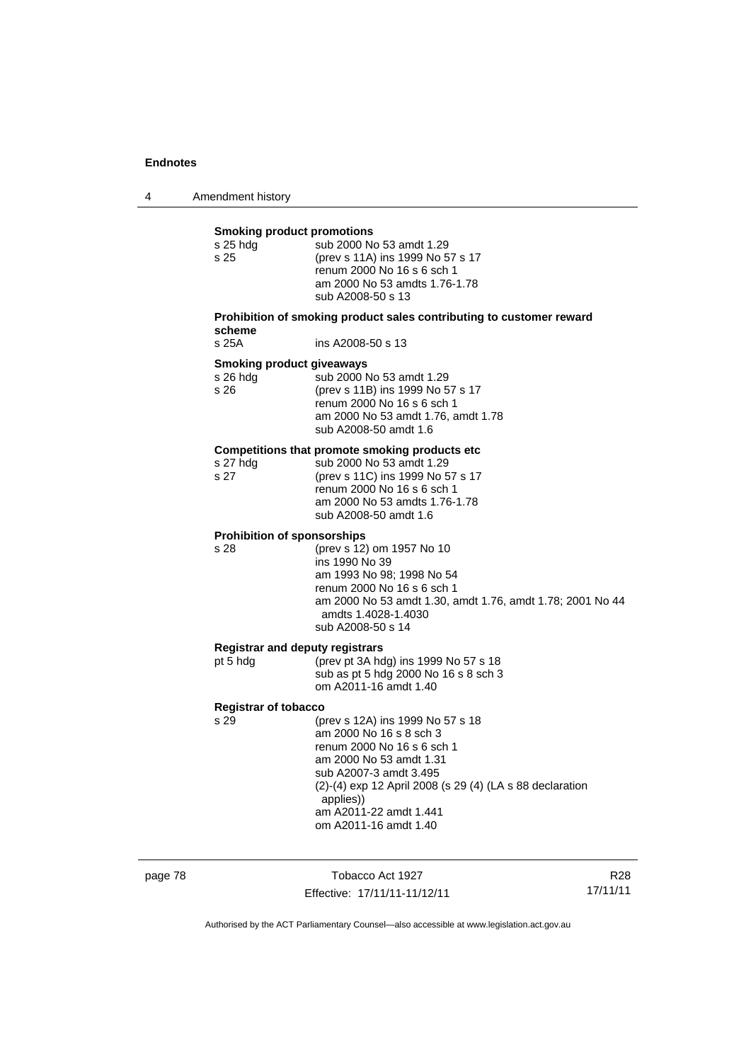**Smoking product promotions**

s 25 hdg sub 2000 No 53 amdt 1.29
s 25 (prev s 11A) ins 1999 No 57 s 17
renum 2000 No 16 s 6 sch 1
am 2000 No 53 amdts 1.76-1.78
sub A2008-50 s 13

**Prohibition of smoking product sales contributing to customer reward scheme**

s 25A ins A2008-50 s 13

**Smoking product giveaways**

s 26 hdg sub 2000 No 53 amdt 1.29
s 26 (prev s 11B) ins 1999 No 57 s 17
renum 2000 No 16 s 6 sch 1
am 2000 No 53 amdt 1.76, amdt 1.78
sub A2008-50 amdt 1.6

**Competitions that promote smoking products etc**

s 27 hdg sub 2000 No 53 amdt 1.29
s 27 (prev s 11C) ins 1999 No 57 s 17
renum 2000 No 16 s 6 sch 1
am 2000 No 53 amdts 1.76-1.78
sub A2008-50 amdt 1.6

**Prohibition of sponsorships**

s 28 (prev s 12) om 1957 No 10
ins 1990 No 39
am 1993 No 98; 1998 No 54
renum 2000 No 16 s 6 sch 1
am 2000 No 53 amdt 1.30, amdt 1.76, amdt 1.78; 2001 No 44 amdts 1.4028-1.4030
sub A2008-50 s 14

**Registrar and deputy registrars**

pt 5 hdg (prev pt 3A hdg) ins 1999 No 57 s 18
sub as pt 5 hdg 2000 No 16 s 8 sch 3
om A2011-16 amdt 1.40

**Registrar of tobacco**

s 29 (prev s 12A) ins 1999 No 57 s 18
am 2000 No 16 s 8 sch 3
renum 2000 No 16 s 6 sch 1
am 2000 No 53 amdt 1.31
sub A2007-3 amdt 3.495
(2)-(4) exp 12 April 2008 (s 29 (4) (LA s 88 declaration applies))
am A2011-22 amdt 1.441
om A2011-16 amdt 1.40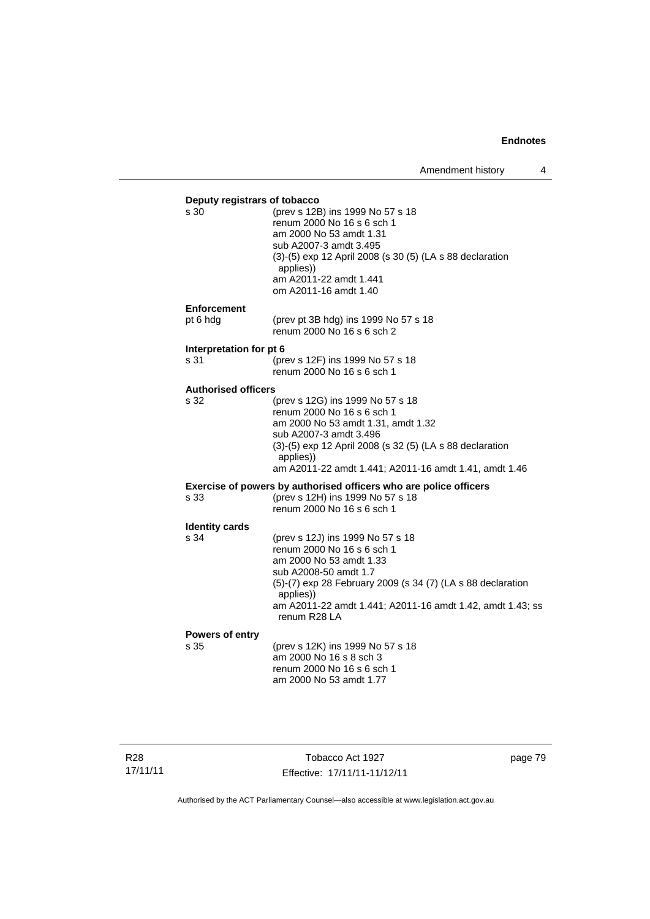**Deputy registrars of tobacco**

s 30 (prev s 12B) ins 1999 No 57 s 18
renum 2000 No 16 s 6 sch 1
am 2000 No 53 amdt 1.31
sub A2007-3 amdt 3.495
(3)-(5) exp 12 April 2008 (s 30 (5) (LA s 88 declaration applies))
am A2011-22 amdt 1.441
om A2011-16 amdt 1.40

**Enforcement**

pt 6 hdg (prev pt 3B hdg) ins 1999 No 57 s 18
renum 2000 No 16 s 6 sch 2

**Interpretation for pt 6**

s 31 (prev s 12F) ins 1999 No 57 s 18
renum 2000 No 16 s 6 sch 1

**Authorised officers**

s 32 (prev s 12G) ins 1999 No 57 s 18
renum 2000 No 16 s 6 sch 1
am 2000 No 53 amdt 1.31, amdt 1.32
sub A2007-3 amdt 3.496
(3)-(5) exp 12 April 2008 (s 32 (5) (LA s 88 declaration applies))
am A2011-22 amdt 1.441; A2011-16 amdt 1.41, amdt 1.46

**Exercise of powers by authorised officers who are police officers**

s 33 (prev s 12H) ins 1999 No 57 s 18
renum 2000 No 16 s 6 sch 1

**Identity cards**

s 34 (prev s 12J) ins 1999 No 57 s 18
renum 2000 No 16 s 6 sch 1
am 2000 No 53 amdt 1.33
sub A2008-50 amdt 1.7
(5)-(7) exp 28 February 2009 (s 34 (7) (LA s 88 declaration applies))
am A2011-22 amdt 1.441; A2011-16 amdt 1.42, amdt 1.43; ss renum R28 LA

**Powers of entry**

s 35 (prev s 12K) ins 1999 No 57 s 18
am 2000 No 16 s 8 sch 3
renum 2000 No 16 s 6 sch 1
am 2000 No 53 amdt 1.77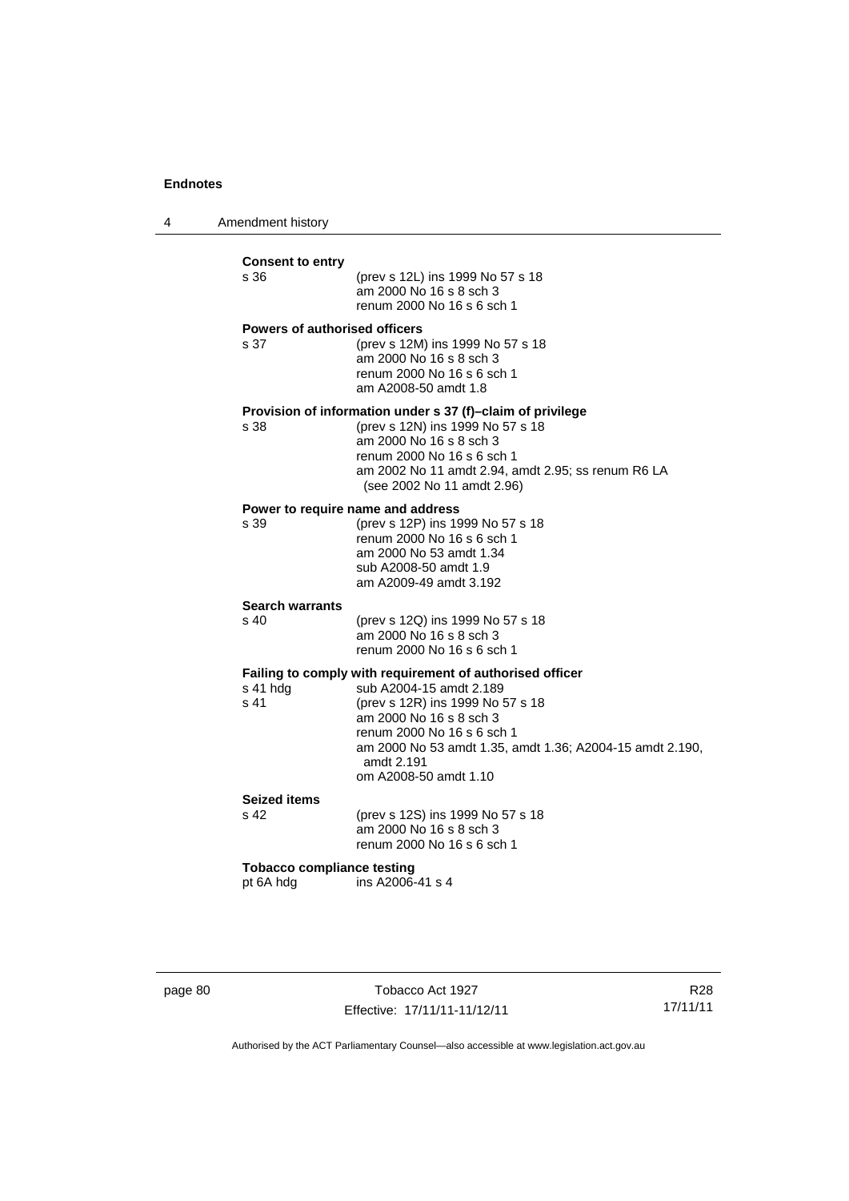**Consent to entry**
s 36 (prev s 12L) ins 1999 No 57 s 18
am 2000 No 16 s 8 sch 3
renum 2000 No 16 s 6 sch 1

**Powers of authorised officers**
s 37 (prev s 12M) ins 1999 No 57 s 18
am 2000 No 16 s 8 sch 3
renum 2000 No 16 s 6 sch 1
am A2008-50 amdt 1.8

**Provision of information under s 37 (f)–claim of privilege**
s 38 (prev s 12N) ins 1999 No 57 s 18
am 2000 No 16 s 8 sch 3
renum 2000 No 16 s 6 sch 1
am 2002 No 11 amdt 2.94, amdt 2.95; ss renum R6 LA (see 2002 No 11 amdt 2.96)

**Power to require name and address**
s 39 (prev s 12P) ins 1999 No 57 s 18
renum 2000 No 16 s 6 sch 1
am 2000 No 53 amdt 1.34
sub A2008-50 amdt 1.9
am A2009-49 amdt 3.192

**Search warrants**
s 40 (prev s 12Q) ins 1999 No 57 s 18
am 2000 No 16 s 8 sch 3
renum 2000 No 16 s 6 sch 1

**Failing to comply with requirement of authorised officer**
s 41 hdg sub A2004-15 amdt 2.189
s 41 (prev s 12R) ins 1999 No 57 s 18
am 2000 No 16 s 8 sch 3
renum 2000 No 16 s 6 sch 1
am 2000 No 53 amdt 1.35, amdt 1.36; A2004-15 amdt 2.190, amdt 2.191
om A2008-50 amdt 1.10

**Seized items**
s 42 (prev s 12S) ins 1999 No 57 s 18
am 2000 No 16 s 8 sch 3
renum 2000 No 16 s 6 sch 1

**Tobacco compliance testing**
pt 6A hdg ins A2006-41 s 4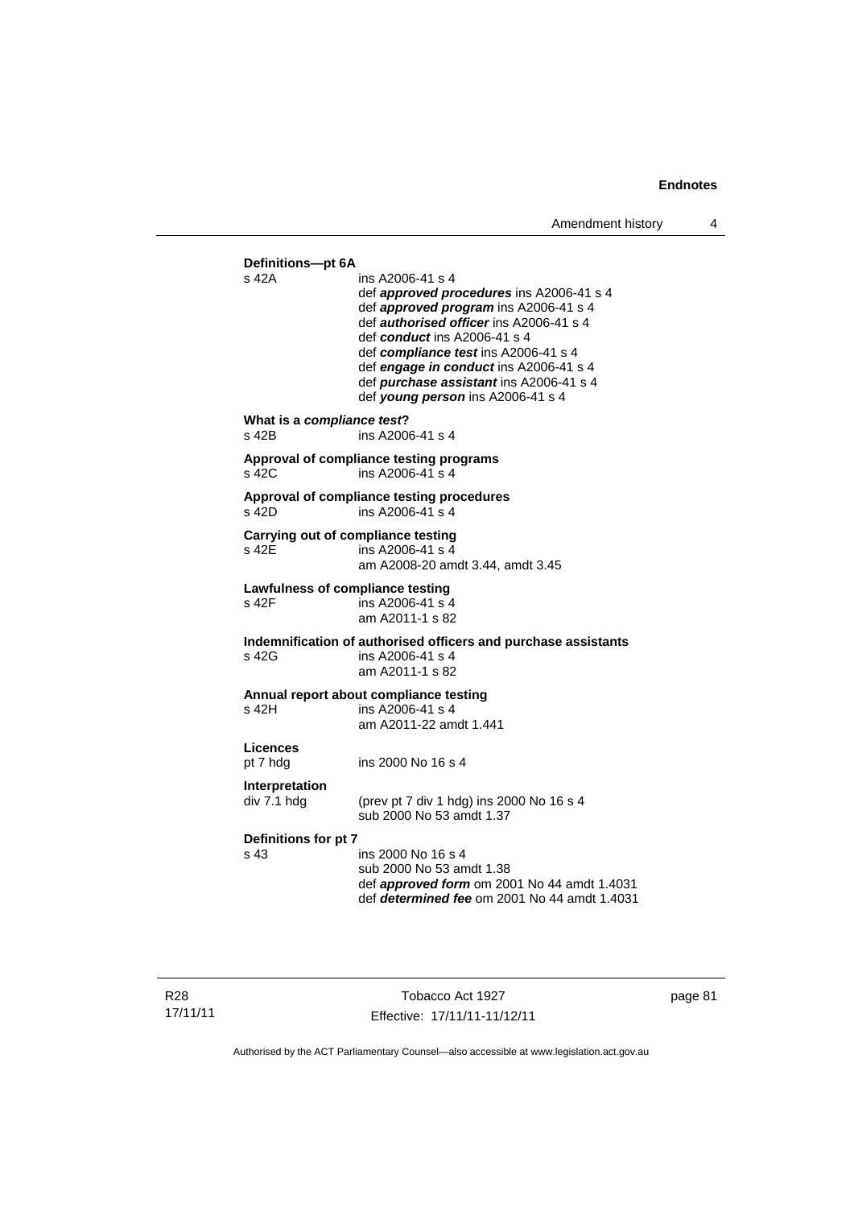**Definitions—pt 6A**

s 42A ins A2006-41 s 4
def ***approved procedures*** ins A2006-41 s 4
def ***approved program*** ins A2006-41 s 4
def ***authorised officer*** ins A2006-41 s 4
def ***conduct*** ins A2006-41 s 4
def ***compliance test*** ins A2006-41 s 4
def ***engage in conduct*** ins A2006-41 s 4
def ***purchase assistant*** ins A2006-41 s 4
def ***young person*** ins A2006-41 s 4

**What is a *compliance test*?**

s 42B ins A2006-41 s 4

**Approval of compliance testing programs**

s 42C ins A2006-41 s 4

**Approval of compliance testing procedures**

s 42D ins A2006-41 s 4

**Carrying out of compliance testing**

s 42E ins A2006-41 s 4
am A2008-20 amdt 3.44, amdt 3.45

**Lawfulness of compliance testing**

s 42F ins A2006-41 s 4
am A2011-1 s 82

**Indemnification of authorised officers and purchase assistants**

s 42G ins A2006-41 s 4
am A2011-1 s 82

**Annual report about compliance testing**

s 42H ins A2006-41 s 4
am A2011-22 amdt 1.441

**Licences**

pt 7 hdg ins 2000 No 16 s 4

**Interpretation**

div 7.1 hdg (prev pt 7 div 1 hdg) ins 2000 No 16 s 4
sub 2000 No 53 amdt 1.37

**Definitions for pt 7**

s 43 ins 2000 No 16 s 4
sub 2000 No 53 amdt 1.38
def ***approved form*** om 2001 No 44 amdt 1.4031
def ***determined fee*** om 2001 No 44 amdt 1.4031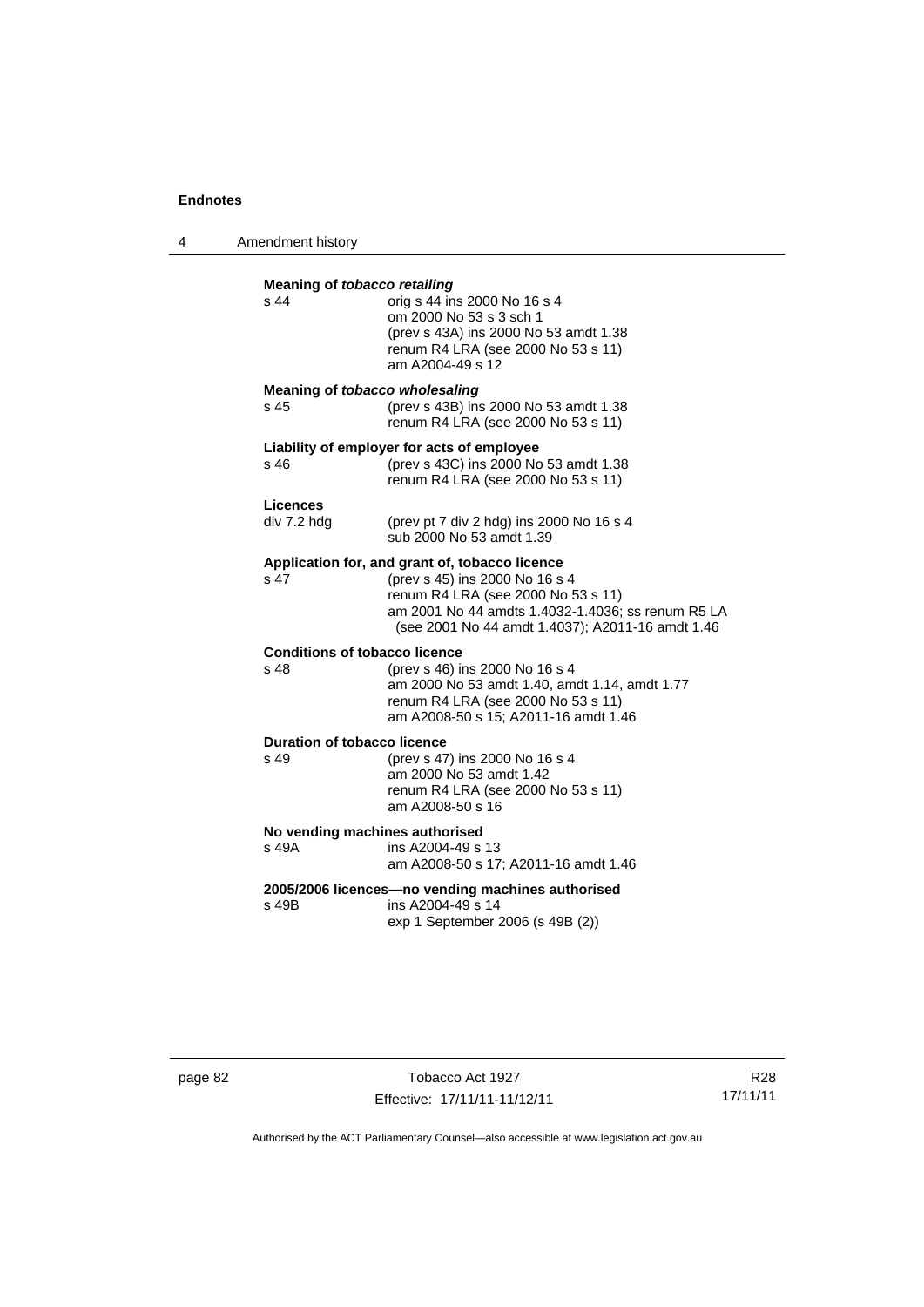**Meaning of *tobacco retailing***

s 44 — orig s 44 ins 2000 No 16 s 4
om 2000 No 53 s 3 sch 1
(prev s 43A) ins 2000 No 53 amdt 1.38
renum R4 LRA (see 2000 No 53 s 11)
am A2004-49 s 12

**Meaning of *tobacco wholesaling***

s 45 — (prev s 43B) ins 2000 No 53 amdt 1.38
renum R4 LRA (see 2000 No 53 s 11)

**Liability of employer for acts of employee**

s 46 — (prev s 43C) ins 2000 No 53 amdt 1.38
renum R4 LRA (see 2000 No 53 s 11)

**Licences**

div 7.2 hdg — (prev pt 7 div 2 hdg) ins 2000 No 16 s 4
sub 2000 No 53 amdt 1.39

**Application for, and grant of, tobacco licence**

s 47 — (prev s 45) ins 2000 No 16 s 4
renum R4 LRA (see 2000 No 53 s 11)
am 2001 No 44 amdts 1.4032-1.4036; ss renum R5 LA (see 2001 No 44 amdt 1.4037); A2011-16 amdt 1.46

**Conditions of tobacco licence**

s 48 — (prev s 46) ins 2000 No 16 s 4
am 2000 No 53 amdt 1.40, amdt 1.14, amdt 1.77
renum R4 LRA (see 2000 No 53 s 11)
am A2008-50 s 15; A2011-16 amdt 1.46

**Duration of tobacco licence**

s 49 — (prev s 47) ins 2000 No 16 s 4
am 2000 No 53 amdt 1.42
renum R4 LRA (see 2000 No 53 s 11)
am A2008-50 s 16

**No vending machines authorised**

s 49A — ins A2004-49 s 13
am A2008-50 s 17; A2011-16 amdt 1.46

**2005/2006 licences—no vending machines authorised**

s 49B — ins A2004-49 s 14
exp 1 September 2006 (s 49B (2))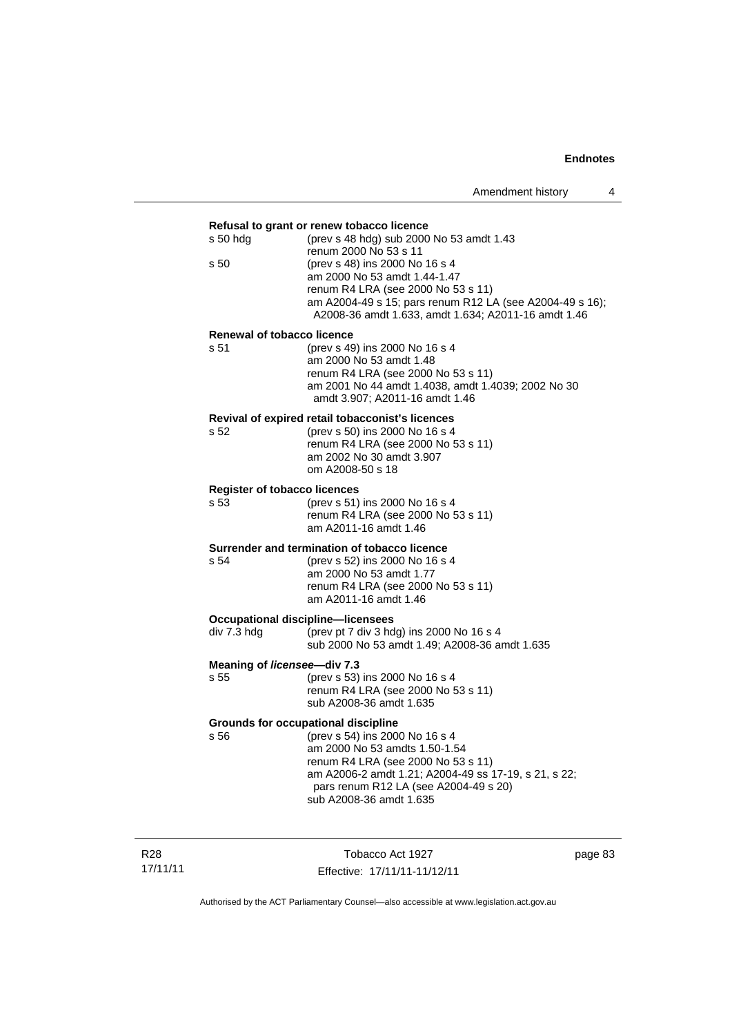**Refusal to grant or renew tobacco licence**

s 50 hdg (prev s 48 hdg) sub 2000 No 53 amdt 1.43
renum 2000 No 53 s 11

s 50 (prev s 48) ins 2000 No 16 s 4
am 2000 No 53 amdt 1.44-1.47
renum R4 LRA (see 2000 No 53 s 11)
am A2004-49 s 15; pars renum R12 LA (see A2004-49 s 16); A2008-36 amdt 1.633, amdt 1.634; A2011-16 amdt 1.46

**Renewal of tobacco licence**

s 51 (prev s 49) ins 2000 No 16 s 4
am 2000 No 53 amdt 1.48
renum R4 LRA (see 2000 No 53 s 11)
am 2001 No 44 amdt 1.4038, amdt 1.4039; 2002 No 30 amdt 3.907; A2011-16 amdt 1.46

**Revival of expired retail tobacconist's licences**

s 52 (prev s 50) ins 2000 No 16 s 4
renum R4 LRA (see 2000 No 53 s 11)
am 2002 No 30 amdt 3.907
om A2008-50 s 18

**Register of tobacco licences**

s 53 (prev s 51) ins 2000 No 16 s 4
renum R4 LRA (see 2000 No 53 s 11)
am A2011-16 amdt 1.46

**Surrender and termination of tobacco licence**

s 54 (prev s 52) ins 2000 No 16 s 4
am 2000 No 53 amdt 1.77
renum R4 LRA (see 2000 No 53 s 11)
am A2011-16 amdt 1.46

**Occupational discipline—licensees**

div 7.3 hdg (prev pt 7 div 3 hdg) ins 2000 No 16 s 4
sub 2000 No 53 amdt 1.49; A2008-36 amdt 1.635

**Meaning of *licensee*—div 7.3**

s 55 (prev s 53) ins 2000 No 16 s 4
renum R4 LRA (see 2000 No 53 s 11)
sub A2008-36 amdt 1.635

**Grounds for occupational discipline**

s 56 (prev s 54) ins 2000 No 16 s 4
am 2000 No 53 amdts 1.50-1.54
renum R4 LRA (see 2000 No 53 s 11)
am A2006-2 amdt 1.21; A2004-49 ss 17-19, s 21, s 22; pars renum R12 LA (see A2004-49 s 20)
sub A2008-36 amdt 1.635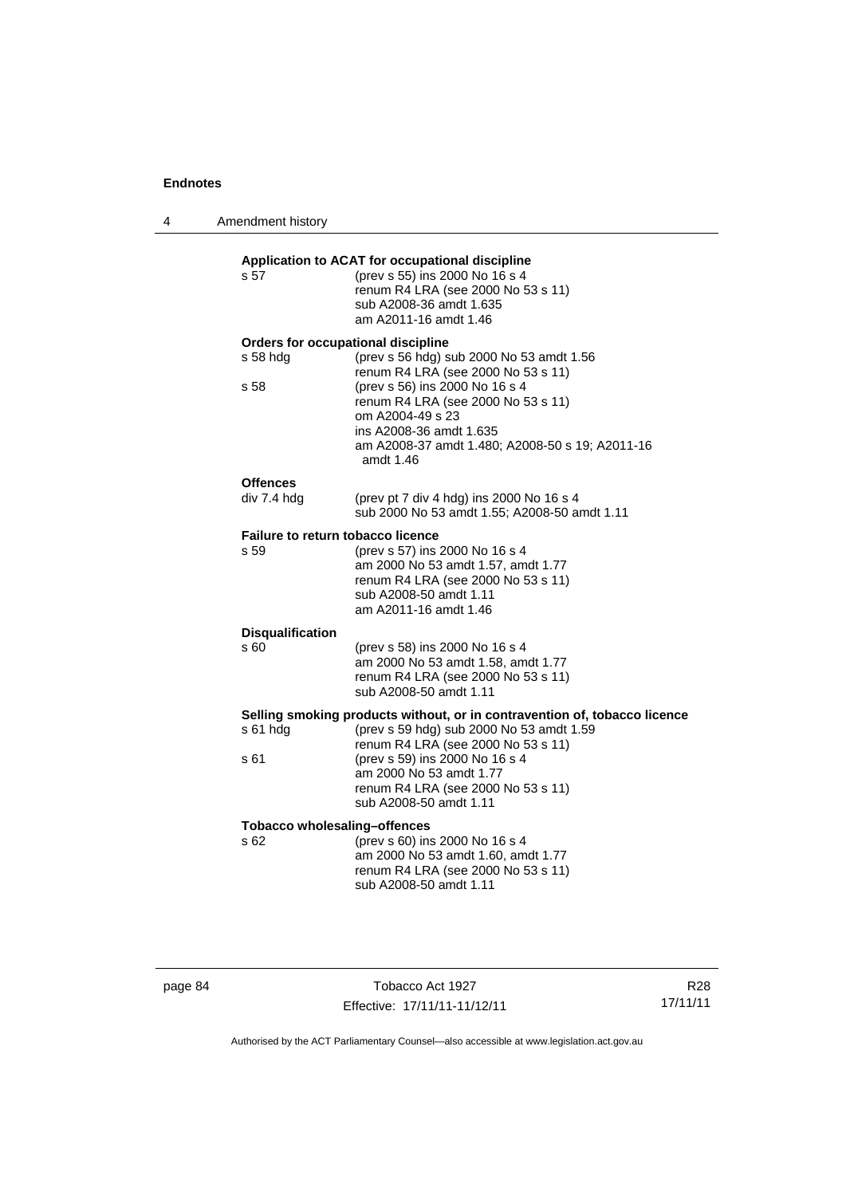**Application to ACAT for occupational discipline**

s 57 (prev s 55) ins 2000 No 16 s 4
renum R4 LRA (see 2000 No 53 s 11)
sub A2008-36 amdt 1.635
am A2011-16 amdt 1.46

**Orders for occupational discipline**

s 58 hdg (prev s 56 hdg) sub 2000 No 53 amdt 1.56
renum R4 LRA (see 2000 No 53 s 11)

s 58 (prev s 56) ins 2000 No 16 s 4
renum R4 LRA (see 2000 No 53 s 11)
om A2004-49 s 23
ins A2008-36 amdt 1.635
am A2008-37 amdt 1.480; A2008-50 s 19; A2011-16 amdt 1.46

**Offences**

div 7.4 hdg (prev pt 7 div 4 hdg) ins 2000 No 16 s 4
sub 2000 No 53 amdt 1.55; A2008-50 amdt 1.11

**Failure to return tobacco licence**

s 59 (prev s 57) ins 2000 No 16 s 4
am 2000 No 53 amdt 1.57, amdt 1.77
renum R4 LRA (see 2000 No 53 s 11)
sub A2008-50 amdt 1.11
am A2011-16 amdt 1.46

**Disqualification**

s 60 (prev s 58) ins 2000 No 16 s 4
am 2000 No 53 amdt 1.58, amdt 1.77
renum R4 LRA (see 2000 No 53 s 11)
sub A2008-50 amdt 1.11

**Selling smoking products without, or in contravention of, tobacco licence**

s 61 hdg (prev s 59 hdg) sub 2000 No 53 amdt 1.59
renum R4 LRA (see 2000 No 53 s 11)

s 61 (prev s 59) ins 2000 No 16 s 4
am 2000 No 53 amdt 1.77
renum R4 LRA (see 2000 No 53 s 11)
sub A2008-50 amdt 1.11

**Tobacco wholesaling–offences**

s 62 (prev s 60) ins 2000 No 16 s 4
am 2000 No 53 amdt 1.60, amdt 1.77
renum R4 LRA (see 2000 No 53 s 11)
sub A2008-50 amdt 1.11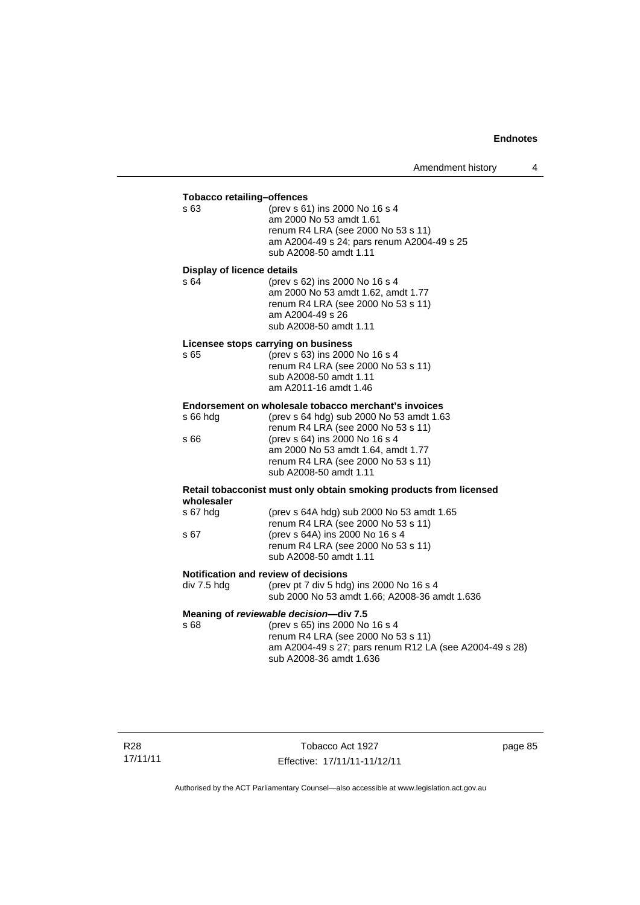**Tobacco retailing–offences**

| | |
|---|---|
| s 63 | (prev s 61) ins 2000 No 16 s 4<br>am 2000 No 53 amdt 1.61<br>renum R4 LRA (see 2000 No 53 s 11)<br>am A2004-49 s 24; pars renum A2004-49 s 25<br>sub A2008-50 amdt 1.11 |

**Display of licence details**

| | |
|---|---|
| s 64 | (prev s 62) ins 2000 No 16 s 4<br>am 2000 No 53 amdt 1.62, amdt 1.77<br>renum R4 LRA (see 2000 No 53 s 11)<br>am A2004-49 s 26<br>sub A2008-50 amdt 1.11 |

**Licensee stops carrying on business**

| | |
|---|---|
| s 65 | (prev s 63) ins 2000 No 16 s 4<br>renum R4 LRA (see 2000 No 53 s 11)<br>sub A2008-50 amdt 1.11<br>am A2011-16 amdt 1.46 |

**Endorsement on wholesale tobacco merchant's invoices**

| | |
|---|---|
| s 66 hdg | (prev s 64 hdg) sub 2000 No 53 amdt 1.63<br>renum R4 LRA (see 2000 No 53 s 11) |
| s 66 | (prev s 64) ins 2000 No 16 s 4<br>am 2000 No 53 amdt 1.64, amdt 1.77<br>renum R4 LRA (see 2000 No 53 s 11)<br>sub A2008-50 amdt 1.11 |

**Retail tobacconist must only obtain smoking products from licensed wholesaler**

| | |
|---|---|
| s 67 hdg | (prev s 64A hdg) sub 2000 No 53 amdt 1.65<br>renum R4 LRA (see 2000 No 53 s 11) |
| s 67 | (prev s 64A) ins 2000 No 16 s 4<br>renum R4 LRA (see 2000 No 53 s 11)<br>sub A2008-50 amdt 1.11 |

**Notification and review of decisions**

| | |
|---|---|
| div 7.5 hdg | (prev pt 7 div 5 hdg) ins 2000 No 16 s 4<br>sub 2000 No 53 amdt 1.66; A2008-36 amdt 1.636 |

**Meaning of *reviewable decision*—div 7.5**

| | |
|---|---|
| s 68 | (prev s 65) ins 2000 No 16 s 4<br>renum R4 LRA (see 2000 No 53 s 11)<br>am A2004-49 s 27; pars renum R12 LA (see A2004-49 s 28)<br>sub A2008-36 amdt 1.636 |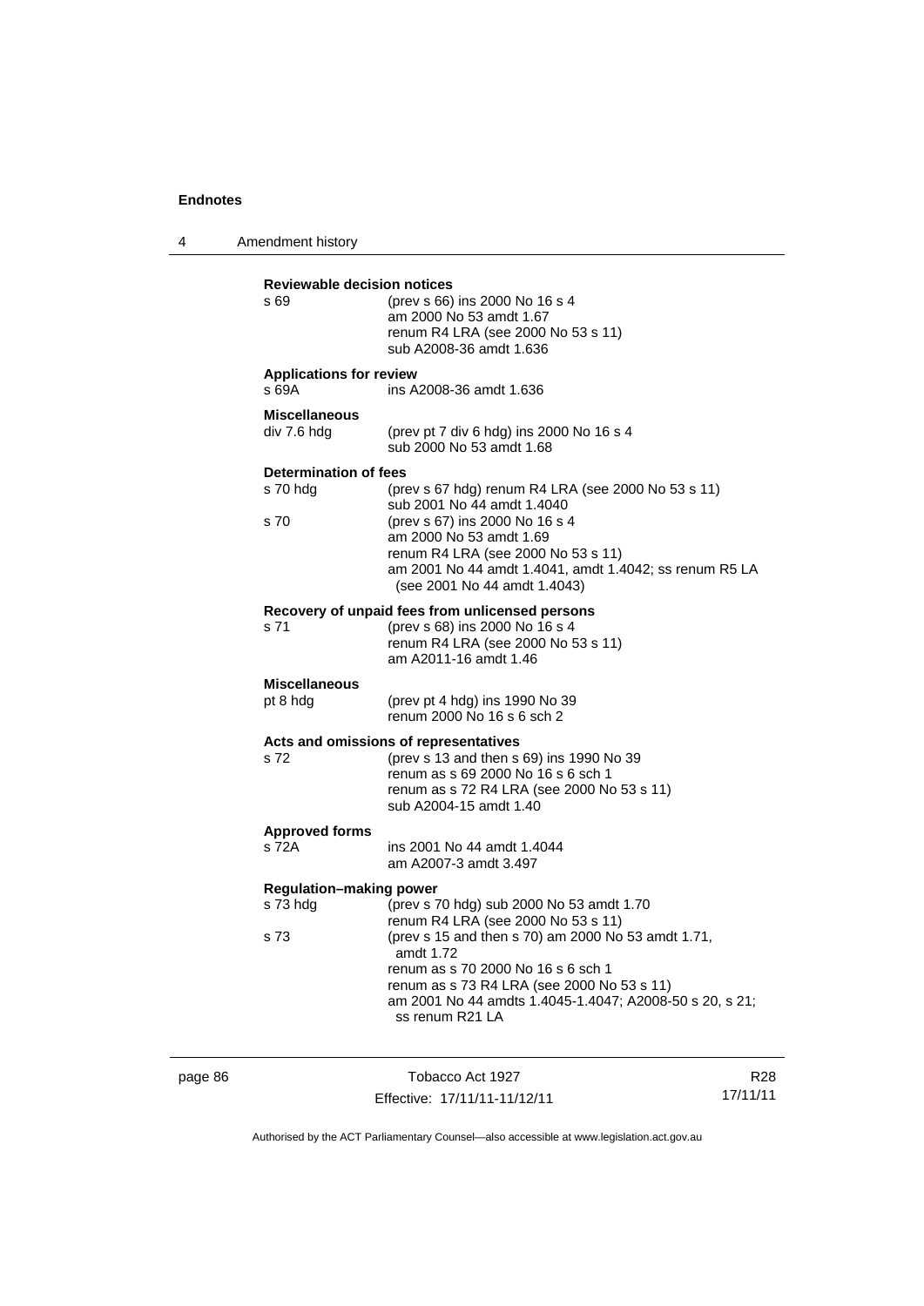**Reviewable decision notices**

| | |
|---|---|
| s 69 | (prev s 66) ins 2000 No 16 s 4<br>am 2000 No 53 amdt 1.67<br>renum R4 LRA (see 2000 No 53 s 11)<br>sub A2008-36 amdt 1.636 |

**Applications for review**

| | |
|---|---|
| s 69A | ins A2008-36 amdt 1.636 |

**Miscellaneous**

| | |
|---|---|
| div 7.6 hdg | (prev pt 7 div 6 hdg) ins 2000 No 16 s 4<br>sub 2000 No 53 amdt 1.68 |

**Determination of fees**

| | |
|---|---|
| s 70 hdg | (prev s 67 hdg) renum R4 LRA (see 2000 No 53 s 11)<br>sub 2001 No 44 amdt 1.4040 |
| s 70 | (prev s 67) ins 2000 No 16 s 4<br>am 2000 No 53 amdt 1.69<br>renum R4 LRA (see 2000 No 53 s 11)<br>am 2001 No 44 amdt 1.4041, amdt 1.4042; ss renum R5 LA (see 2001 No 44 amdt 1.4043) |

**Recovery of unpaid fees from unlicensed persons**

| | |
|---|---|
| s 71 | (prev s 68) ins 2000 No 16 s 4<br>renum R4 LRA (see 2000 No 53 s 11)<br>am A2011-16 amdt 1.46 |

**Miscellaneous**

| | |
|---|---|
| pt 8 hdg | (prev pt 4 hdg) ins 1990 No 39<br>renum 2000 No 16 s 6 sch 2 |

**Acts and omissions of representatives**

| | |
|---|---|
| s 72 | (prev s 13 and then s 69) ins 1990 No 39<br>renum as s 69 2000 No 16 s 6 sch 1<br>renum as s 72 R4 LRA (see 2000 No 53 s 11)<br>sub A2004-15 amdt 1.40 |

**Approved forms**

| | |
|---|---|
| s 72A | ins 2001 No 44 amdt 1.4044<br>am A2007-3 amdt 3.497 |

**Regulation–making power**

| | |
|---|---|
| s 73 hdg | (prev s 70 hdg) sub 2000 No 53 amdt 1.70<br>renum R4 LRA (see 2000 No 53 s 11) |
| s 73 | (prev s 15 and then s 70) am 2000 No 53 amdt 1.71, amdt 1.72<br>renum as s 70 2000 No 16 s 6 sch 1<br>renum as s 73 R4 LRA (see 2000 No 53 s 11)<br>am 2001 No 44 amdts 1.4045-1.4047; A2008-50 s 20, s 21; ss renum R21 LA |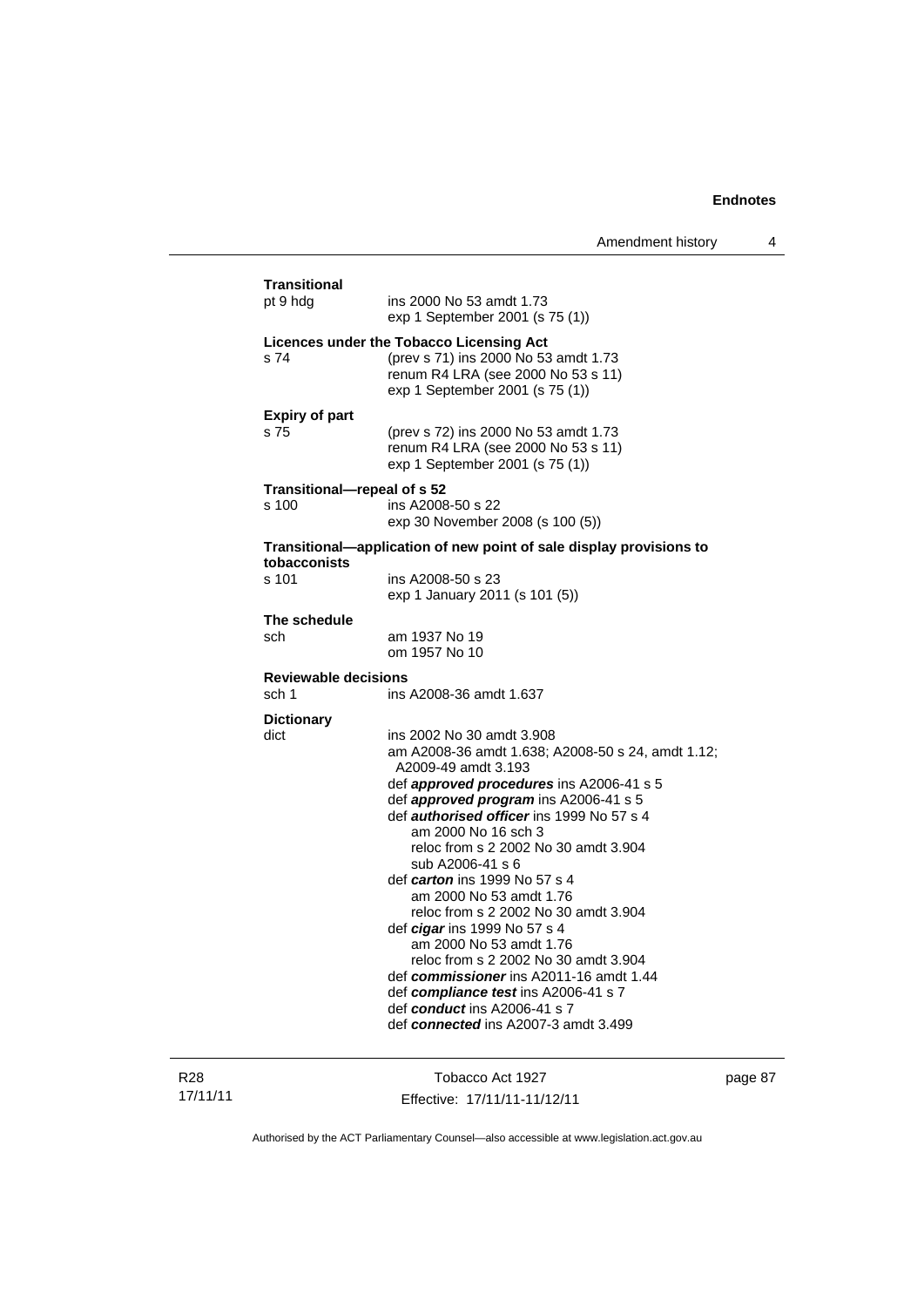**Transitional**

pt 9 hdg — ins 2000 No 53 amdt 1.73
exp 1 September 2001 (s 75 (1))

**Licences under the Tobacco Licensing Act**

s 74 — (prev s 71) ins 2000 No 53 amdt 1.73
renum R4 LRA (see 2000 No 53 s 11)
exp 1 September 2001 (s 75 (1))

**Expiry of part**

s 75 — (prev s 72) ins 2000 No 53 amdt 1.73
renum R4 LRA (see 2000 No 53 s 11)
exp 1 September 2001 (s 75 (1))

**Transitional—repeal of s 52**

s 100 — ins A2008-50 s 22
exp 30 November 2008 (s 100 (5))

**Transitional—application of new point of sale display provisions to tobacconists**

s 101 — ins A2008-50 s 23
exp 1 January 2011 (s 101 (5))

**The schedule**

sch — am 1937 No 19
om 1957 No 10

**Reviewable decisions**

sch 1 — ins A2008-36 amdt 1.637

**Dictionary**

dict — ins 2002 No 30 amdt 3.908
am A2008-36 amdt 1.638; A2008-50 s 24, amdt 1.12; A2009-49 amdt 3.193
def ***approved procedures*** ins A2006-41 s 5
def ***approved program*** ins A2006-41 s 5
def ***authorised officer*** ins 1999 No 57 s 4
am 2000 No 16 sch 3
reloc from s 2 2002 No 30 amdt 3.904
sub A2006-41 s 6
def ***carton*** ins 1999 No 57 s 4
am 2000 No 53 amdt 1.76
reloc from s 2 2002 No 30 amdt 3.904
def ***cigar*** ins 1999 No 57 s 4
am 2000 No 53 amdt 1.76
reloc from s 2 2002 No 30 amdt 3.904
def ***commissioner*** ins A2011-16 amdt 1.44
def ***compliance test*** ins A2006-41 s 7
def ***conduct*** ins A2006-41 s 7
def ***connected*** ins A2007-3 amdt 3.499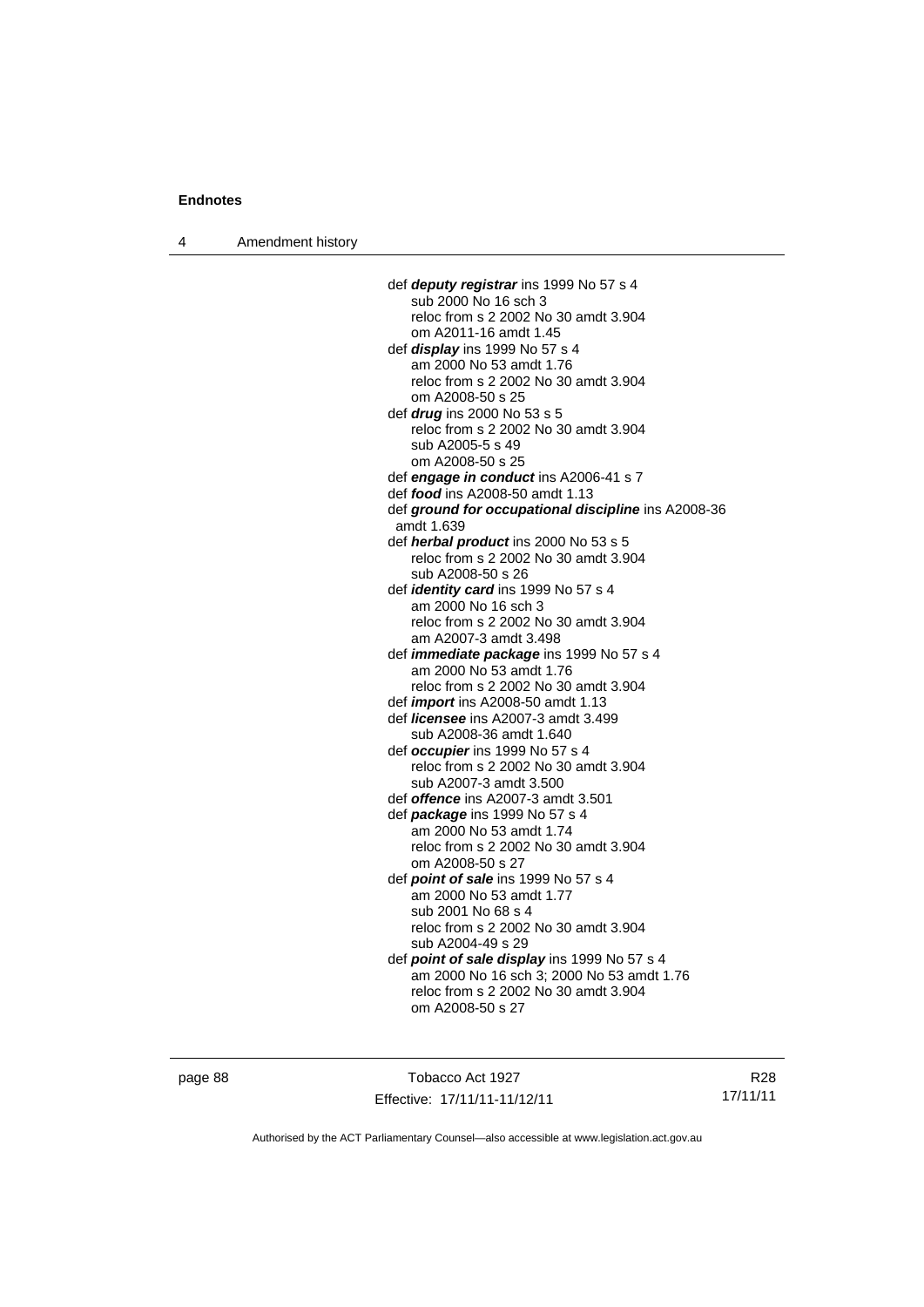def ***deputy registrar*** ins 1999 No 57 s 4
sub 2000 No 16 sch 3
reloc from s 2 2002 No 30 amdt 3.904
om A2011-16 amdt 1.45

def ***display*** ins 1999 No 57 s 4
am 2000 No 53 amdt 1.76
reloc from s 2 2002 No 30 amdt 3.904
om A2008-50 s 25

def ***drug*** ins 2000 No 53 s 5
reloc from s 2 2002 No 30 amdt 3.904
sub A2005-5 s 49
om A2008-50 s 25

def ***engage in conduct*** ins A2006-41 s 7

def ***food*** ins A2008-50 amdt 1.13

def ***ground for occupational discipline*** ins A2008-36 amdt 1.639

def ***herbal product*** ins 2000 No 53 s 5
reloc from s 2 2002 No 30 amdt 3.904
sub A2008-50 s 26

def ***identity card*** ins 1999 No 57 s 4
am 2000 No 16 sch 3
reloc from s 2 2002 No 30 amdt 3.904
am A2007-3 amdt 3.498

def ***immediate package*** ins 1999 No 57 s 4
am 2000 No 53 amdt 1.76
reloc from s 2 2002 No 30 amdt 3.904

def ***import*** ins A2008-50 amdt 1.13

def ***licensee*** ins A2007-3 amdt 3.499
sub A2008-36 amdt 1.640

def ***occupier*** ins 1999 No 57 s 4
reloc from s 2 2002 No 30 amdt 3.904
sub A2007-3 amdt 3.500

def ***offence*** ins A2007-3 amdt 3.501

def ***package*** ins 1999 No 57 s 4
am 2000 No 53 amdt 1.74
reloc from s 2 2002 No 30 amdt 3.904
om A2008-50 s 27

def ***point of sale*** ins 1999 No 57 s 4
am 2000 No 53 amdt 1.77
sub 2001 No 68 s 4
reloc from s 2 2002 No 30 amdt 3.904
sub A2004-49 s 29

def ***point of sale display*** ins 1999 No 57 s 4
am 2000 No 16 sch 3; 2000 No 53 amdt 1.76
reloc from s 2 2002 No 30 amdt 3.904
om A2008-50 s 27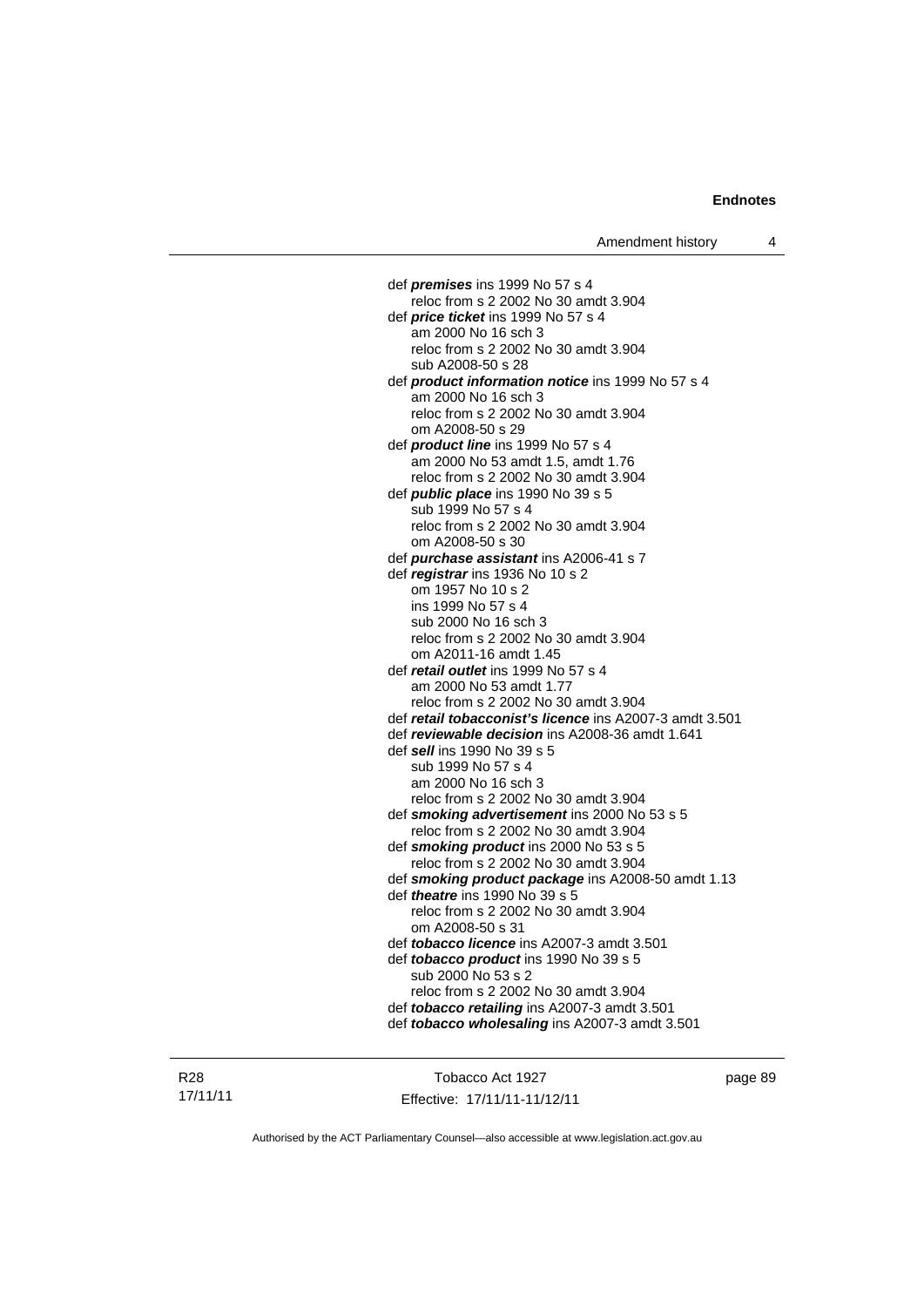def ***premises*** ins 1999 No 57 s 4
reloc from s 2 2002 No 30 amdt 3.904

def ***price ticket*** ins 1999 No 57 s 4
am 2000 No 16 sch 3
reloc from s 2 2002 No 30 amdt 3.904
sub A2008-50 s 28

def ***product information notice*** ins 1999 No 57 s 4
am 2000 No 16 sch 3
reloc from s 2 2002 No 30 amdt 3.904
om A2008-50 s 29

def ***product line*** ins 1999 No 57 s 4
am 2000 No 53 amdt 1.5, amdt 1.76
reloc from s 2 2002 No 30 amdt 3.904

def ***public place*** ins 1990 No 39 s 5
sub 1999 No 57 s 4
reloc from s 2 2002 No 30 amdt 3.904
om A2008-50 s 30

def ***purchase assistant*** ins A2006-41 s 7

def ***registrar*** ins 1936 No 10 s 2
om 1957 No 10 s 2
ins 1999 No 57 s 4
sub 2000 No 16 sch 3
reloc from s 2 2002 No 30 amdt 3.904
om A2011-16 amdt 1.45

def ***retail outlet*** ins 1999 No 57 s 4
am 2000 No 53 amdt 1.77
reloc from s 2 2002 No 30 amdt 3.904

def ***retail tobacconist's licence*** ins A2007-3 amdt 3.501

def ***reviewable decision*** ins A2008-36 amdt 1.641

def ***sell*** ins 1990 No 39 s 5
sub 1999 No 57 s 4
am 2000 No 16 sch 3
reloc from s 2 2002 No 30 amdt 3.904

def ***smoking advertisement*** ins 2000 No 53 s 5
reloc from s 2 2002 No 30 amdt 3.904

def ***smoking product*** ins 2000 No 53 s 5
reloc from s 2 2002 No 30 amdt 3.904

def ***smoking product package*** ins A2008-50 amdt 1.13

def ***theatre*** ins 1990 No 39 s 5
reloc from s 2 2002 No 30 amdt 3.904
om A2008-50 s 31

def ***tobacco licence*** ins A2007-3 amdt 3.501

def ***tobacco product*** ins 1990 No 39 s 5
sub 2000 No 53 s 2
reloc from s 2 2002 No 30 amdt 3.904

def ***tobacco retailing*** ins A2007-3 amdt 3.501

def ***tobacco wholesaling*** ins A2007-3 amdt 3.501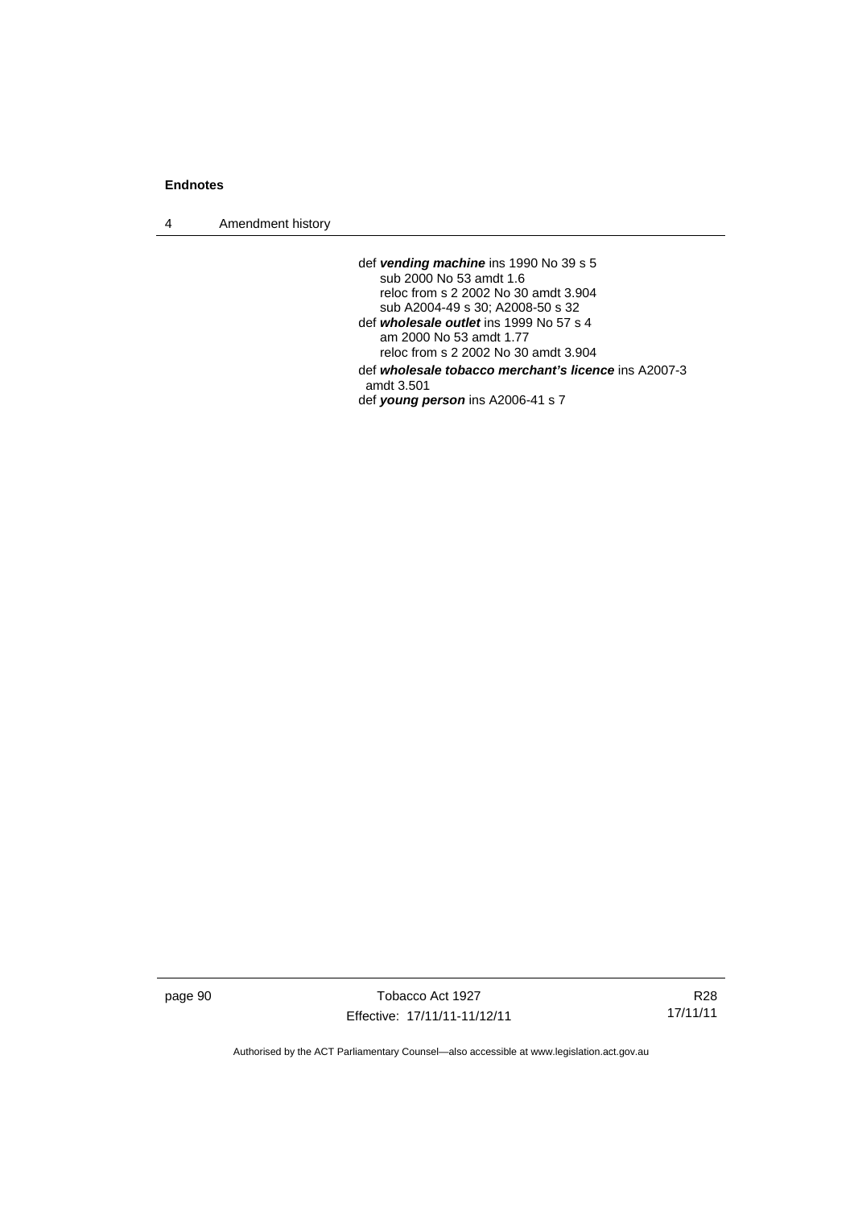def ***vending machine*** ins 1990 No 39 s 5
sub 2000 No 53 amdt 1.6
reloc from s 2 2002 No 30 amdt 3.904
sub A2004-49 s 30; A2008-50 s 32

def ***wholesale outlet*** ins 1999 No 57 s 4
am 2000 No 53 amdt 1.77
reloc from s 2 2002 No 30 amdt 3.904

def ***wholesale tobacco merchant's licence*** ins A2007-3 amdt 3.501

def ***young person*** ins A2006-41 s 7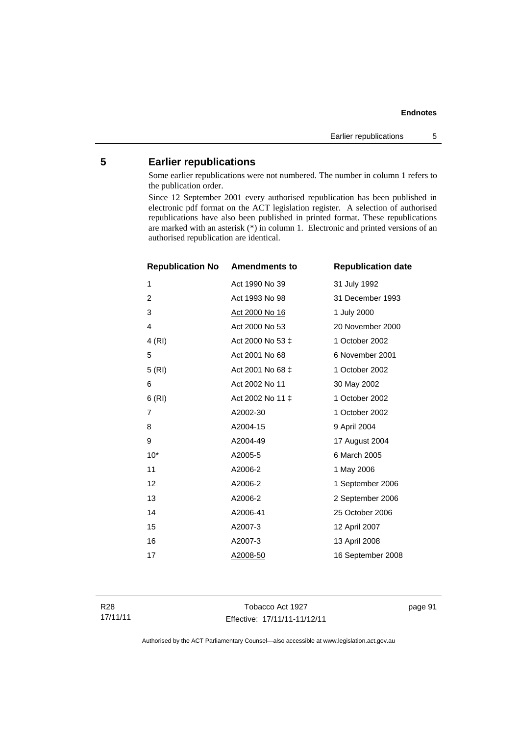## 5 Earlier republications

Some earlier republications were not numbered. The number in column 1 refers to the publication order.

Since 12 September 2001 every authorised republication has been published in electronic pdf format on the ACT legislation register. A selection of authorised republications have also been published in printed format. These republications are marked with an asterisk (*) in column 1. Electronic and printed versions of an authorised republication are identical.

| Republication No | Amendments to | Republication date |
|---|---|---|
| 1 | Act 1990 No 39 | 31 July 1992 |
| 2 | Act 1993 No 98 | 31 December 1993 |
| 3 | Act 2000 No 16 | 1 July 2000 |
| 4 | Act 2000 No 53 | 20 November 2000 |
| 4 (RI) | Act 2000 No 53 ‡ | 1 October 2002 |
| 5 | Act 2001 No 68 | 6 November 2001 |
| 5 (RI) | Act 2001 No 68 ‡ | 1 October 2002 |
| 6 | Act 2002 No 11 | 30 May 2002 |
| 6 (RI) | Act 2002 No 11 ‡ | 1 October 2002 |
| 7 | A2002-30 | 1 October 2002 |
| 8 | A2004-15 | 9 April 2004 |
| 9 | A2004-49 | 17 August 2004 |
| 10* | A2005-5 | 6 March 2005 |
| 11 | A2006-2 | 1 May 2006 |
| 12 | A2006-2 | 1 September 2006 |
| 13 | A2006-2 | 2 September 2006 |
| 14 | A2006-41 | 25 October 2006 |
| 15 | A2007-3 | 12 April 2007 |
| 16 | A2007-3 | 13 April 2008 |
| 17 | A2008-50 | 16 September 2008 |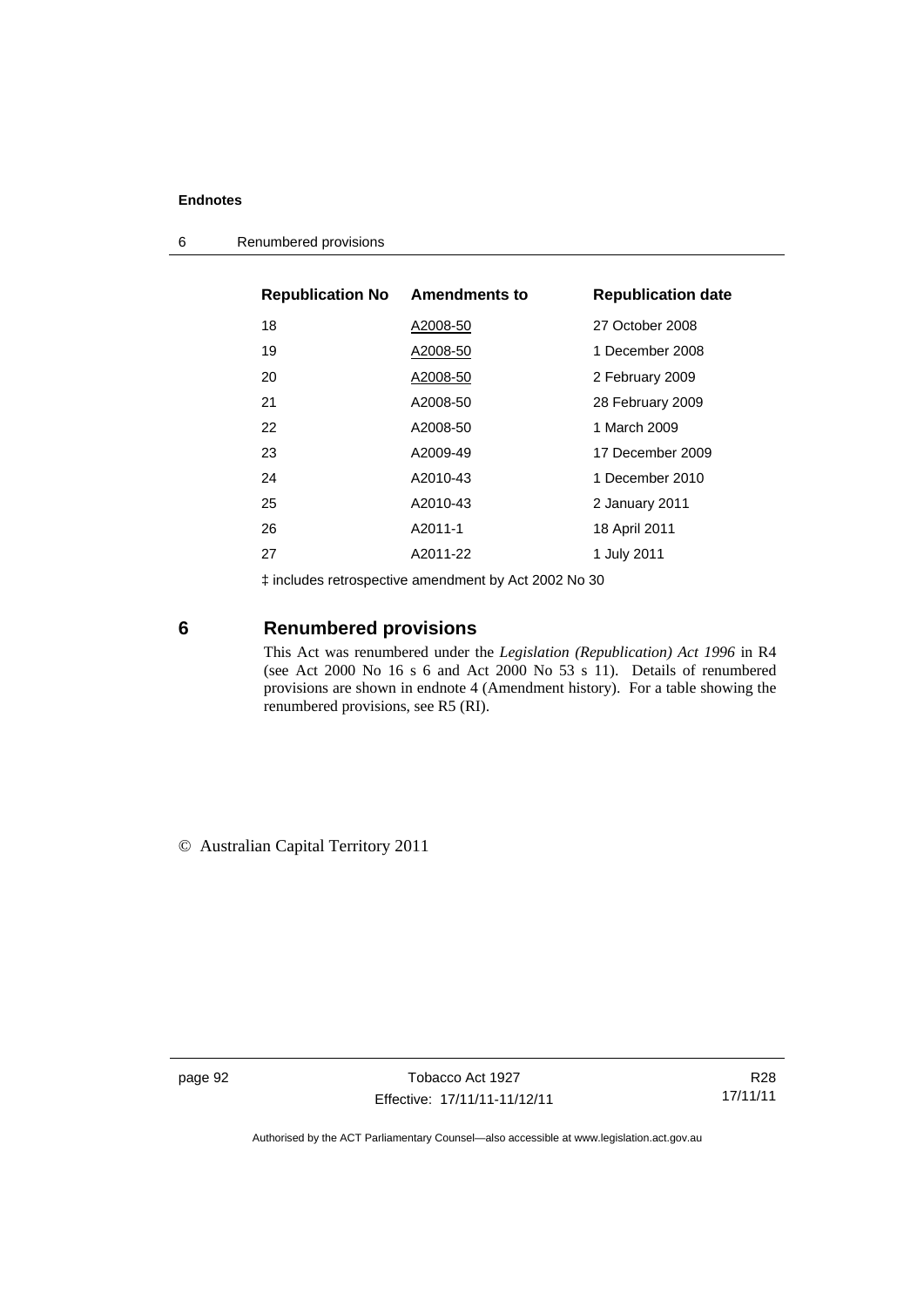| Republication No | Amendments to | Republication date |
|---|---|---|
| 18 | A2008-50 | 27 October 2008 |
| 19 | A2008-50 | 1 December 2008 |
| 20 | A2008-50 | 2 February 2009 |
| 21 | A2008-50 | 28 February 2009 |
| 22 | A2008-50 | 1 March 2009 |
| 23 | A2009-49 | 17 December 2009 |
| 24 | A2010-43 | 1 December 2010 |
| 25 | A2010-43 | 2 January 2011 |
| 26 | A2011-1 | 18 April 2011 |
| 27 | A2011-22 | 1 July 2011 |

‡ includes retrospective amendment by Act 2002 No 30

## 6 Renumbered provisions

This Act was renumbered under the *Legislation (Republication) Act 1996* in R4 (see Act 2000 No 16 s 6 and Act 2000 No 53 s 11). Details of renumbered provisions are shown in endnote 4 (Amendment history). For a table showing the renumbered provisions, see R5 (RI).

© Australian Capital Territory 2011